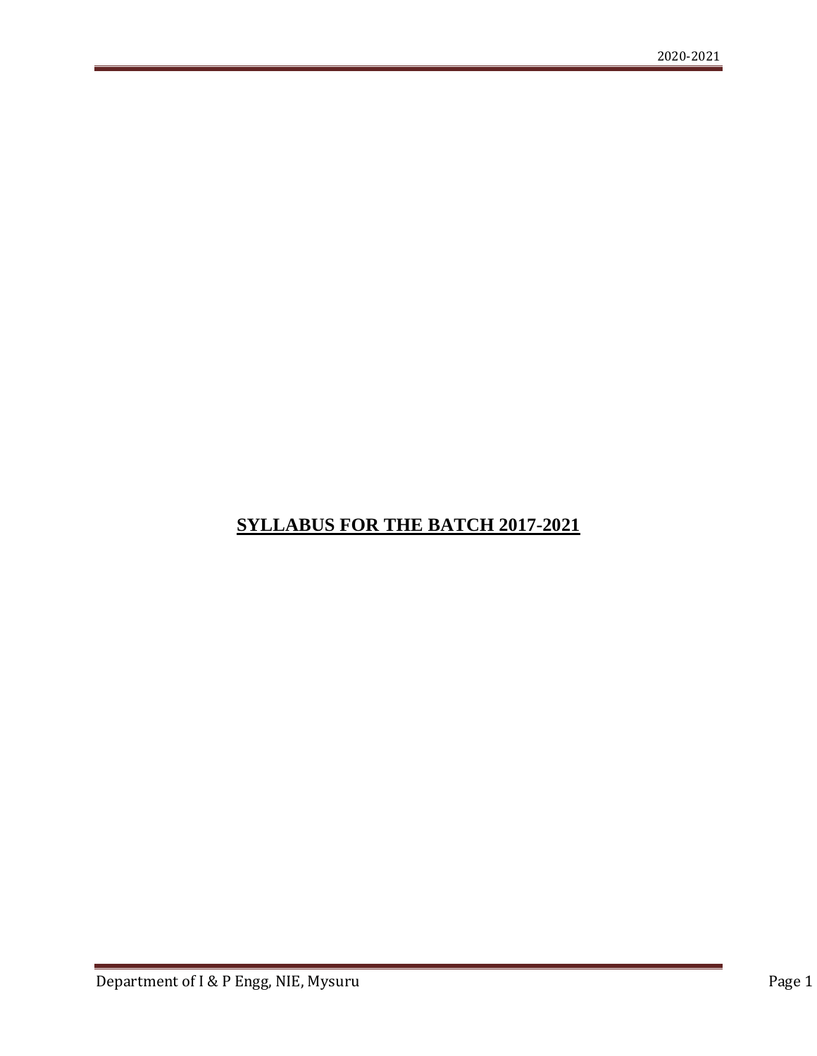# **SYLLABUS FOR THE BATCH 2017-2021**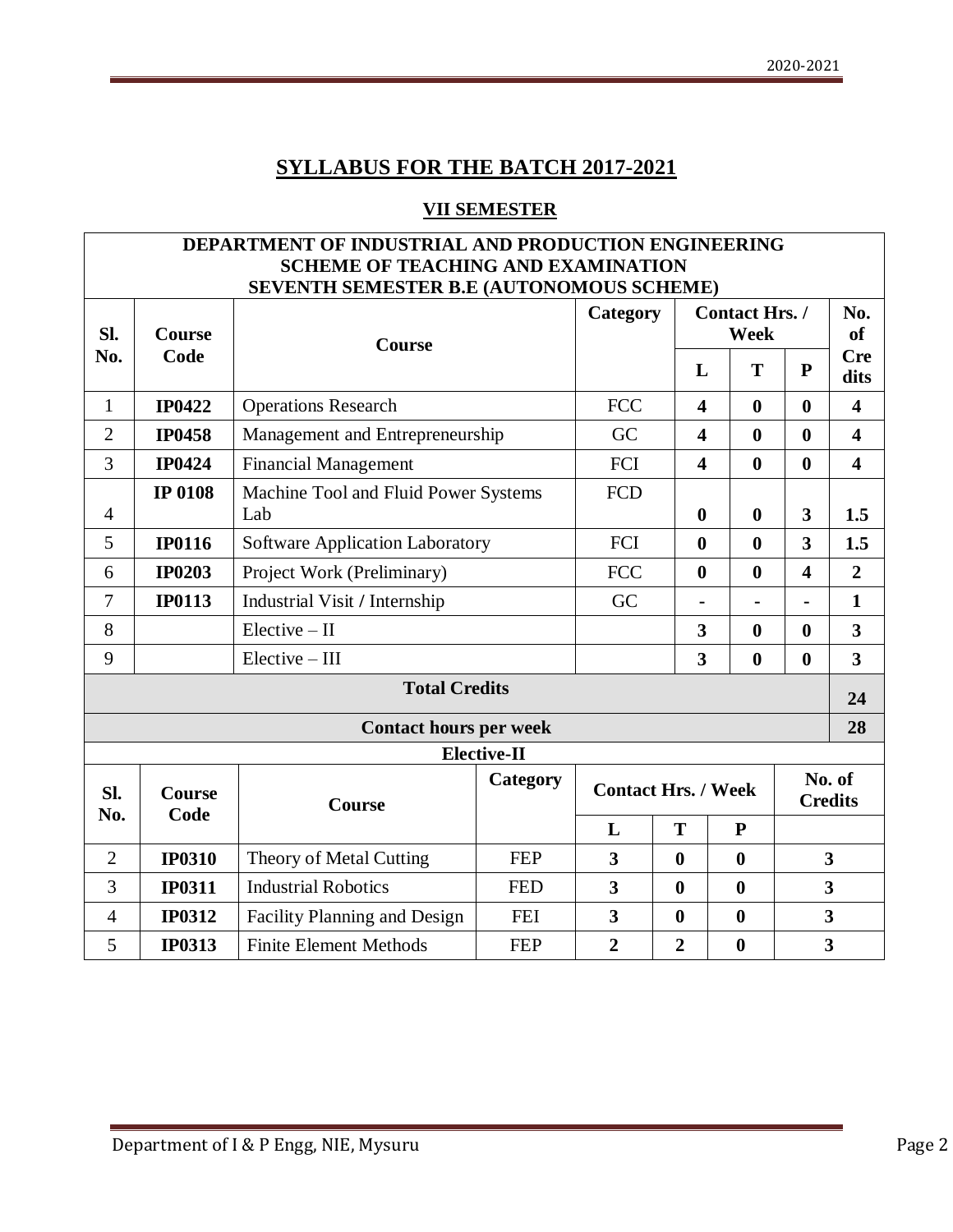# SYLLABUS FOR THE BATCH 2017-2021

## VII SEMESTER

| DEPARTMENT OF INDUSTRIAL AND PRODUCTION ENGINEERING<br>SCHEME OF TEACHING AND EXAMINATION<br>SEVENTH SEMESTER B.E (AUTONOMOUS SCHEME) | | | | | | | |
|---|---|---|---|---|---|---|---|
| **Sl. No.** | **Course Code** | **Course** | **Category** | **Contact Hrs. / Week** | | | **No. of Credits** |
| | | | | **L** | **T** | **P** | |
| 1 | **IP0422** | Operations Research | FCC | **4** | **0** | **0** | **4** |
| 2 | **IP0458** | Management and Entrepreneurship | GC | **4** | **0** | **0** | **4** |
| 3 | **IP0424** | Financial Management | FCI | **4** | **0** | **0** | **4** |
| 4 | **IP 0108** | Machine Tool and Fluid Power Systems Lab | FCD | **0** | **0** | **3** | **1.5** |
| 5 | **IP0116** | Software Application Laboratory | FCI | **0** | **0** | **3** | **1.5** |
| 6 | **IP0203** | Project Work (Preliminary) | FCC | **0** | **0** | **4** | **2** |
| 7 | **IP0113** | Industrial Visit / Internship | GC | **-** | **-** | **-** | **1** |
| 8 | | Elective – II | | **3** | **0** | **0** | **3** |
| 9 | | Elective – III | | **3** | **0** | **0** | **3** |
| **Total Credits** | | | | | | | **24** |
| **Contact hours per week** | | | | | | | **28** |

**Elective-II**

| **Sl. No.** | **Course Code** | **Course** | **Category** | **Contact Hrs. / Week** | | | **No. of Credits** |
|---|---|---|---|---|---|---|---|
| | | | | **L** | **T** | **P** | |
| 2 | **IP0310** | Theory of Metal Cutting | FEP | **3** | **0** | **0** | **3** |
| 3 | **IP0311** | Industrial Robotics | FED | **3** | **0** | **0** | **3** |
| 4 | **IP0312** | Facility Planning and Design | FEI | **3** | **0** | **0** | **3** |
| 5 | **IP0313** | Finite Element Methods | FEP | **2** | **2** | **0** | **3** |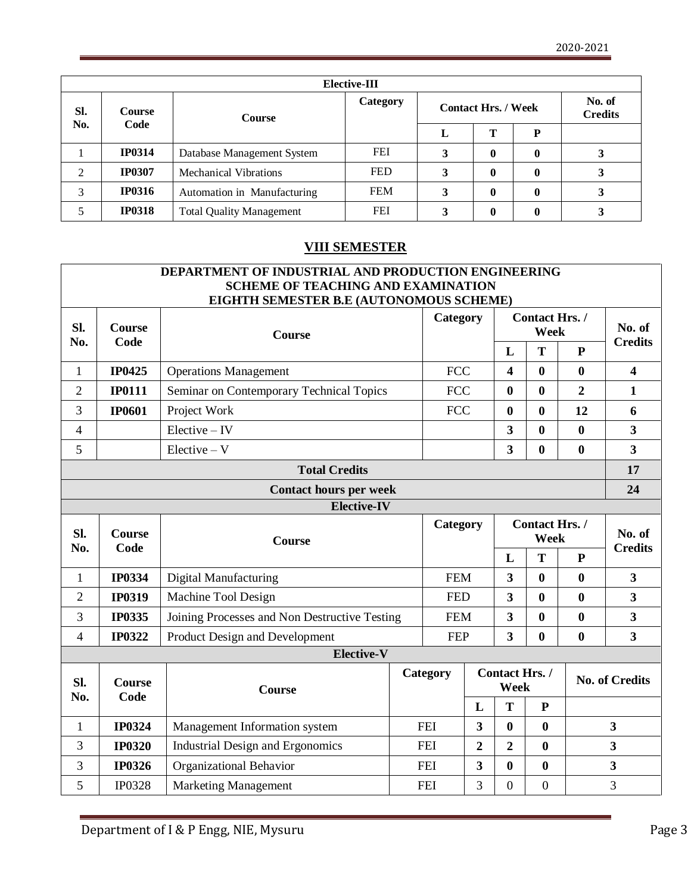| Elective-III | | | | | | | |
|---|---|---|---|---|---|---|---|
| Sl. No. | Course Code | Course | Category | Contact Hrs. / Week | | | No. of Credits |
| | | | | L | T | P | |
| 1 | **IP0314** | Database Management System | FEI | **3** | **0** | **0** | **3** |
| 2 | **IP0307** | Mechanical Vibrations | FED | **3** | **0** | **0** | **3** |
| 3 | **IP0316** | Automation in Manufacturing | FEM | **3** | **0** | **0** | **3** |
| 5 | **IP0318** | Total Quality Management | FEI | **3** | **0** | **0** | **3** |

## VIII SEMESTER

**DEPARTMENT OF INDUSTRIAL AND PRODUCTION ENGINEERING**
**SCHEME OF TEACHING AND EXAMINATION**
**EIGHTH SEMESTER B.E (AUTONOMOUS SCHEME)**

| Sl. No. | Course Code | Course | Category | Contact Hrs. / Week | | | No. of Credits |
|---|---|---|---|---|---|---|---|
| | | | | L | T | P | |
| 1 | **IP0425** | Operations Management | FCC | **4** | **0** | **0** | **4** |
| 2 | **IP0111** | Seminar on Contemporary Technical Topics | FCC | **0** | **0** | **2** | **1** |
| 3 | **IP0601** | Project Work | FCC | **0** | **0** | **12** | **6** |
| 4 | | Elective – IV | | **3** | **0** | **0** | **3** |
| 5 | | Elective – V | | **3** | **0** | **0** | **3** |
| **Total Credits** | | | | | | | **17** |
| **Contact hours per week** | | | | | | | **24** |

| Elective-IV | | | | | | | |
|---|---|---|---|---|---|---|---|
| Sl. No. | Course Code | Course | Category | Contact Hrs. / Week | | | No. of Credits |
| | | | | L | T | P | |
| 1 | **IP0334** | Digital Manufacturing | FEM | **3** | **0** | **0** | **3** |
| 2 | **IP0319** | Machine Tool Design | FED | **3** | **0** | **0** | **3** |
| 3 | **IP0335** | Joining Processes and Non Destructive Testing | FEM | **3** | **0** | **0** | **3** |
| 4 | **IP0322** | Product Design and Development | FEP | **3** | **0** | **0** | **3** |

| Elective-V | | | | | | | |
|---|---|---|---|---|---|---|---|
| Sl. No. | Course Code | Course | Category | Contact Hrs. / Week | | | No. of Credits |
| | | | | L | T | P | |
| 1 | **IP0324** | Management Information system | FEI | **3** | **0** | **0** | **3** |
| 3 | **IP0320** | Industrial Design and Ergonomics | FEI | **2** | **2** | **0** | **3** |
| 3 | **IP0326** | Organizational Behavior | FEI | **3** | **0** | **0** | **3** |
| 5 | IP0328 | Marketing Management | FEI | 3 | 0 | 0 | 3 |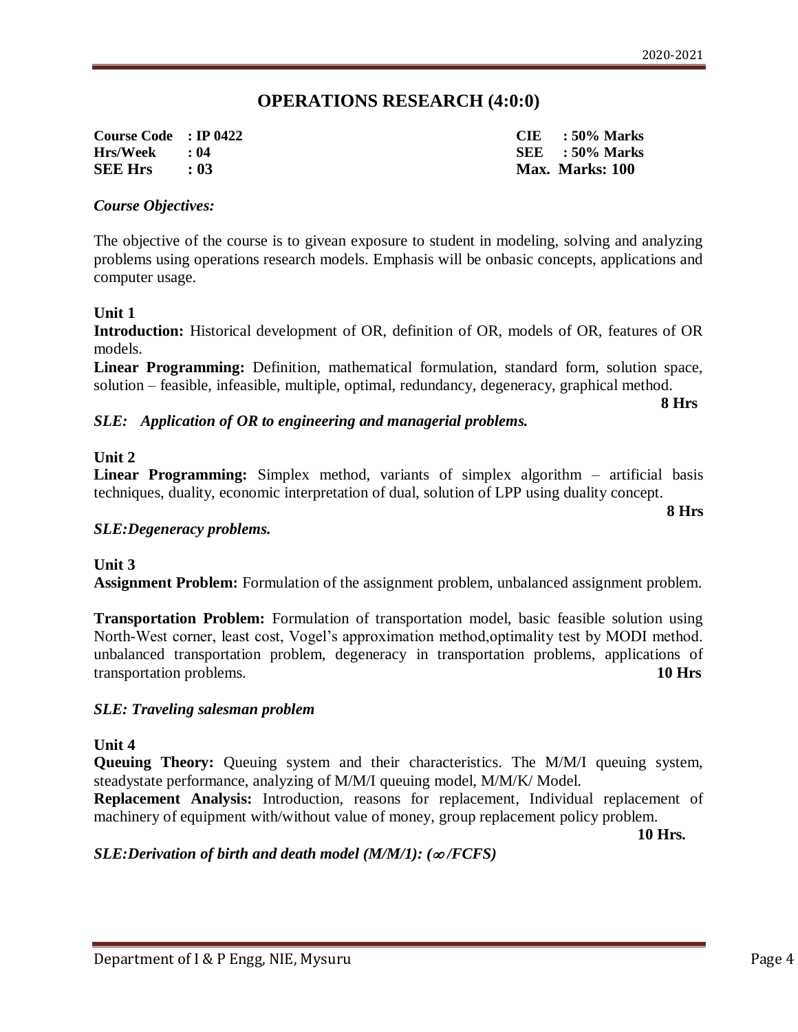# OPERATIONS RESEARCH (4:0:0)

**Course Code : IP 0422**
**Hrs/Week : 04**
**SEE Hrs : 03**

**CIE : 50% Marks**
**SEE : 50% Marks**
**Max. Marks: 100**

***Course Objectives:***

The objective of the course is to givean exposure to student in modeling, solving and analyzing problems using operations research models. Emphasis will be onbasic concepts, applications and computer usage.

**Unit 1**

**Introduction:** Historical development of OR, definition of OR, models of OR, features of OR models.

**Linear Programming:** Definition, mathematical formulation, standard form, solution space, solution – feasible, infeasible, multiple, optimal, redundancy, degeneracy, graphical method.

**8 Hrs**

***SLE: Application of OR to engineering and managerial problems.***

**Unit 2**

**Linear Programming:** Simplex method, variants of simplex algorithm – artificial basis techniques, duality, economic interpretation of dual, solution of LPP using duality concept.

**8 Hrs**

***SLE:Degeneracy problems.***

**Unit 3**

**Assignment Problem:** Formulation of the assignment problem, unbalanced assignment problem.

**Transportation Problem:** Formulation of transportation model, basic feasible solution using North-West corner, least cost, Vogel's approximation method,optimality test by MODI method. unbalanced transportation problem, degeneracy in transportation problems, applications of transportation problems. **10 Hrs**

***SLE: Traveling salesman problem***

**Unit 4**

**Queuing Theory:** Queuing system and their characteristics. The M/M/I queuing system, steadystate performance, analyzing of M/M/I queuing model, M/M/K/ Model.

**Replacement Analysis:** Introduction, reasons for replacement, Individual replacement of machinery of equipment with/without value of money, group replacement policy problem.

**10 Hrs.**

***SLE:Derivation of birth and death model (M/M/1): ($\infty$/FCFS)***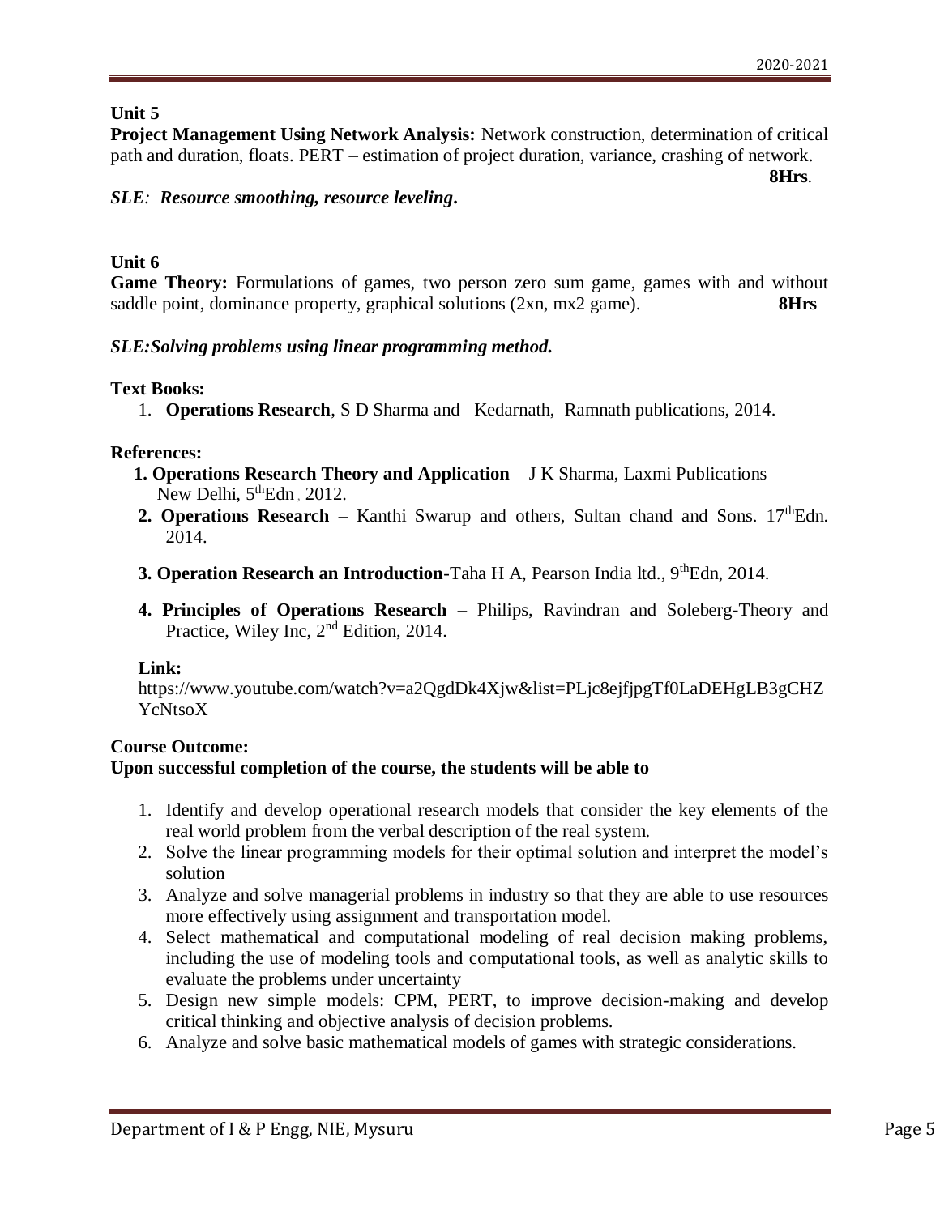**Unit 5**

**Project Management Using Network Analysis:** Network construction, determination of critical path and duration, floats. PERT – estimation of project duration, variance, crashing of network.

**8Hrs**.

***SLE**: **Resource smoothing, resource leveling.***

**Unit 6**

**Game Theory:** Formulations of games, two person zero sum game, games with and without saddle point, dominance property, graphical solutions (2xn, mx2 game). **8Hrs**

***SLE:Solving problems using linear programming method.***

**Text Books:**

1. **Operations Research**, S D Sharma and Kedarnath, Ramnath publications, 2014.

**References:**

1. **Operations Research Theory and Application** – J K Sharma, Laxmi Publications – New Delhi, 5thEdn , 2012.
2. **Operations Research** – Kanthi Swarup and others, Sultan chand and Sons. 17thEdn. 2014.
3. **Operation Research an Introduction**-Taha H A, Pearson India ltd., 9thEdn, 2014.
4. **Principles of Operations Research** – Philips, Ravindran and Soleberg-Theory and Practice, Wiley Inc, 2nd Edition, 2014.

**Link:**

https://www.youtube.com/watch?v=a2QgdDk4Xjw&list=PLjc8ejfjpgTf0LaDEHgLB3gCHZYcNtsoX

**Course Outcome:**

**Upon successful completion of the course, the students will be able to**

1. Identify and develop operational research models that consider the key elements of the real world problem from the verbal description of the real system.
2. Solve the linear programming models for their optimal solution and interpret the model's solution
3. Analyze and solve managerial problems in industry so that they are able to use resources more effectively using assignment and transportation model.
4. Select mathematical and computational modeling of real decision making problems, including the use of modeling tools and computational tools, as well as analytic skills to evaluate the problems under uncertainty
5. Design new simple models: CPM, PERT, to improve decision-making and develop critical thinking and objective analysis of decision problems.
6. Analyze and solve basic mathematical models of games with strategic considerations.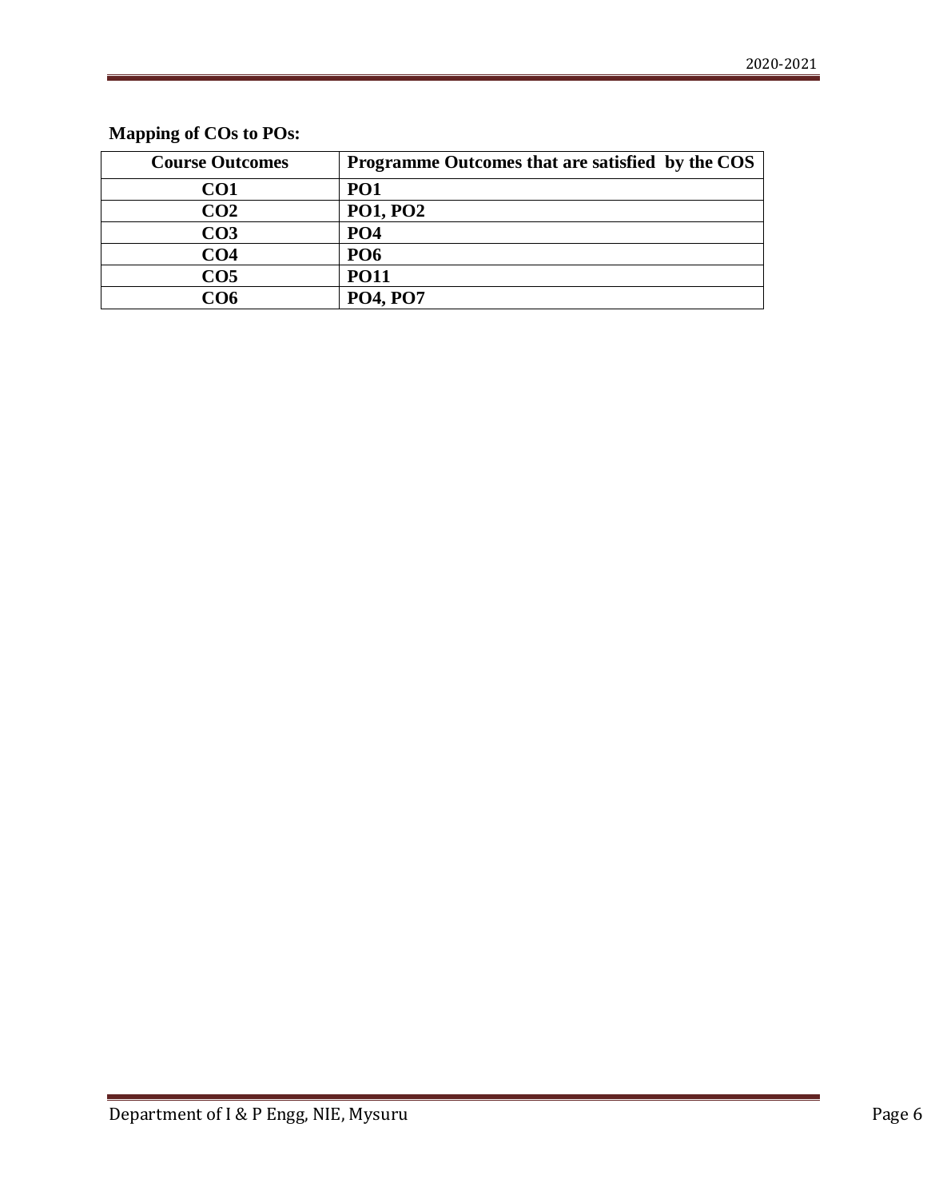**Mapping of COs to POs:**

| Course Outcomes | Programme Outcomes that are satisfied by the COS |
|---|---|
| CO1 | PO1 |
| CO2 | PO1, PO2 |
| CO3 | PO4 |
| CO4 | PO6 |
| CO5 | PO11 |
| CO6 | PO4, PO7 |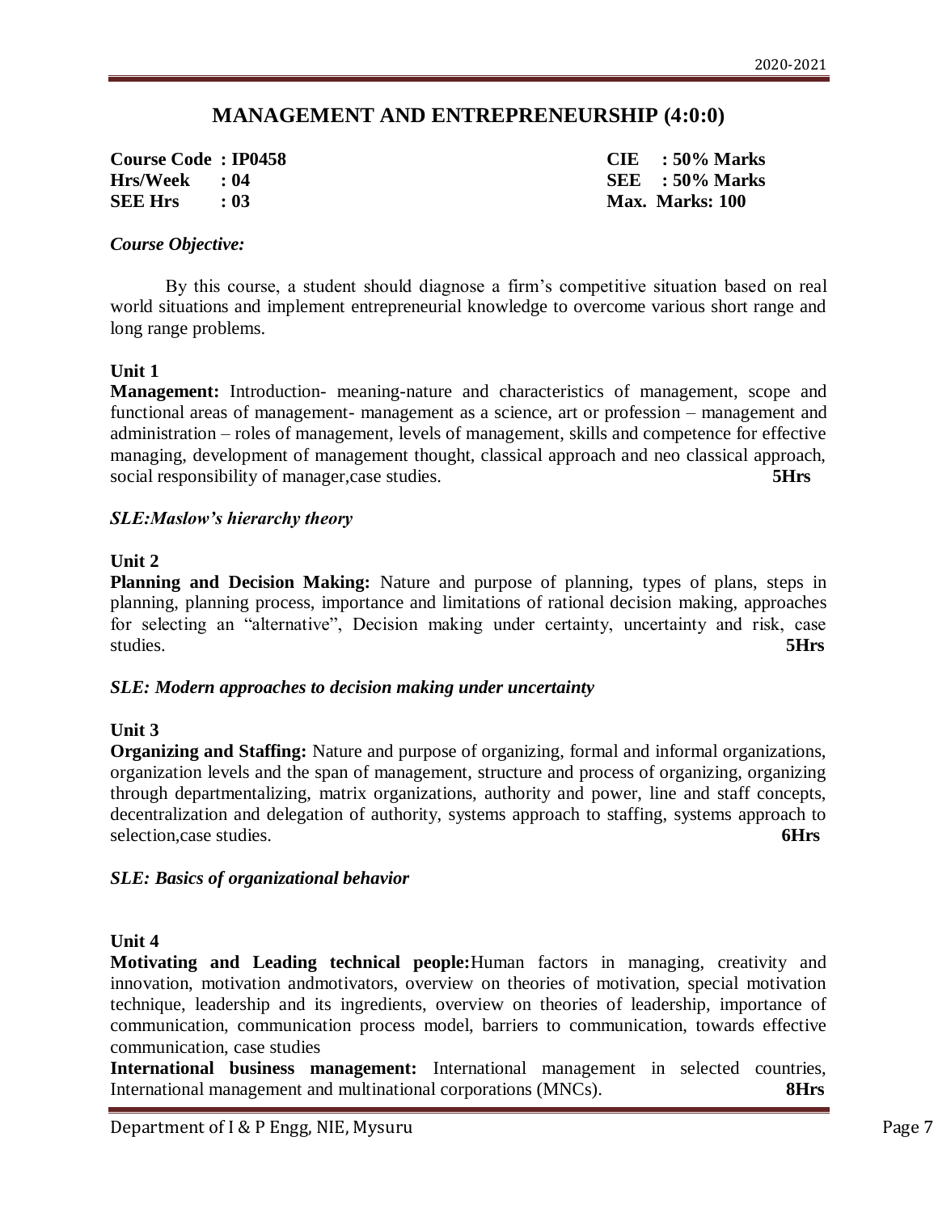## MANAGEMENT AND ENTREPRENEURSHIP (4:0:0)

**Course Code : IP0458**
**Hrs/Week : 04**
**SEE Hrs : 03**

**CIE : 50% Marks**
**SEE : 50% Marks**
**Max. Marks: 100**

***Course Objective:***

By this course, a student should diagnose a firm's competitive situation based on real world situations and implement entrepreneurial knowledge to overcome various short range and long range problems.

**Unit 1**

**Management:** Introduction- meaning-nature and characteristics of management, scope and functional areas of management- management as a science, art or profession – management and administration – roles of management, levels of management, skills and competence for effective managing, development of management thought, classical approach and neo classical approach, social responsibility of manager,case studies. **5Hrs**

***SLE:Maslow's hierarchy theory***

**Unit 2**

**Planning and Decision Making:** Nature and purpose of planning, types of plans, steps in planning, planning process, importance and limitations of rational decision making, approaches for selecting an "alternative", Decision making under certainty, uncertainty and risk, case studies. **5Hrs**

***SLE: Modern approaches to decision making under uncertainty***

**Unit 3**

**Organizing and Staffing:** Nature and purpose of organizing, formal and informal organizations, organization levels and the span of management, structure and process of organizing, organizing through departmentalizing, matrix organizations, authority and power, line and staff concepts, decentralization and delegation of authority, systems approach to staffing, systems approach to selection,case studies. **6Hrs**

***SLE: Basics of organizational behavior***

**Unit 4**

**Motivating and Leading technical people:**Human factors in managing, creativity and innovation, motivation andmotivators, overview on theories of motivation, special motivation technique, leadership and its ingredients, overview on theories of leadership, importance of communication, communication process model, barriers to communication, towards effective communication, case studies

**International business management:** International management in selected countries, International management and multinational corporations (MNCs). **8Hrs**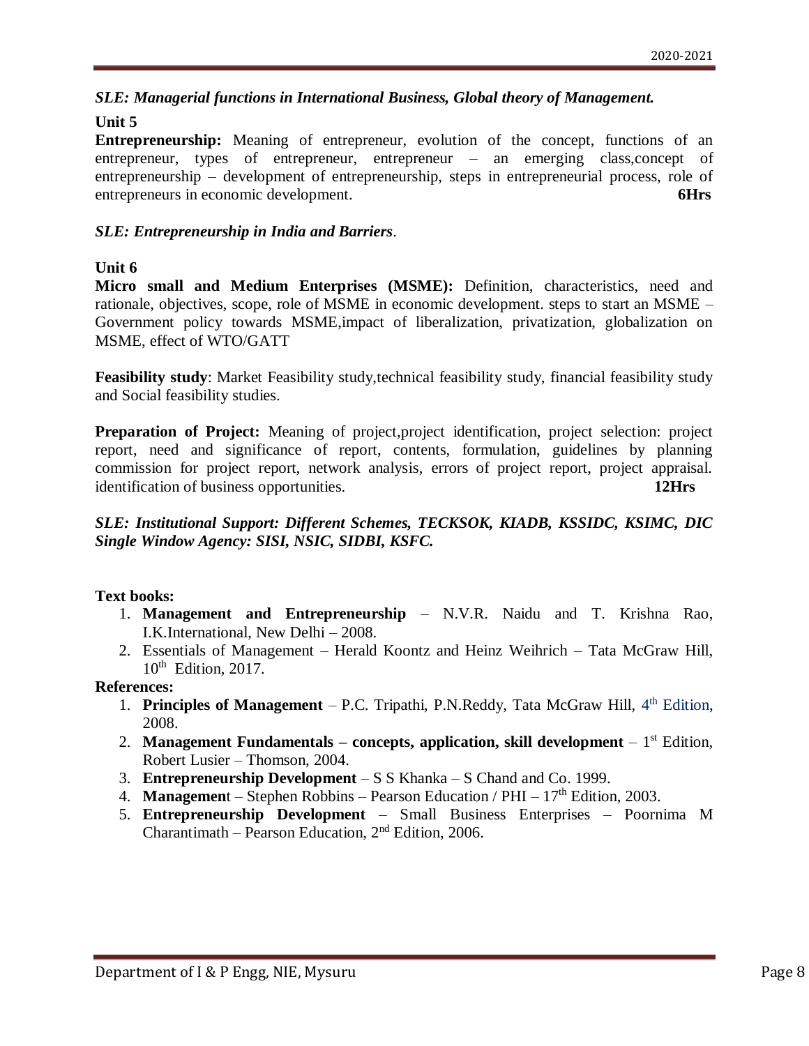*SLE: Managerial functions in International Business, Global theory of Management.*

**Unit 5**

**Entrepreneurship:** Meaning of entrepreneur, evolution of the concept, functions of an entrepreneur, types of entrepreneur, entrepreneur – an emerging class,concept of entrepreneurship – development of entrepreneurship, steps in entrepreneurial process, role of entrepreneurs in economic development. **6Hrs**

*SLE: Entrepreneurship in India and Barriers*.

**Unit 6**

**Micro small and Medium Enterprises (MSME):** Definition, characteristics, need and rationale, objectives, scope, role of MSME in economic development. steps to start an MSME – Government policy towards MSME,impact of liberalization, privatization, globalization on MSME, effect of WTO/GATT

**Feasibility study**: Market Feasibility study,technical feasibility study, financial feasibility study and Social feasibility studies.

**Preparation of Project:** Meaning of project,project identification, project selection: project report, need and significance of report, contents, formulation, guidelines by planning commission for project report, network analysis, errors of project report, project appraisal. identification of business opportunities. **12Hrs**

***SLE: Institutional Support: Different Schemes, TECKSOK, KIADB, KSSIDC, KSIMC, DIC Single Window Agency: SISI, NSIC, SIDBI, KSFC.***

**Text books:**

1. **Management and Entrepreneurship** – N.V.R. Naidu and T. Krishna Rao, I.K.International, New Delhi – 2008.
2. Essentials of Management – Herald Koontz and Heinz Weihrich – Tata McGraw Hill, 10th Edition, 2017.

**References:**

1. **Principles of Management** – P.C. Tripathi, P.N.Reddy, Tata McGraw Hill, 4th Edition, 2008.
2. **Management Fundamentals – concepts, application, skill development** – 1st Edition, Robert Lusier – Thomson, 2004.
3. **Entrepreneurship Development** – S S Khanka – S Chand and Co. 1999.
4. **Managemen**t – Stephen Robbins – Pearson Education / PHI – 17th Edition, 2003.
5. **Entrepreneurship Development** – Small Business Enterprises – Poornima M Charantimath – Pearson Education, 2nd Edition, 2006.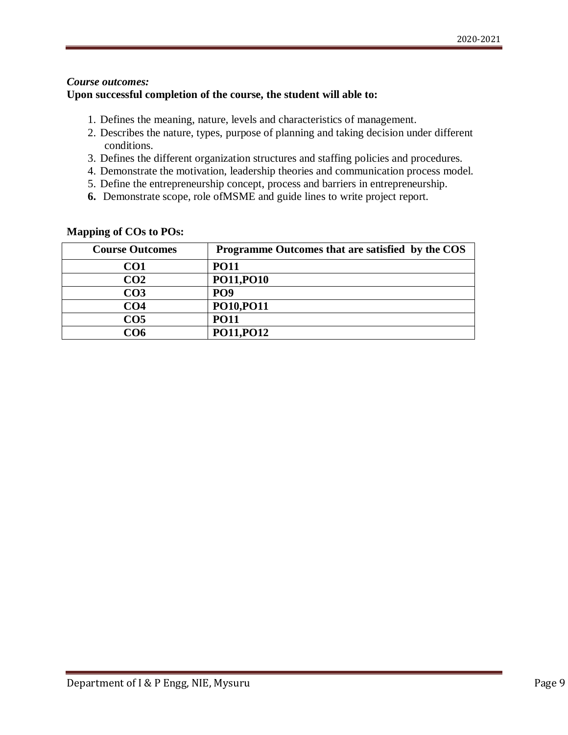*Course outcomes:*

**Upon successful completion of the course, the student will able to:**

1. Defines the meaning, nature, levels and characteristics of management.
2. Describes the nature, types, purpose of planning and taking decision under different conditions.
3. Defines the different organization structures and staffing policies and procedures.
4. Demonstrate the motivation, leadership theories and communication process model.
5. Define the entrepreneurship concept, process and barriers in entrepreneurship.
6. Demonstrate scope, role ofMSME and guide lines to write project report.

**Mapping of COs to POs:**

| Course Outcomes | Programme Outcomes that are satisfied by the COS |
|---|---|
| CO1 | PO11 |
| CO2 | PO11,PO10 |
| CO3 | PO9 |
| CO4 | PO10,PO11 |
| CO5 | PO11 |
| CO6 | PO11,PO12 |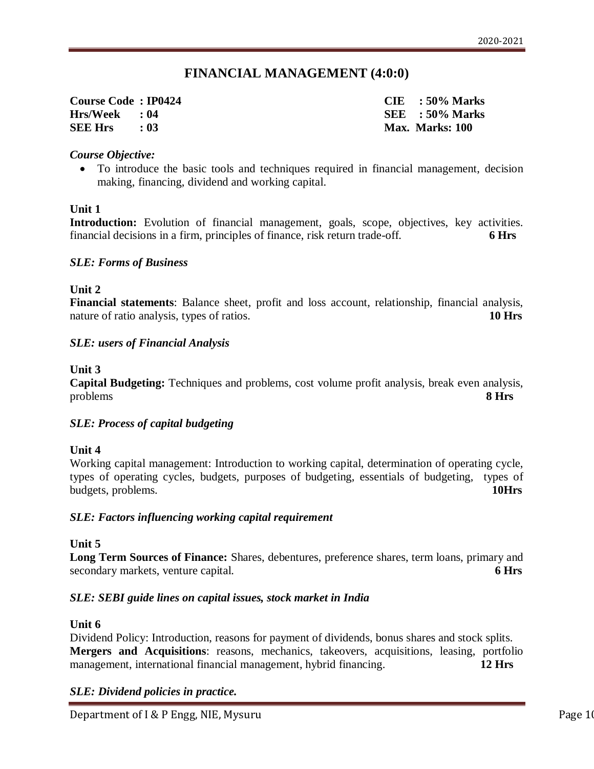# FINANCIAL MANAGEMENT (4:0:0)

**Course Code : IP0424**
**Hrs/Week : 04**
**SEE Hrs : 03**

**CIE : 50% Marks**
**SEE : 50% Marks**
**Max. Marks: 100**

***Course Objective:***

- To introduce the basic tools and techniques required in financial management, decision making, financing, dividend and working capital.

**Unit 1**

**Introduction:** Evolution of financial management, goals, scope, objectives, key activities. financial decisions in a firm, principles of finance, risk return trade-off. **6 Hrs**

***SLE: Forms of Business***

**Unit 2**

**Financial statements**: Balance sheet, profit and loss account, relationship, financial analysis, nature of ratio analysis, types of ratios. **10 Hrs**

***SLE: users of Financial Analysis***

**Unit 3**

**Capital Budgeting:** Techniques and problems, cost volume profit analysis, break even analysis, problems **8 Hrs**

***SLE: Process of capital budgeting***

**Unit 4**

Working capital management: Introduction to working capital, determination of operating cycle, types of operating cycles, budgets, purposes of budgeting, essentials of budgeting, types of budgets, problems. **10Hrs**

***SLE: Factors influencing working capital requirement***

**Unit 5**

**Long Term Sources of Finance:** Shares, debentures, preference shares, term loans, primary and secondary markets, venture capital. **6 Hrs**

***SLE: SEBI guide lines on capital issues, stock market in India***

**Unit 6**

Dividend Policy: Introduction, reasons for payment of dividends, bonus shares and stock splits.
**Mergers and Acquisitions**: reasons, mechanics, takeovers, acquisitions, leasing, portfolio management, international financial management, hybrid financing. **12 Hrs**

***SLE: Dividend policies in practice.***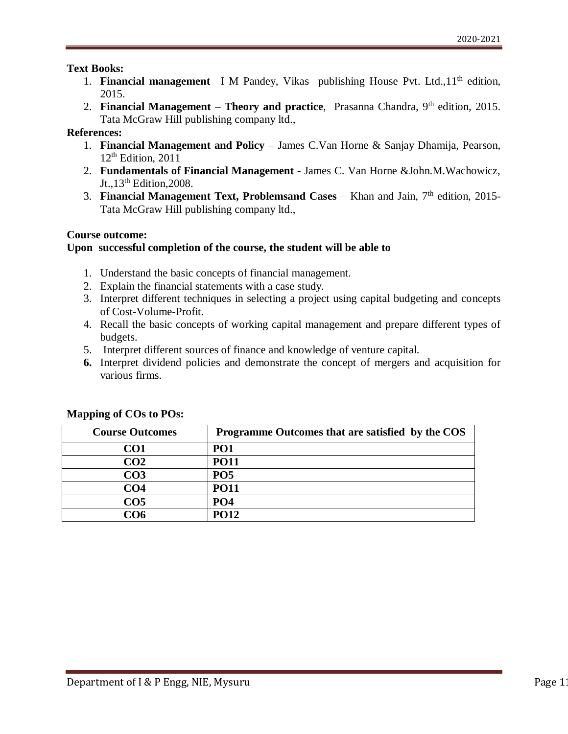**Text Books:**

1. **Financial management** –I M Pandey, Vikas publishing House Pvt. Ltd.,11th edition, 2015.
2. **Financial Management** – **Theory and practice**, Prasanna Chandra, 9th edition, 2015. Tata McGraw Hill publishing company ltd.,

**References:**

1. **Financial Management and Policy** – James C.Van Horne & Sanjay Dhamija, Pearson, 12th Edition, 2011
2. **Fundamentals of Financial Management** - James C. Van Horne &John.M.Wachowicz, Jt.,13th Edition,2008.
3. **Financial Management Text, Problemsand Cases** – Khan and Jain, 7th edition, 2015- Tata McGraw Hill publishing company ltd.,

**Course outcome:**

**Upon successful completion of the course, the student will be able to**

1. Understand the basic concepts of financial management.
2. Explain the financial statements with a case study.
3. Interpret different techniques in selecting a project using capital budgeting and concepts of Cost-Volume-Profit.
4. Recall the basic concepts of working capital management and prepare different types of budgets.
5. Interpret different sources of finance and knowledge of venture capital.
6. Interpret dividend policies and demonstrate the concept of mergers and acquisition for various firms.

**Mapping of COs to POs:**

| Course Outcomes | Programme Outcomes that are satisfied by the COS |
|---|---|
| **CO1** | **PO1** |
| **CO2** | **PO11** |
| **CO3** | **PO5** |
| **CO4** | **PO11** |
| **CO5** | **PO4** |
| **CO6** | **PO12** |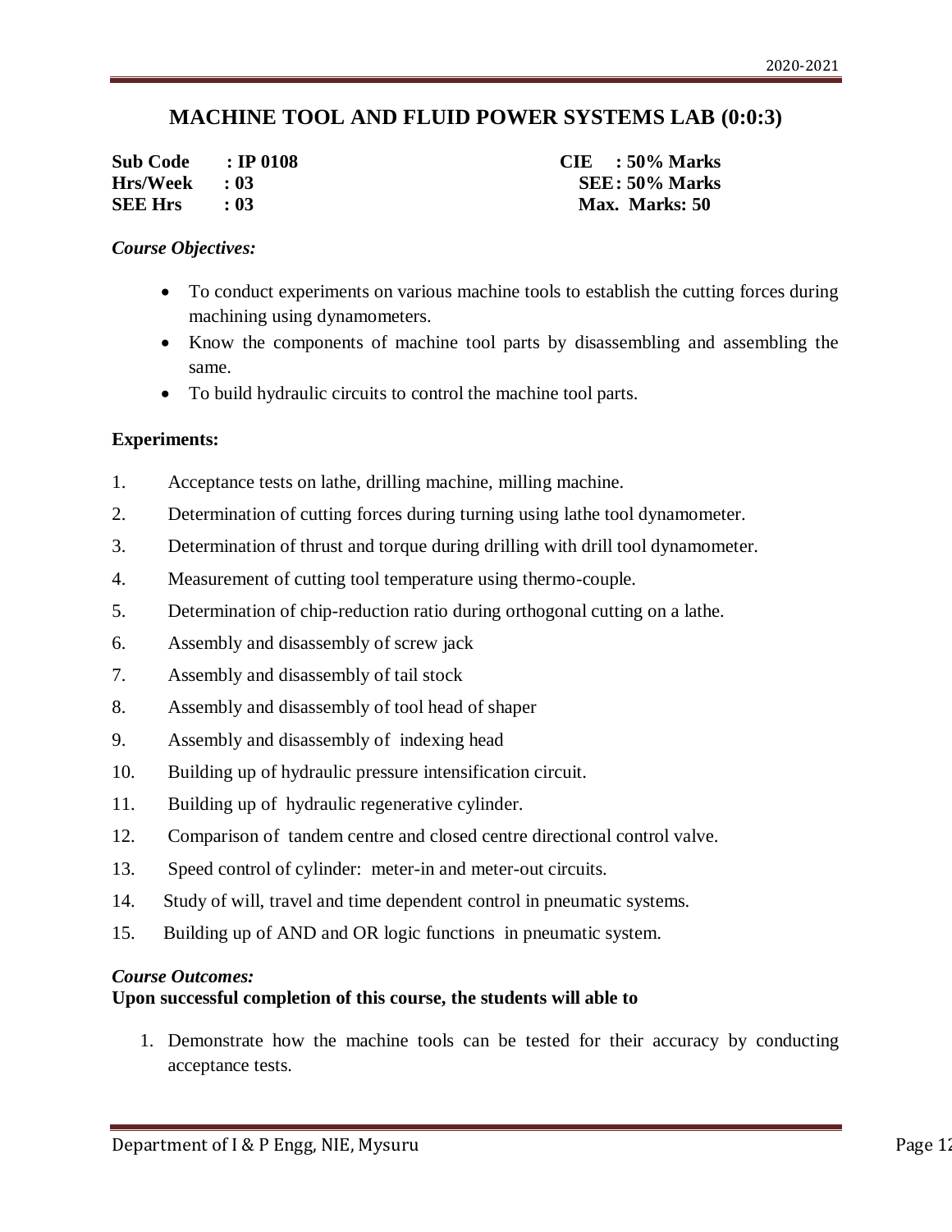# MACHINE TOOL AND FLUID POWER SYSTEMS LAB (0:0:3)

| | | | |
|---|---|---|---|
| **Sub Code** | **: IP 0108** | **CIE** | **: 50% Marks** |
| **Hrs/Week** | **: 03** | **SEE** | **: 50% Marks** |
| **SEE Hrs** | **: 03** | **Max. Marks** | **: 50** |

***Course Objectives:***

- To conduct experiments on various machine tools to establish the cutting forces during machining using dynamometers.
- Know the components of machine tool parts by disassembling and assembling the same.
- To build hydraulic circuits to control the machine tool parts.

**Experiments:**

1. Acceptance tests on lathe, drilling machine, milling machine.
2. Determination of cutting forces during turning using lathe tool dynamometer.
3. Determination of thrust and torque during drilling with drill tool dynamometer.
4. Measurement of cutting tool temperature using thermo-couple.
5. Determination of chip-reduction ratio during orthogonal cutting on a lathe.
6. Assembly and disassembly of screw jack
7. Assembly and disassembly of tail stock
8. Assembly and disassembly of tool head of shaper
9. Assembly and disassembly of indexing head
10. Building up of hydraulic pressure intensification circuit.
11. Building up of hydraulic regenerative cylinder.
12. Comparison of tandem centre and closed centre directional control valve.
13. Speed control of cylinder: meter-in and meter-out circuits.
14. Study of will, travel and time dependent control in pneumatic systems.
15. Building up of AND and OR logic functions in pneumatic system.

***Course Outcomes:***

**Upon successful completion of this course, the students will able to**

1. Demonstrate how the machine tools can be tested for their accuracy by conducting acceptance tests.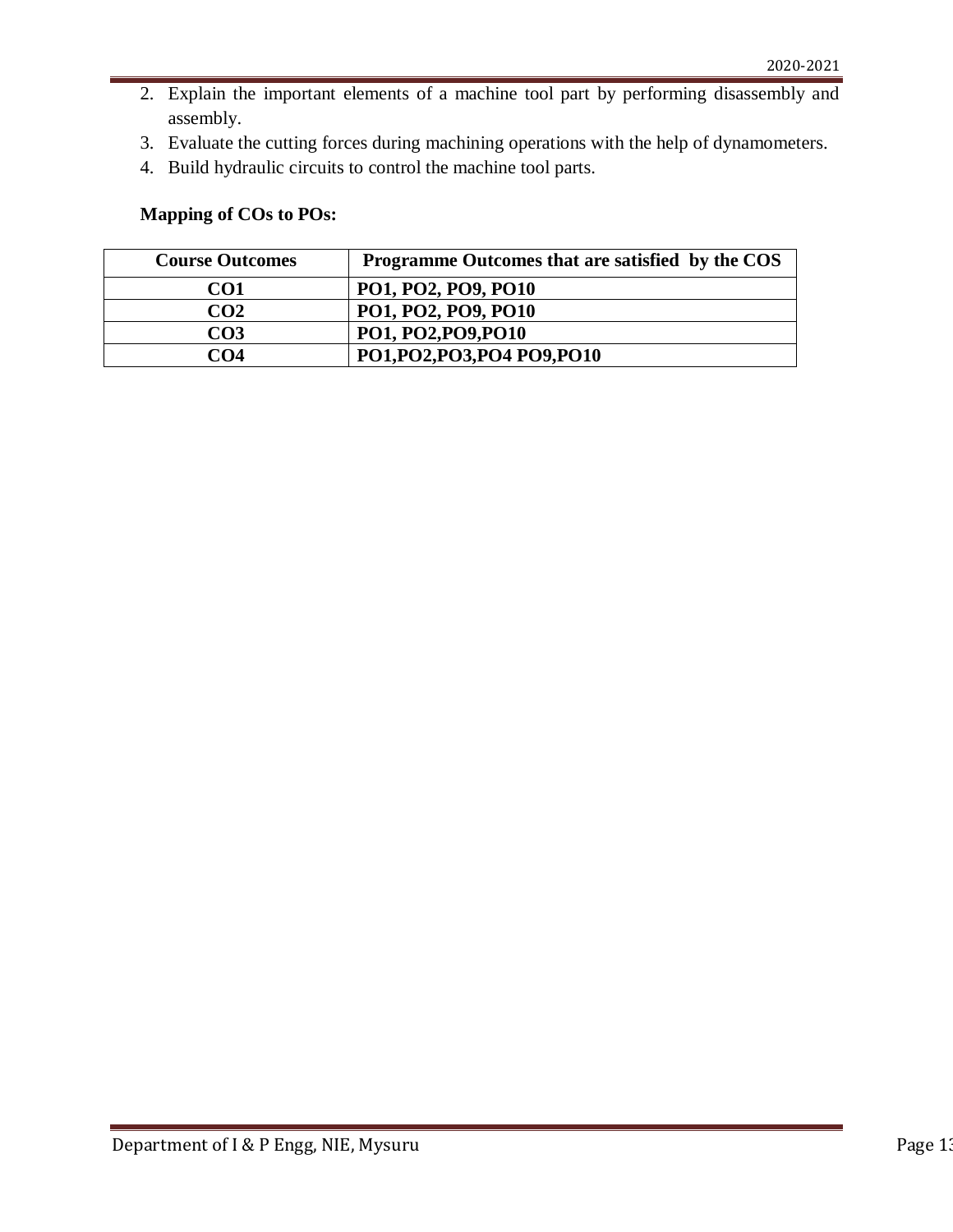2. Explain the important elements of a machine tool part by performing disassembly and assembly.
3. Evaluate the cutting forces during machining operations with the help of dynamometers.
4. Build hydraulic circuits to control the machine tool parts.

**Mapping of COs to POs:**

| Course Outcomes | Programme Outcomes that are satisfied by the COS |
|---|---|
| **CO1** | **PO1, PO2, PO9, PO10** |
| **CO2** | **PO1, PO2, PO9, PO10** |
| **CO3** | **PO1, PO2,PO9,PO10** |
| **CO4** | **PO1,PO2,PO3,PO4 PO9,PO10** |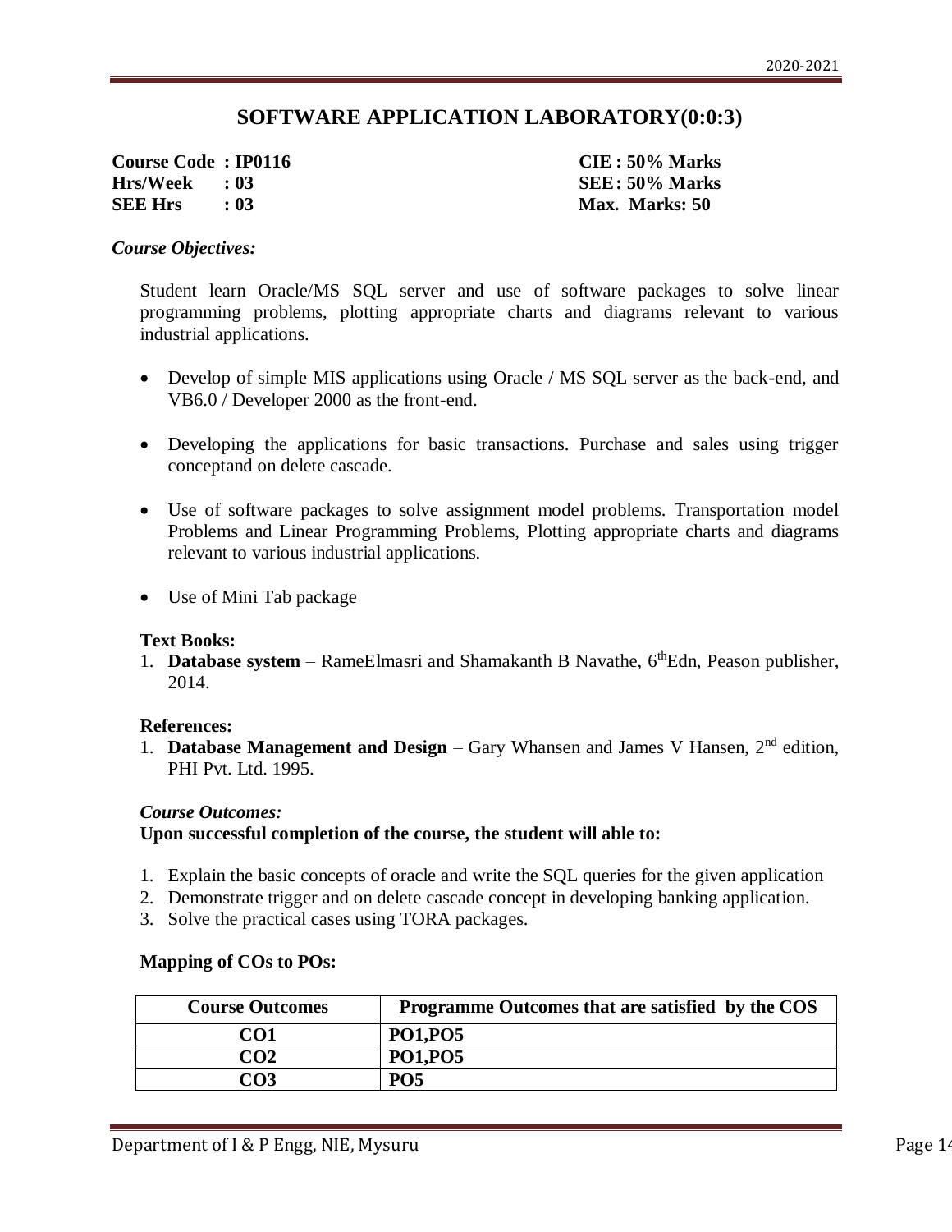# SOFTWARE APPLICATION LABORATORY(0:0:3)

**Course Code : IP0116**  
**Hrs/Week : 03**  
**SEE Hrs : 03**

**CIE : 50% Marks**  
**SEE : 50% Marks**  
**Max. Marks: 50**

*Course Objectives:*

Student learn Oracle/MS SQL server and use of software packages to solve linear programming problems, plotting appropriate charts and diagrams relevant to various industrial applications.

- Develop of simple MIS applications using Oracle / MS SQL server as the back-end, and VB6.0 / Developer 2000 as the front-end.
- Developing the applications for basic transactions. Purchase and sales using trigger conceptand on delete cascade.
- Use of software packages to solve assignment model problems. Transportation model Problems and Linear Programming Problems, Plotting appropriate charts and diagrams relevant to various industrial applications.
- Use of Mini Tab package

**Text Books:**

1. **Database system** – RameElmasri and Shamakanth B Navathe, 6th Edn, Peason publisher, 2014.

**References:**

1. **Database Management and Design** – Gary Whansen and James V Hansen, 2nd edition, PHI Pvt. Ltd. 1995.

*Course Outcomes:*

**Upon successful completion of the course, the student will able to:**

1. Explain the basic concepts of oracle and write the SQL queries for the given application
2. Demonstrate trigger and on delete cascade concept in developing banking application.
3. Solve the practical cases using TORA packages.

**Mapping of COs to POs:**

| Course Outcomes | Programme Outcomes that are satisfied by the COS |
|---|---|
| CO1 | PO1,PO5 |
| CO2 | PO1,PO5 |
| CO3 | PO5 |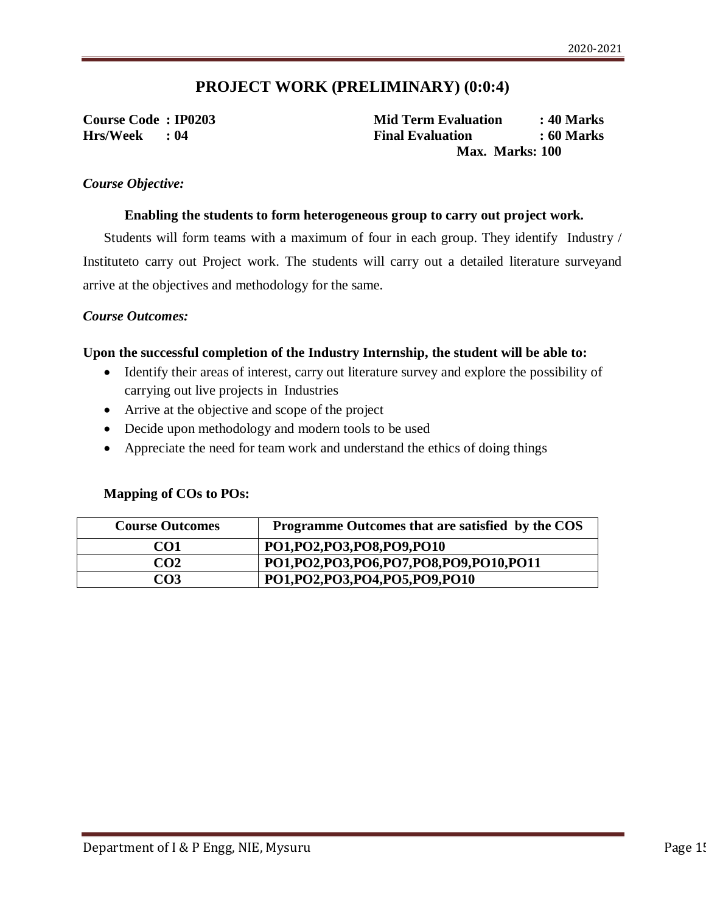## PROJECT WORK (PRELIMINARY) (0:0:4)

**Course Code : IP0203** **Mid Term Evaluation : 40 Marks**
**Hrs/Week : 04** **Final Evaluation : 60 Marks**
**Max. Marks: 100**

***Course Objective:***

**Enabling the students to form heterogeneous group to carry out project work.**

Students will form teams with a maximum of four in each group. They identify Industry / Instituteto carry out Project work. The students will carry out a detailed literature surveyand arrive at the objectives and methodology for the same.

***Course Outcomes:***

**Upon the successful completion of the Industry Internship, the student will be able to:**

- Identify their areas of interest, carry out literature survey and explore the possibility of carrying out live projects in Industries
- Arrive at the objective and scope of the project
- Decide upon methodology and modern tools to be used
- Appreciate the need for team work and understand the ethics of doing things

**Mapping of COs to POs:**

| Course Outcomes | Programme Outcomes that are satisfied by the COS |
|---|---|
| CO1 | PO1,PO2,PO3,PO8,PO9,PO10 |
| CO2 | PO1,PO2,PO3,PO6,PO7,PO8,PO9,PO10,PO11 |
| CO3 | PO1,PO2,PO3,PO4,PO5,PO9,PO10 |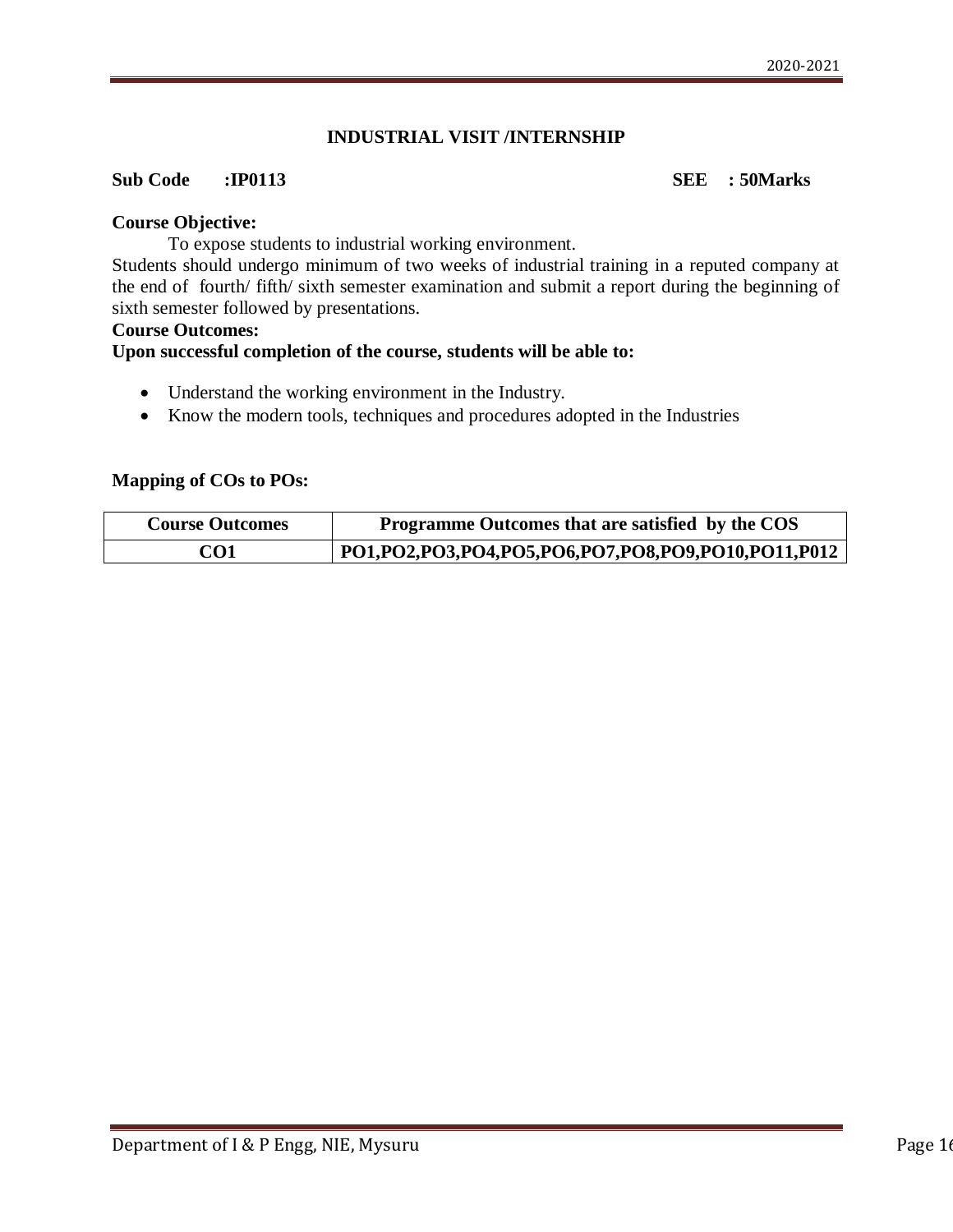## INDUSTRIAL VISIT /INTERNSHIP

**Sub Code :IP0113** **SEE : 50Marks**

**Course Objective:**

To expose students to industrial working environment.

Students should undergo minimum of two weeks of industrial training in a reputed company at the end of fourth/ fifth/ sixth semester examination and submit a report during the beginning of sixth semester followed by presentations.

**Course Outcomes:**

**Upon successful completion of the course, students will be able to:**

- Understand the working environment in the Industry.
- Know the modern tools, techniques and procedures adopted in the Industries

**Mapping of COs to POs:**

| Course Outcomes | Programme Outcomes that are satisfied by the COS |
|---|---|
| CO1 | PO1,PO2,PO3,PO4,PO5,PO6,PO7,PO8,PO9,PO10,PO11,P012 |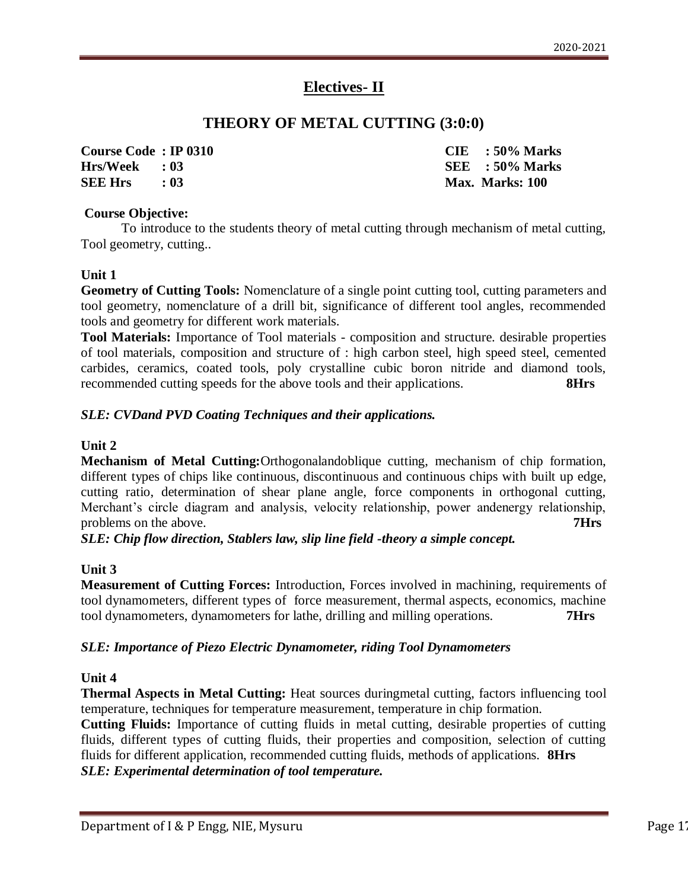## Electives- II

# THEORY OF METAL CUTTING (3:0:0)

| | |
|---|---|
| **Course Code : IP 0310** | **CIE : 50% Marks** |
| **Hrs/Week : 03** | **SEE : 50% Marks** |
| **SEE Hrs : 03** | **Max. Marks: 100** |

**Course Objective:**

To introduce to the students theory of metal cutting through mechanism of metal cutting, Tool geometry, cutting..

**Unit 1**

**Geometry of Cutting Tools:** Nomenclature of a single point cutting tool, cutting parameters and tool geometry, nomenclature of a drill bit, significance of different tool angles, recommended tools and geometry for different work materials.

**Tool Materials:** Importance of Tool materials - composition and structure. desirable properties of tool materials, composition and structure of : high carbon steel, high speed steel, cemented carbides, ceramics, coated tools, poly crystalline cubic boron nitride and diamond tools, recommended cutting speeds for the above tools and their applications. **8Hrs**

***SLE: CVDand PVD Coating Techniques and their applications.***

**Unit 2**

**Mechanism of Metal Cutting:**Orthogonalandoblique cutting, mechanism of chip formation, different types of chips like continuous, discontinuous and continuous chips with built up edge, cutting ratio, determination of shear plane angle, force components in orthogonal cutting, Merchant's circle diagram and analysis, velocity relationship, power andenergy relationship, problems on the above. **7Hrs**

***SLE: Chip flow direction, Stablers law, slip line field -theory a simple concept.***

**Unit 3**

**Measurement of Cutting Forces:** Introduction, Forces involved in machining, requirements of tool dynamometers, different types of force measurement, thermal aspects, economics, machine tool dynamometers, dynamometers for lathe, drilling and milling operations. **7Hrs**

***SLE: Importance of Piezo Electric Dynamometer, riding Tool Dynamometers***

**Unit 4**

**Thermal Aspects in Metal Cutting:** Heat sources duringmetal cutting, factors influencing tool temperature, techniques for temperature measurement, temperature in chip formation.

**Cutting Fluids:** Importance of cutting fluids in metal cutting, desirable properties of cutting fluids, different types of cutting fluids, their properties and composition, selection of cutting fluids for different application, recommended cutting fluids, methods of applications. **8Hrs**

***SLE: Experimental determination of tool temperature.***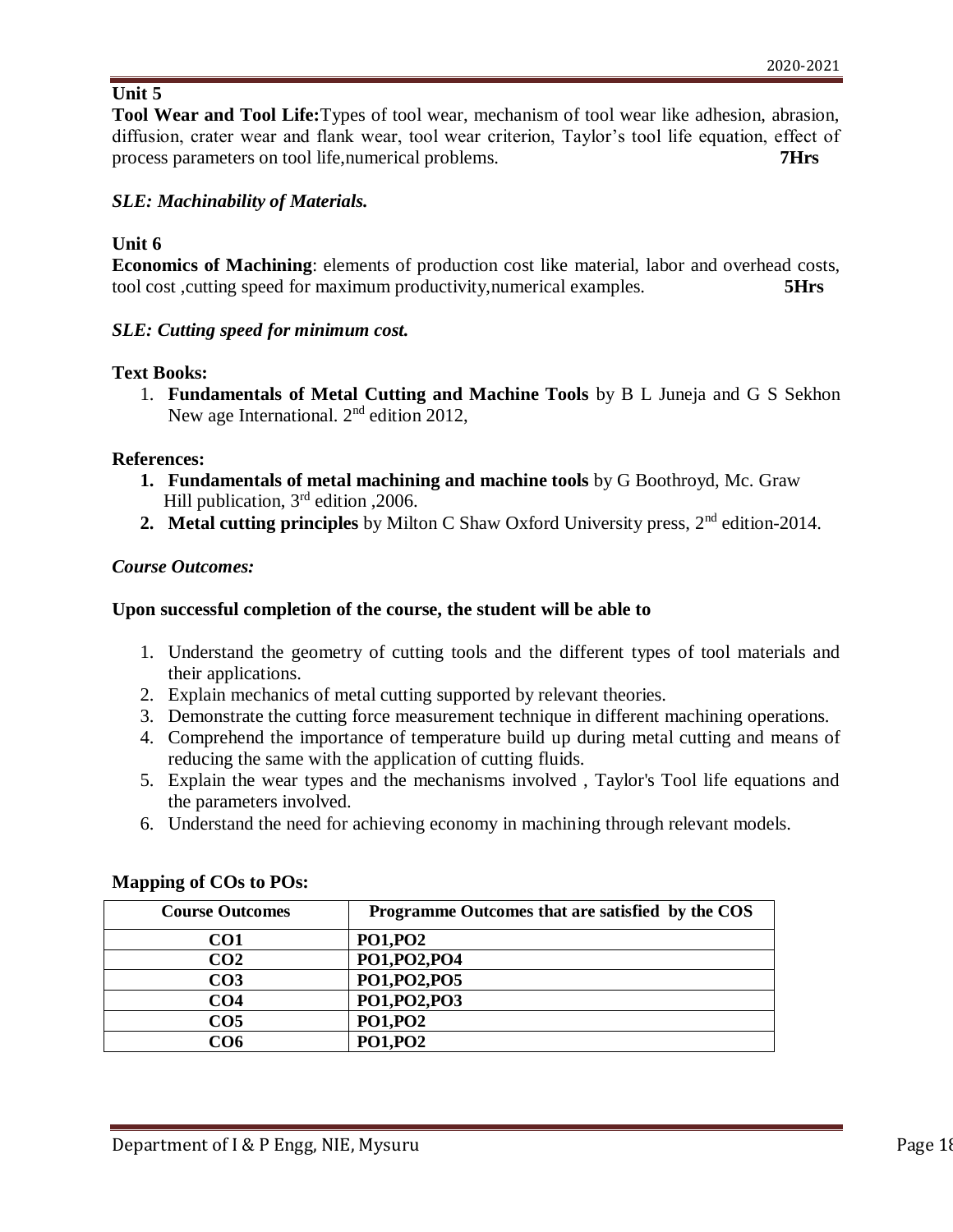## Unit 5

**Tool Wear and Tool Life:**Types of tool wear, mechanism of tool wear like adhesion, abrasion, diffusion, crater wear and flank wear, tool wear criterion, Taylor's tool life equation, effect of process parameters on tool life,numerical problems. **7Hrs**

***SLE: Machinability of Materials.***

## Unit 6

**Economics of Machining**: elements of production cost like material, labor and overhead costs, tool cost ,cutting speed for maximum productivity,numerical examples. **5Hrs**

***SLE: Cutting speed for minimum cost.***

**Text Books:**

1. **Fundamentals of Metal Cutting and Machine Tools** by B L Juneja and G S Sekhon New age International. 2nd edition 2012,

**References:**

1. **Fundamentals of metal machining and machine tools** by G Boothroyd, Mc. Graw Hill publication, 3rd edition ,2006.
2. **Metal cutting principles** by Milton C Shaw Oxford University press, 2nd edition-2014.

***Course Outcomes:***

**Upon successful completion of the course, the student will be able to**

1. Understand the geometry of cutting tools and the different types of tool materials and their applications.
2. Explain mechanics of metal cutting supported by relevant theories.
3. Demonstrate the cutting force measurement technique in different machining operations.
4. Comprehend the importance of temperature build up during metal cutting and means of reducing the same with the application of cutting fluids.
5. Explain the wear types and the mechanisms involved , Taylor's Tool life equations and the parameters involved.
6. Understand the need for achieving economy in machining through relevant models.

**Mapping of COs to POs:**

| Course Outcomes | Programme Outcomes that are satisfied by the COS |
|---|---|
| CO1 | PO1,PO2 |
| CO2 | PO1,PO2,PO4 |
| CO3 | PO1,PO2,PO5 |
| CO4 | PO1,PO2,PO3 |
| CO5 | PO1,PO2 |
| CO6 | PO1,PO2 |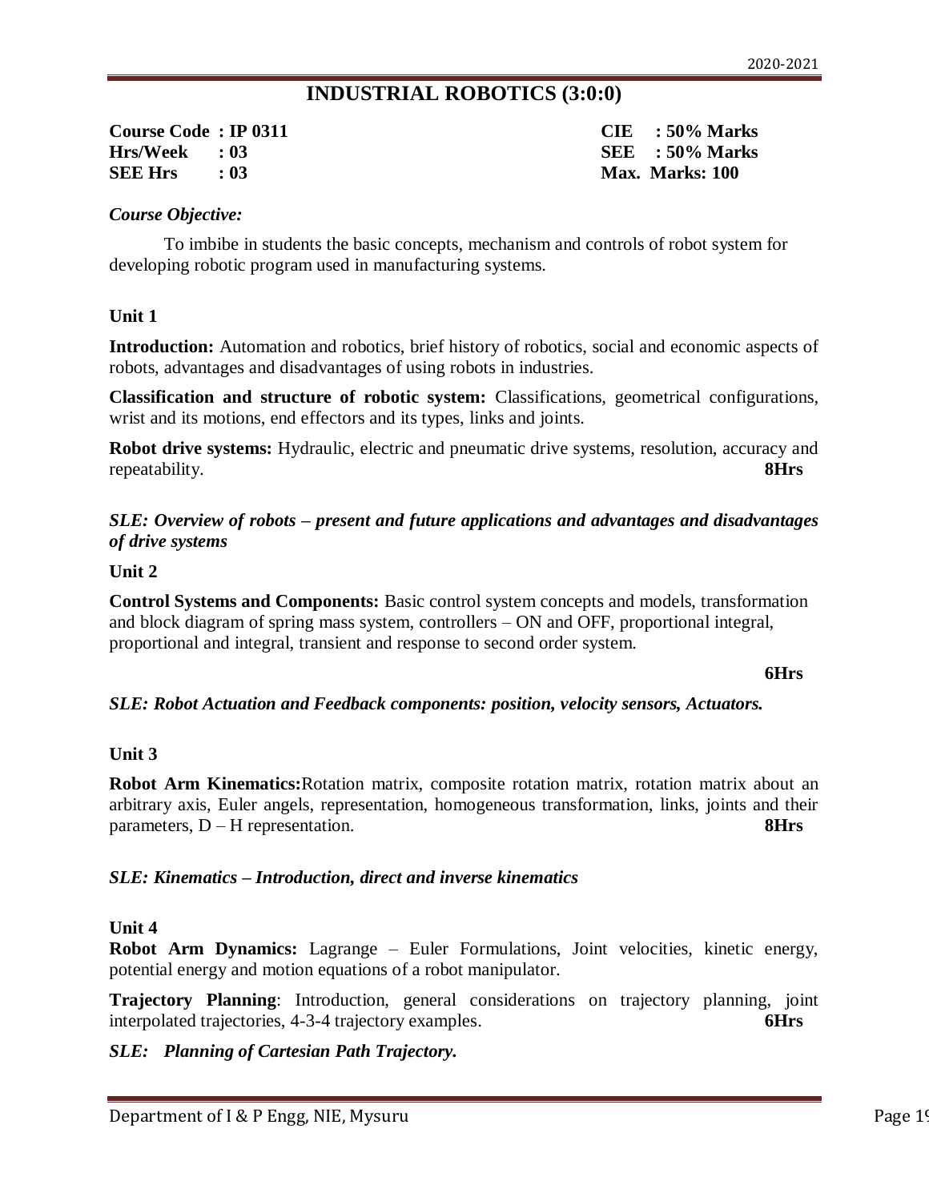# INDUSTRIAL ROBOTICS (3:0:0)

**Course Code : IP 0311**
**Hrs/Week : 03**
**SEE Hrs : 03**

**CIE : 50% Marks**
**SEE : 50% Marks**
**Max. Marks: 100**

***Course Objective:***

To imbibe in students the basic concepts, mechanism and controls of robot system for developing robotic program used in manufacturing systems.

### Unit 1

**Introduction:** Automation and robotics, brief history of robotics, social and economic aspects of robots, advantages and disadvantages of using robots in industries.

**Classification and structure of robotic system:** Classifications, geometrical configurations, wrist and its motions, end effectors and its types, links and joints.

**Robot drive systems:** Hydraulic, electric and pneumatic drive systems, resolution, accuracy and repeatability. **8Hrs**

***SLE: Overview of robots – present and future applications and advantages and disadvantages of drive systems***

### Unit 2

**Control Systems and Components:** Basic control system concepts and models, transformation and block diagram of spring mass system, controllers – ON and OFF, proportional integral, proportional and integral, transient and response to second order system.

**6Hrs**

***SLE: Robot Actuation and Feedback components: position, velocity sensors, Actuators.***

### Unit 3

**Robot Arm Kinematics:**Rotation matrix, composite rotation matrix, rotation matrix about an arbitrary axis, Euler angels, representation, homogeneous transformation, links, joints and their parameters, D – H representation. **8Hrs**

***SLE: Kinematics – Introduction, direct and inverse kinematics***

### Unit 4

**Robot Arm Dynamics:** Lagrange – Euler Formulations, Joint velocities, kinetic energy, potential energy and motion equations of a robot manipulator.

**Trajectory Planning**: Introduction, general considerations on trajectory planning, joint interpolated trajectories, 4-3-4 trajectory examples. **6Hrs**

***SLE: Planning of Cartesian Path Trajectory.***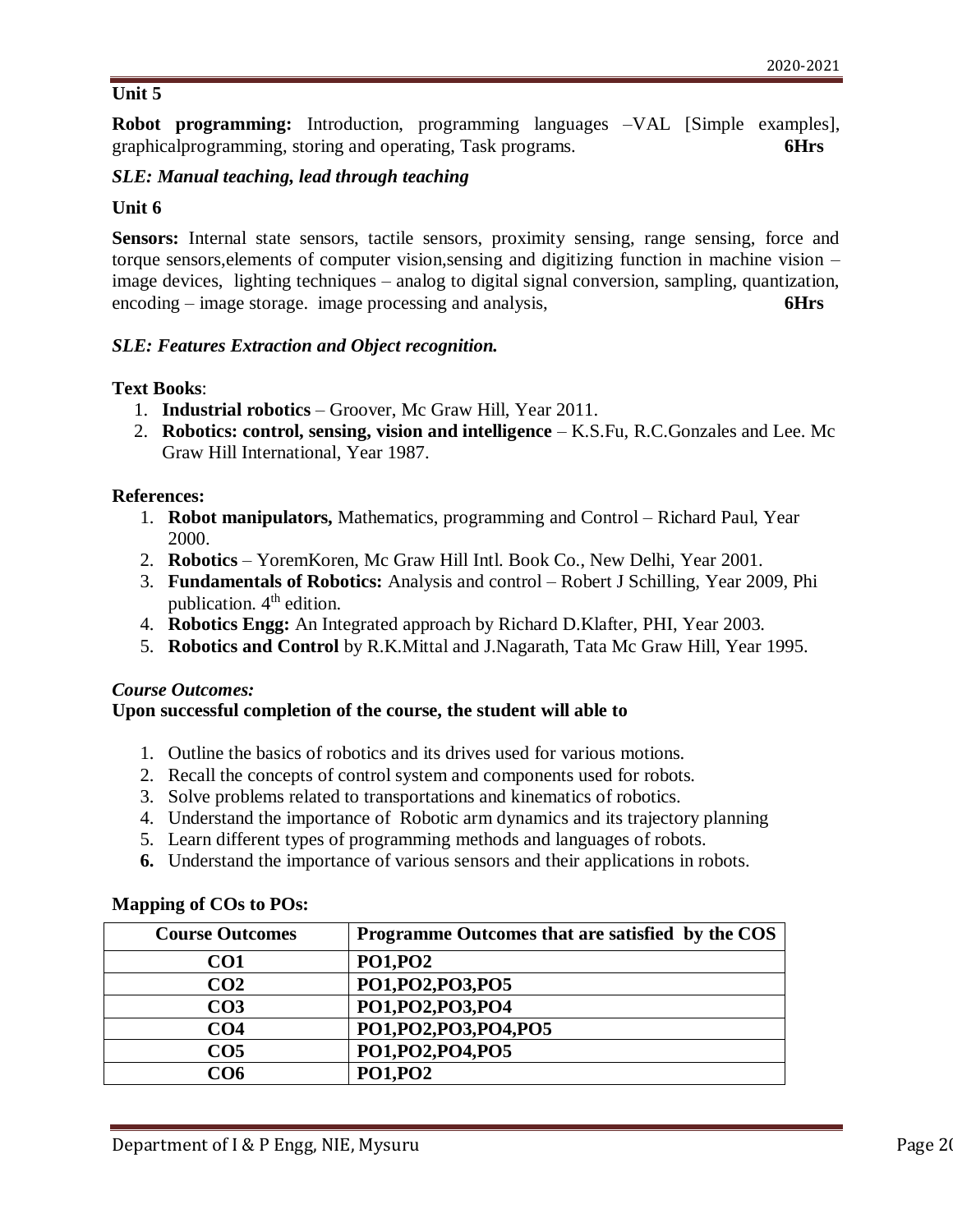### Unit 5

**Robot programming:** Introduction, programming languages –VAL [Simple examples], graphicalprogramming, storing and operating, Task programs. **6Hrs**

***SLE: Manual teaching, lead through teaching***

### Unit 6

**Sensors:** Internal state sensors, tactile sensors, proximity sensing, range sensing, force and torque sensors,elements of computer vision,sensing and digitizing function in machine vision – image devices, lighting techniques – analog to digital signal conversion, sampling, quantization, encoding – image storage. image processing and analysis, **6Hrs**

***SLE: Features Extraction and Object recognition.***

**Text Books**:

1. **Industrial robotics** – Groover, Mc Graw Hill, Year 2011.
2. **Robotics: control, sensing, vision and intelligence** – K.S.Fu, R.C.Gonzales and Lee. Mc Graw Hill International, Year 1987.

**References:**

1. **Robot manipulators,** Mathematics, programming and Control – Richard Paul, Year 2000.
2. **Robotics** – YoremKoren, Mc Graw Hill Intl. Book Co., New Delhi, Year 2001.
3. **Fundamentals of Robotics:** Analysis and control – Robert J Schilling, Year 2009, Phi publication. 4th edition.
4. **Robotics Engg:** An Integrated approach by Richard D.Klafter, PHI, Year 2003.
5. **Robotics and Control** by R.K.Mittal and J.Nagarath, Tata Mc Graw Hill, Year 1995.

***Course Outcomes:***

**Upon successful completion of the course, the student will able to**

1. Outline the basics of robotics and its drives used for various motions.
2. Recall the concepts of control system and components used for robots.
3. Solve problems related to transportations and kinematics of robotics.
4. Understand the importance of Robotic arm dynamics and its trajectory planning
5. Learn different types of programming methods and languages of robots.
6. Understand the importance of various sensors and their applications in robots.

**Mapping of COs to POs:**

| Course Outcomes | Programme Outcomes that are satisfied by the COS |
|---|---|
| CO1 | PO1,PO2 |
| CO2 | PO1,PO2,PO3,PO5 |
| CO3 | PO1,PO2,PO3,PO4 |
| CO4 | PO1,PO2,PO3,PO4,PO5 |
| CO5 | PO1,PO2,PO4,PO5 |
| CO6 | PO1,PO2 |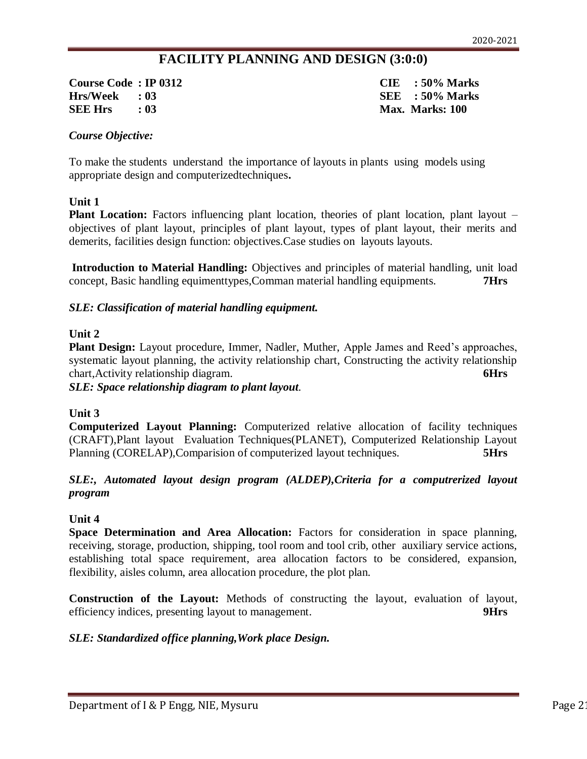# FACILITY PLANNING AND DESIGN (3:0:0)

**Course Code : IP 0312**
**Hrs/Week : 03**
**SEE Hrs : 03**

**CIE : 50% Marks**
**SEE : 50% Marks**
**Max. Marks: 100**

***Course Objective:***

To make the students understand the importance of layouts in plants using models using appropriate design and computerizedtechniques**.**

**Unit 1**

**Plant Location:** Factors influencing plant location, theories of plant location, plant layout – objectives of plant layout, principles of plant layout, types of plant layout, their merits and demerits, facilities design function: objectives.Case studies on layouts layouts.

**Introduction to Material Handling:** Objectives and principles of material handling, unit load concept, Basic handling equimenttypes,Comman material handling equipments. **7Hrs**

***SLE: Classification of material handling equipment.***

**Unit 2**

**Plant Design:** Layout procedure, Immer, Nadler, Muther, Apple James and Reed's approaches, systematic layout planning, the activity relationship chart, Constructing the activity relationship chart,Activity relationship diagram. **6Hrs**

***SLE: Space relationship diagram to plant layout****.*

**Unit 3**

**Computerized Layout Planning:** Computerized relative allocation of facility techniques (CRAFT),Plant layout Evaluation Techniques(PLANET), Computerized Relationship Layout Planning (CORELAP),Comparision of computerized layout techniques. **5Hrs**

***SLE:, Automated layout design program (ALDEP),Criteria for a computrerized layout program***

**Unit 4**

**Space Determination and Area Allocation:** Factors for consideration in space planning, receiving, storage, production, shipping, tool room and tool crib, other auxiliary service actions, establishing total space requirement, area allocation factors to be considered, expansion, flexibility, aisles column, area allocation procedure, the plot plan.

**Construction of the Layout:** Methods of constructing the layout, evaluation of layout, efficiency indices, presenting layout to management. **9Hrs**

***SLE: Standardized office planning,Work place Design.***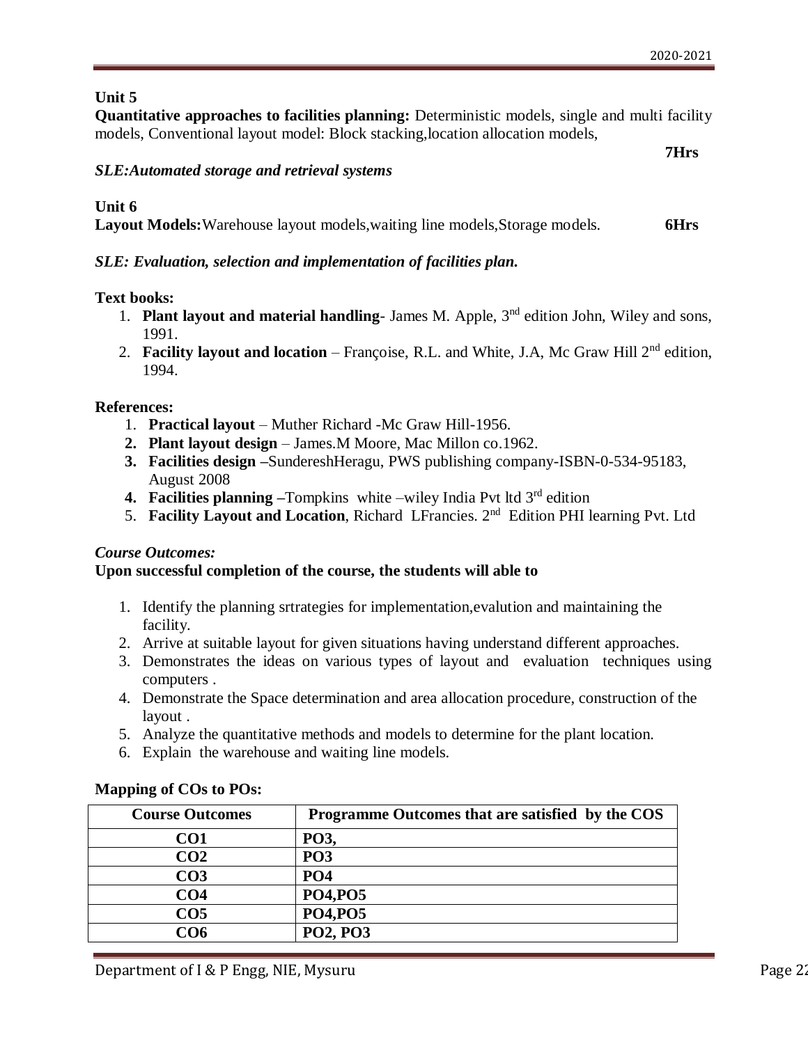**Unit 5**

**Quantitative approaches to facilities planning:** Deterministic models, single and multi facility models, Conventional layout model: Block stacking,location allocation models,

**7Hrs**

***SLE:Automated storage and retrieval systems***

**Unit 6**

**Layout Models:**Warehouse layout models,waiting line models,Storage models. **6Hrs**

***SLE: Evaluation, selection and implementation of facilities plan.***

**Text books:**

1. **Plant layout and material handling**- James M. Apple, 3rd edition John, Wiley and sons, 1991.
2. **Facility layout and location** – Françoise, R.L. and White, J.A, Mc Graw Hill 2nd edition, 1994.

**References:**

1. **Practical layout** – Muther Richard -Mc Graw Hill-1956.
2. **Plant layout design** – James.M Moore, Mac Millon co.1962.
3. **Facilities design –**SundereshHeragu, PWS publishing company-ISBN-0-534-95183, August 2008
4. **Facilities planning –**Tompkins white –wiley India Pvt ltd 3rd edition
5. **Facility Layout and Location**, Richard LFrancies. 2nd Edition PHI learning Pvt. Ltd

***Course Outcomes:***

**Upon successful completion of the course, the students will able to**

1. Identify the planning srtrategies for implementation,evalution and maintaining the facility.
2. Arrive at suitable layout for given situations having understand different approaches.
3. Demonstrates the ideas on various types of layout and evaluation techniques using computers .
4. Demonstrate the Space determination and area allocation procedure, construction of the layout .
5. Analyze the quantitative methods and models to determine for the plant location.
6. Explain the warehouse and waiting line models.

**Mapping of COs to POs:**

| Course Outcomes | Programme Outcomes that are satisfied by the COS |
|---|---|
| CO1 | PO3, |
| CO2 | PO3 |
| CO3 | PO4 |
| CO4 | PO4,PO5 |
| CO5 | PO4,PO5 |
| CO6 | PO2, PO3 |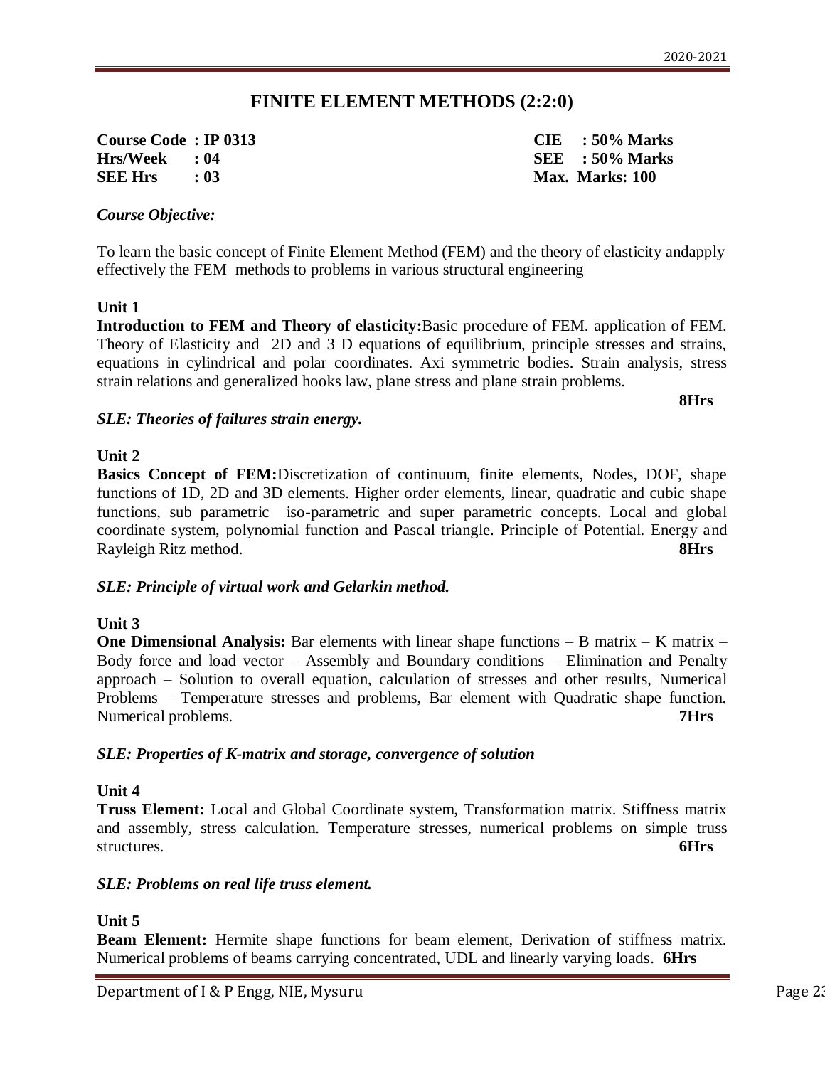# FINITE ELEMENT METHODS (2:2:0)

**Course Code : IP 0313**
**Hrs/Week : 04**
**SEE Hrs : 03**

**CIE : 50% Marks**
**SEE : 50% Marks**
**Max. Marks: 100**

***Course Objective:***

To learn the basic concept of Finite Element Method (FEM) and the theory of elasticity andapply effectively the FEM methods to problems in various structural engineering

**Unit 1**

**Introduction to FEM and Theory of elasticity:**Basic procedure of FEM. application of FEM. Theory of Elasticity and 2D and 3 D equations of equilibrium, principle stresses and strains, equations in cylindrical and polar coordinates. Axi symmetric bodies. Strain analysis, stress strain relations and generalized hooks law, plane stress and plane strain problems. **8Hrs**

***SLE: Theories of failures strain energy.***

**Unit 2**

**Basics Concept of FEM:**Discretization of continuum, finite elements, Nodes, DOF, shape functions of 1D, 2D and 3D elements. Higher order elements, linear, quadratic and cubic shape functions, sub parametric iso-parametric and super parametric concepts. Local and global coordinate system, polynomial function and Pascal triangle. Principle of Potential. Energy and Rayleigh Ritz method. **8Hrs**

***SLE: Principle of virtual work and Gelarkin method.***

**Unit 3**

**One Dimensional Analysis:** Bar elements with linear shape functions – B matrix – K matrix – Body force and load vector – Assembly and Boundary conditions – Elimination and Penalty approach – Solution to overall equation, calculation of stresses and other results, Numerical Problems – Temperature stresses and problems, Bar element with Quadratic shape function. Numerical problems. **7Hrs**

***SLE: Properties of K-matrix and storage, convergence of solution***

**Unit 4**

**Truss Element:** Local and Global Coordinate system, Transformation matrix. Stiffness matrix and assembly, stress calculation. Temperature stresses, numerical problems on simple truss structures. **6Hrs**

***SLE: Problems on real life truss element.***

**Unit 5**

**Beam Element:** Hermite shape functions for beam element, Derivation of stiffness matrix. Numerical problems of beams carrying concentrated, UDL and linearly varying loads. **6Hrs**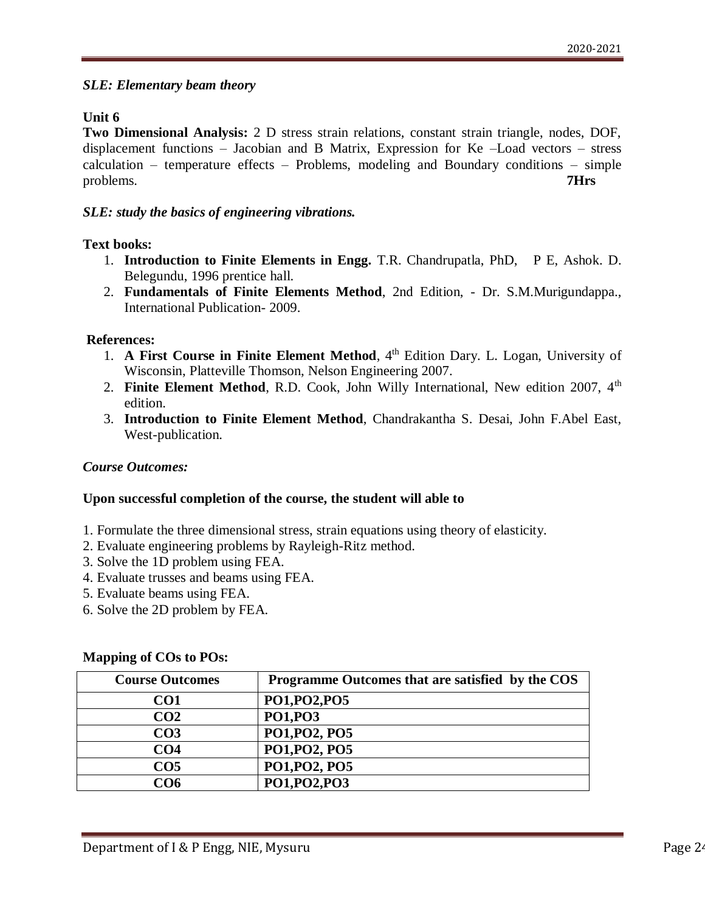*SLE: Elementary beam theory*

**Unit 6**

**Two Dimensional Analysis:** 2 D stress strain relations, constant strain triangle, nodes, DOF, displacement functions – Jacobian and B Matrix, Expression for Ke –Load vectors – stress calculation – temperature effects – Problems, modeling and Boundary conditions – simple problems. **7Hrs**

***SLE: study the basics of engineering vibrations.***

**Text books:**

1. **Introduction to Finite Elements in Engg.** T.R. Chandrupatla, PhD, P E, Ashok. D. Belegundu, 1996 prentice hall.
2. **Fundamentals of Finite Elements Method**, 2nd Edition, - Dr. S.M.Murigundappa., International Publication- 2009.

**References:**

1. **A First Course in Finite Element Method**, 4th Edition Dary. L. Logan, University of Wisconsin, Platteville Thomson, Nelson Engineering 2007.
2. **Finite Element Method**, R.D. Cook, John Willy International, New edition 2007, 4th edition.
3. **Introduction to Finite Element Method**, Chandrakantha S. Desai, John F.Abel East, West-publication.

*Course Outcomes:*

**Upon successful completion of the course, the student will able to**

1. Formulate the three dimensional stress, strain equations using theory of elasticity.
2. Evaluate engineering problems by Rayleigh-Ritz method.
3. Solve the 1D problem using FEA.
4. Evaluate trusses and beams using FEA.
5. Evaluate beams using FEA.
6. Solve the 2D problem by FEA.

**Mapping of COs to POs:**

| Course Outcomes | Programme Outcomes that are satisfied by the COS |
|---|---|
| CO1 | PO1,PO2,PO5 |
| CO2 | PO1,PO3 |
| CO3 | PO1,PO2, PO5 |
| CO4 | PO1,PO2, PO5 |
| CO5 | PO1,PO2, PO5 |
| CO6 | PO1,PO2,PO3 |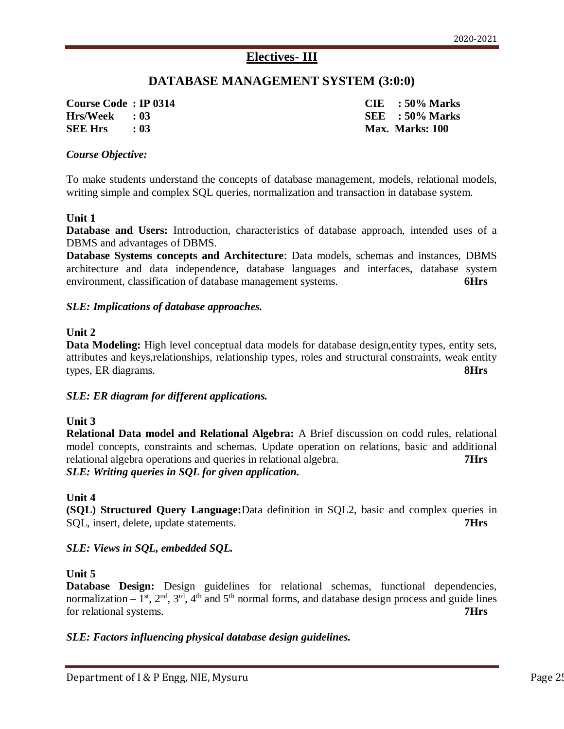## Electives- III

## DATABASE MANAGEMENT SYSTEM (3:0:0)

| | |
|---|---|
| **Course Code : IP 0314** | **CIE : 50% Marks** |
| **Hrs/Week : 03** | **SEE : 50% Marks** |
| **SEE Hrs : 03** | **Max. Marks: 100** |

***Course Objective:***

To make students understand the concepts of database management, models, relational models, writing simple and complex SQL queries, normalization and transaction in database system.

**Unit 1**

**Database and Users:** Introduction, characteristics of database approach, intended uses of a DBMS and advantages of DBMS.

**Database Systems concepts and Architecture**: Data models, schemas and instances, DBMS architecture and data independence, database languages and interfaces, database system environment, classification of database management systems. **6Hrs**

***SLE: Implications of database approaches.***

**Unit 2**

**Data Modeling:** High level conceptual data models for database design,entity types, entity sets, attributes and keys,relationships, relationship types, roles and structural constraints, weak entity types, ER diagrams. **8Hrs**

***SLE: ER diagram for different applications.***

**Unit 3**

**Relational Data model and Relational Algebra:** A Brief discussion on codd rules, relational model concepts, constraints and schemas. Update operation on relations, basic and additional relational algebra operations and queries in relational algebra. **7Hrs**

***SLE: Writing queries in SQL for given application.***

**Unit 4**

**(SQL) Structured Query Language:**Data definition in SQL2, basic and complex queries in SQL, insert, delete, update statements. **7Hrs**

***SLE: Views in SQL, embedded SQL.***

**Unit 5**

**Database Design:** Design guidelines for relational schemas, functional dependencies, normalization – 1st, 2nd, 3rd, 4th and 5th normal forms, and database design process and guide lines for relational systems. **7Hrs**

***SLE: Factors influencing physical database design guidelines.***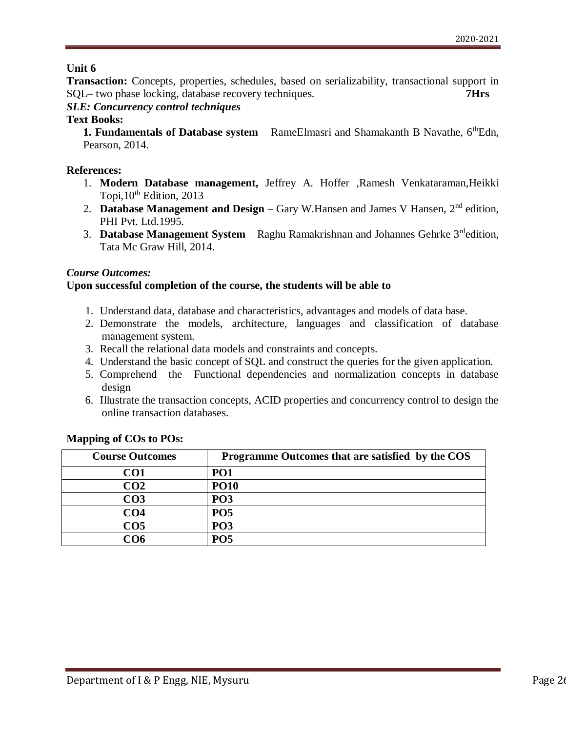### Unit 6

**Transaction:** Concepts, properties, schedules, based on serializability, transactional support in SQL– two phase locking, database recovery techniques. **7Hrs**

***SLE: Concurrency control techniques***

**Text Books:**

**1. Fundamentals of Database system** – RameElmasri and Shamakanth B Navathe, 6[th]Edn, Pearson, 2014.

**References:**

1. **Modern Database management,** Jeffrey A. Hoffer ,Ramesh Venkataraman,Heikki Topi,10[th] Edition, 2013
2. **Database Management and Design** – Gary W.Hansen and James V Hansen, 2[nd] edition, PHI Pvt. Ltd.1995.
3. **Database Management System** – Raghu Ramakrishnan and Johannes Gehrke 3[rd]edition, Tata Mc Graw Hill, 2014.

***Course Outcomes:***

**Upon successful completion of the course, the students will be able to**

1. Understand data, database and characteristics, advantages and models of data base.
2. Demonstrate the models, architecture, languages and classification of database management system.
3. Recall the relational data models and constraints and concepts.
4. Understand the basic concept of SQL and construct the queries for the given application.
5. Comprehend the Functional dependencies and normalization concepts in database design
6. Illustrate the transaction concepts, ACID properties and concurrency control to design the online transaction databases.

**Mapping of COs to POs:**

| Course Outcomes | Programme Outcomes that are satisfied by the COS |
|---|---|
| CO1 | PO1 |
| CO2 | PO10 |
| CO3 | PO3 |
| CO4 | PO5 |
| CO5 | PO3 |
| CO6 | PO5 |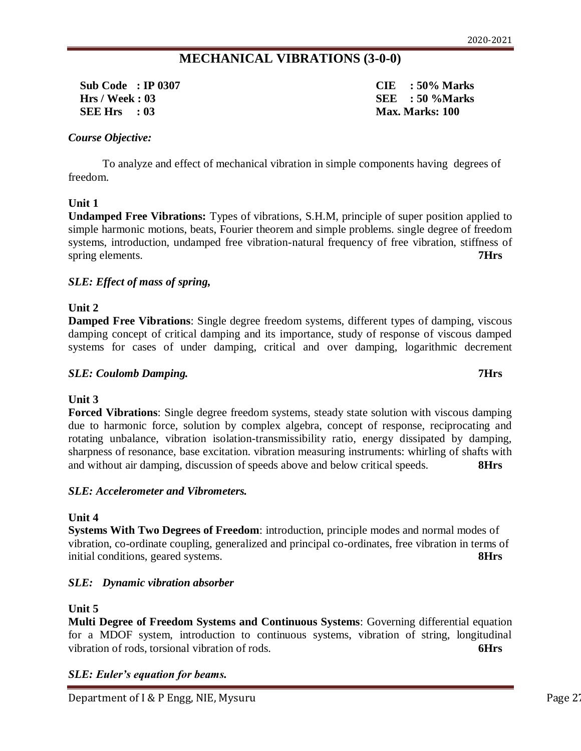# MECHANICAL VIBRATIONS (3-0-0)

| | |
|---|---|
| **Sub Code : IP 0307** | **CIE : 50% Marks** |
| **Hrs / Week : 03** | **SEE : 50 %Marks** |
| **SEE Hrs : 03** | **Max. Marks: 100** |

***Course Objective:***

To analyze and effect of mechanical vibration in simple components having degrees of freedom.

**Unit 1**

**Undamped Free Vibrations:** Types of vibrations, S.H.M, principle of super position applied to simple harmonic motions, beats, Fourier theorem and simple problems. single degree of freedom systems, introduction, undamped free vibration-natural frequency of free vibration, stiffness of spring elements. **7Hrs**

***SLE: Effect of mass of spring,***

**Unit 2**

**Damped Free Vibrations**: Single degree freedom systems, different types of damping, viscous damping concept of critical damping and its importance, study of response of viscous damped systems for cases of under damping, critical and over damping, logarithmic decrement

***SLE: Coulomb Damping.*** **7Hrs**

**Unit 3**

**Forced Vibrations**: Single degree freedom systems, steady state solution with viscous damping due to harmonic force, solution by complex algebra, concept of response, reciprocating and rotating unbalance, vibration isolation-transmissibility ratio, energy dissipated by damping, sharpness of resonance, base excitation. vibration measuring instruments: whirling of shafts with and without air damping, discussion of speeds above and below critical speeds. **8Hrs**

***SLE: Accelerometer and Vibrometers.***

**Unit 4**

**Systems With Two Degrees of Freedom**: introduction, principle modes and normal modes of vibration, co-ordinate coupling, generalized and principal co-ordinates, free vibration in terms of initial conditions, geared systems. **8Hrs**

***SLE: Dynamic vibration absorber***

**Unit 5**

**Multi Degree of Freedom Systems and Continuous Systems**: Governing differential equation for a MDOF system, introduction to continuous systems, vibration of string, longitudinal vibration of rods, torsional vibration of rods. **6Hrs**

***SLE: Euler's equation for beams.***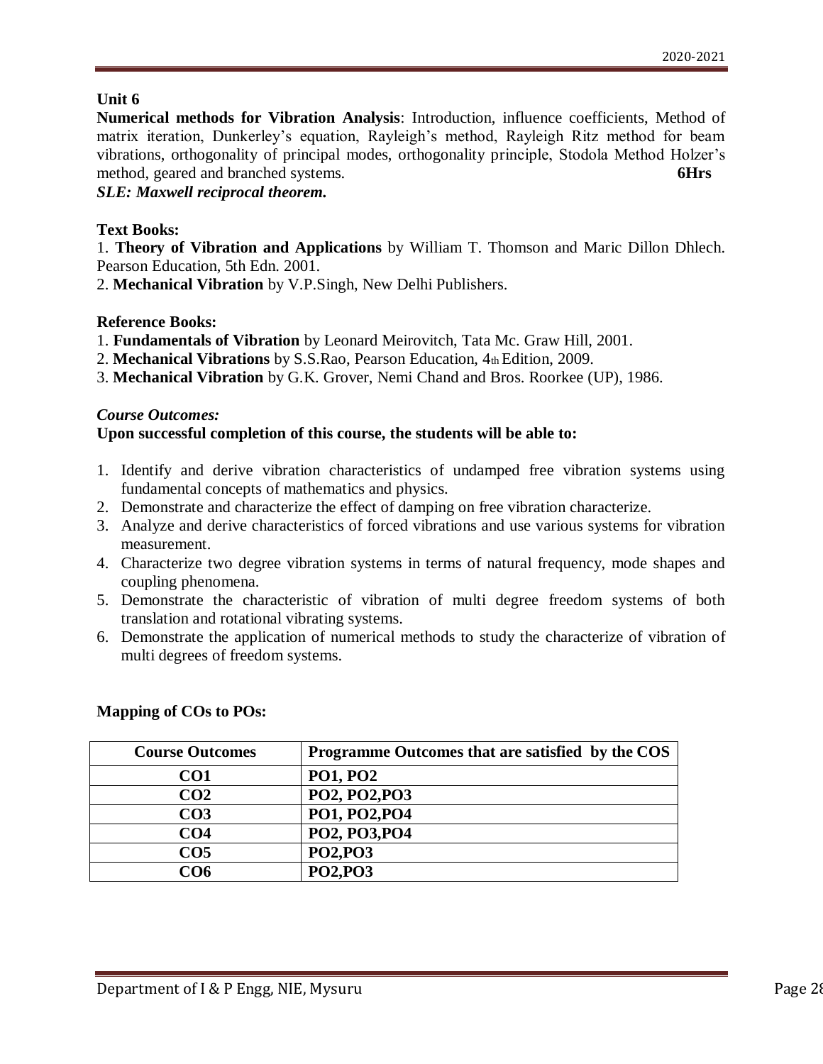**Unit 6**

**Numerical methods for Vibration Analysis**: Introduction, influence coefficients, Method of matrix iteration, Dunkerley's equation, Rayleigh's method, Rayleigh Ritz method for beam vibrations, orthogonality of principal modes, orthogonality principle, Stodola Method Holzer's method, geared and branched systems. **6Hrs**

***SLE: Maxwell reciprocal theorem.***

**Text Books:**

1. **Theory of Vibration and Applications** by William T. Thomson and Maric Dillon Dhlech. Pearson Education, 5th Edn. 2001.
2. **Mechanical Vibration** by V.P.Singh, New Delhi Publishers.

**Reference Books:**

1. **Fundamentals of Vibration** by Leonard Meirovitch, Tata Mc. Graw Hill, 2001.
2. **Mechanical Vibrations** by S.S.Rao, Pearson Education, 4th Edition, 2009.
3. **Mechanical Vibration** by G.K. Grover, Nemi Chand and Bros. Roorkee (UP), 1986.

***Course Outcomes:***

**Upon successful completion of this course, the students will be able to:**

1. Identify and derive vibration characteristics of undamped free vibration systems using fundamental concepts of mathematics and physics.
2. Demonstrate and characterize the effect of damping on free vibration characterize.
3. Analyze and derive characteristics of forced vibrations and use various systems for vibration measurement.
4. Characterize two degree vibration systems in terms of natural frequency, mode shapes and coupling phenomena.
5. Demonstrate the characteristic of vibration of multi degree freedom systems of both translation and rotational vibrating systems.
6. Demonstrate the application of numerical methods to study the characterize of vibration of multi degrees of freedom systems.

**Mapping of COs to POs:**

| Course Outcomes | Programme Outcomes that are satisfied by the COS |
|---|---|
| CO1 | PO1, PO2 |
| CO2 | PO2, PO2,PO3 |
| CO3 | PO1, PO2,PO4 |
| CO4 | PO2, PO3,PO4 |
| CO5 | PO2,PO3 |
| CO6 | PO2,PO3 |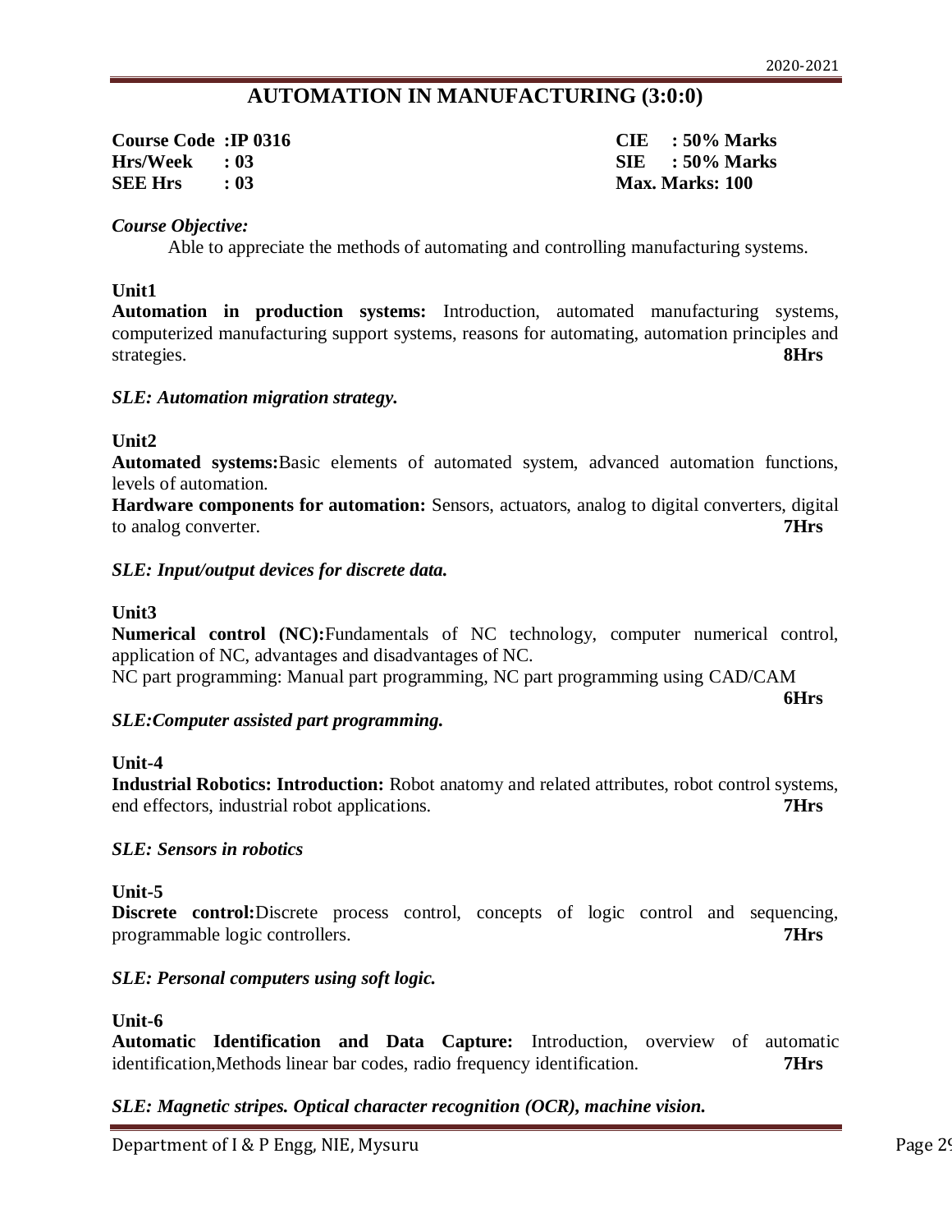# AUTOMATION IN MANUFACTURING (3:0:0)

| | |
|---|---|
| **Course Code :IP 0316** | **CIE : 50% Marks** |
| **Hrs/Week : 03** | **SIE : 50% Marks** |
| **SEE Hrs : 03** | **Max. Marks: 100** |

***Course Objective:***

Able to appreciate the methods of automating and controlling manufacturing systems.

**Unit1**

**Automation in production systems:** Introduction, automated manufacturing systems, computerized manufacturing support systems, reasons for automating, automation principles and strategies. **8Hrs**

***SLE: Automation migration strategy.***

**Unit2**

**Automated systems:**Basic elements of automated system, advanced automation functions, levels of automation.

**Hardware components for automation:** Sensors, actuators, analog to digital converters, digital to analog converter. **7Hrs**

***SLE: Input/output devices for discrete data.***

**Unit3**

**Numerical control (NC):**Fundamentals of NC technology, computer numerical control, application of NC, advantages and disadvantages of NC.

NC part programming: Manual part programming, NC part programming using CAD/CAM **6Hrs**

***SLE:Computer assisted part programming.***

**Unit-4**

**Industrial Robotics: Introduction:** Robot anatomy and related attributes, robot control systems, end effectors, industrial robot applications. **7Hrs**

***SLE: Sensors in robotics***

**Unit-5**

**Discrete control:**Discrete process control, concepts of logic control and sequencing, programmable logic controllers. **7Hrs**

***SLE: Personal computers using soft logic.***

**Unit-6**

**Automatic Identification and Data Capture:** Introduction, overview of automatic identification,Methods linear bar codes, radio frequency identification. **7Hrs**

***SLE: Magnetic stripes. Optical character recognition (OCR), machine vision.***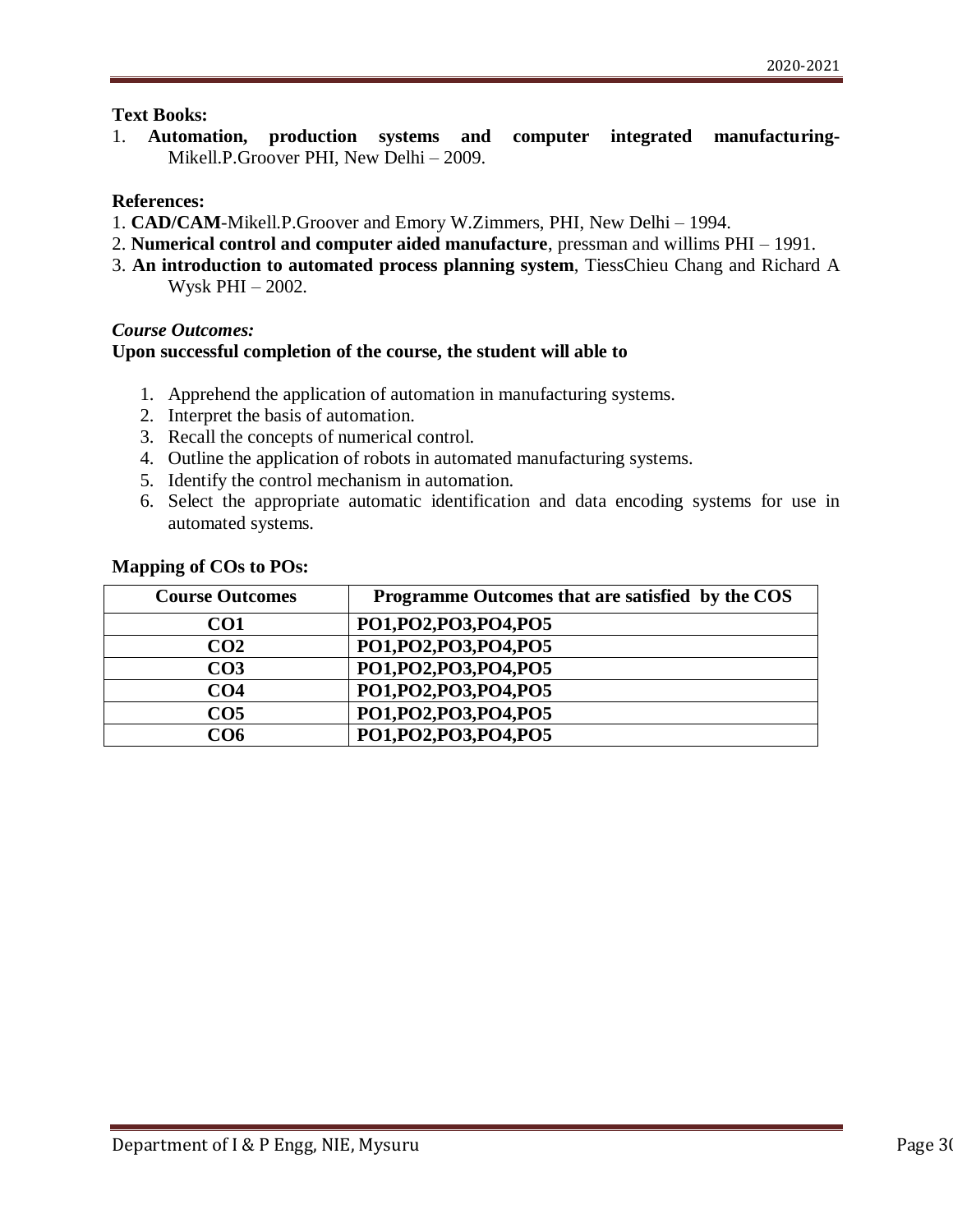**Text Books:**

1. **Automation, production systems and computer integrated manufacturing-** Mikell.P.Groover PHI, New Delhi – 2009.

**References:**

1. **CAD/CAM**-Mikell.P.Groover and Emory W.Zimmers, PHI, New Delhi – 1994.
2. **Numerical control and computer aided manufacture**, pressman and willims PHI – 1991.
3. **An introduction to automated process planning system**, TiessChieu Chang and Richard A Wysk PHI – 2002.

***Course Outcomes:***

**Upon successful completion of the course, the student will able to**

1. Apprehend the application of automation in manufacturing systems.
2. Interpret the basis of automation.
3. Recall the concepts of numerical control.
4. Outline the application of robots in automated manufacturing systems.
5. Identify the control mechanism in automation.
6. Select the appropriate automatic identification and data encoding systems for use in automated systems.

**Mapping of COs to POs:**

| Course Outcomes | Programme Outcomes that are satisfied by the COS |
|---|---|
| **CO1** | **PO1,PO2,PO3,PO4,PO5** |
| **CO2** | **PO1,PO2,PO3,PO4,PO5** |
| **CO3** | **PO1,PO2,PO3,PO4,PO5** |
| **CO4** | **PO1,PO2,PO3,PO4,PO5** |
| **CO5** | **PO1,PO2,PO3,PO4,PO5** |
| **CO6** | **PO1,PO2,PO3,PO4,PO5** |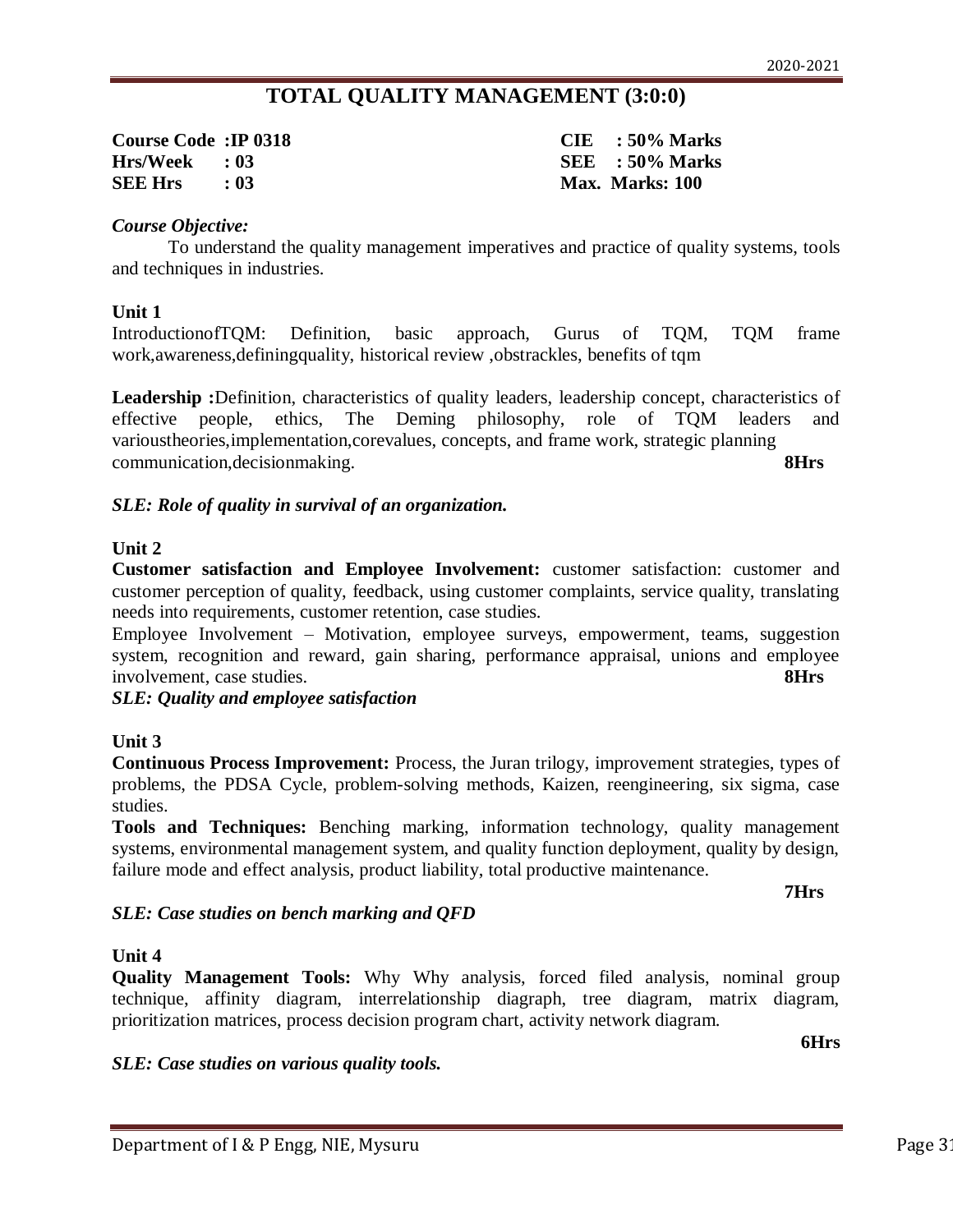# TOTAL QUALITY MANAGEMENT (3:0:0)

**Course Code :IP 0318**
**Hrs/Week : 03**
**SEE Hrs : 03**

**CIE : 50% Marks**
**SEE : 50% Marks**
**Max. Marks: 100**

***Course Objective:***

To understand the quality management imperatives and practice of quality systems, tools and techniques in industries.

**Unit 1**

IntroductionofTQM: Definition, basic approach, Gurus of TQM, TQM frame work,awareness,definingquality, historical review ,obstrackles, benefits of tqm

**Leadership :**Definition, characteristics of quality leaders, leadership concept, characteristics of effective people, ethics, The Deming philosophy, role of TQM leaders and varioustheories,implementation,corevalues, concepts, and frame work, strategic planning communication,decisionmaking. **8Hrs**

***SLE: Role of quality in survival of an organization.***

**Unit 2**

**Customer satisfaction and Employee Involvement:** customer satisfaction: customer and customer perception of quality, feedback, using customer complaints, service quality, translating needs into requirements, customer retention, case studies.

Employee Involvement – Motivation, employee surveys, empowerment, teams, suggestion system, recognition and reward, gain sharing, performance appraisal, unions and employee involvement, case studies. **8Hrs**

***SLE: Quality and employee satisfaction***

**Unit 3**

**Continuous Process Improvement:** Process, the Juran trilogy, improvement strategies, types of problems, the PDSA Cycle, problem-solving methods, Kaizen, reengineering, six sigma, case studies.

**Tools and Techniques:** Benching marking, information technology, quality management systems, environmental management system, and quality function deployment, quality by design, failure mode and effect analysis, product liability, total productive maintenance.

**7Hrs**

***SLE: Case studies on bench marking and QFD***

**Unit 4**

**Quality Management Tools:** Why Why analysis, forced filed analysis, nominal group technique, affinity diagram, interrelationship diagraph, tree diagram, matrix diagram, prioritization matrices, process decision program chart, activity network diagram.

**6Hrs**

***SLE: Case studies on various quality tools.***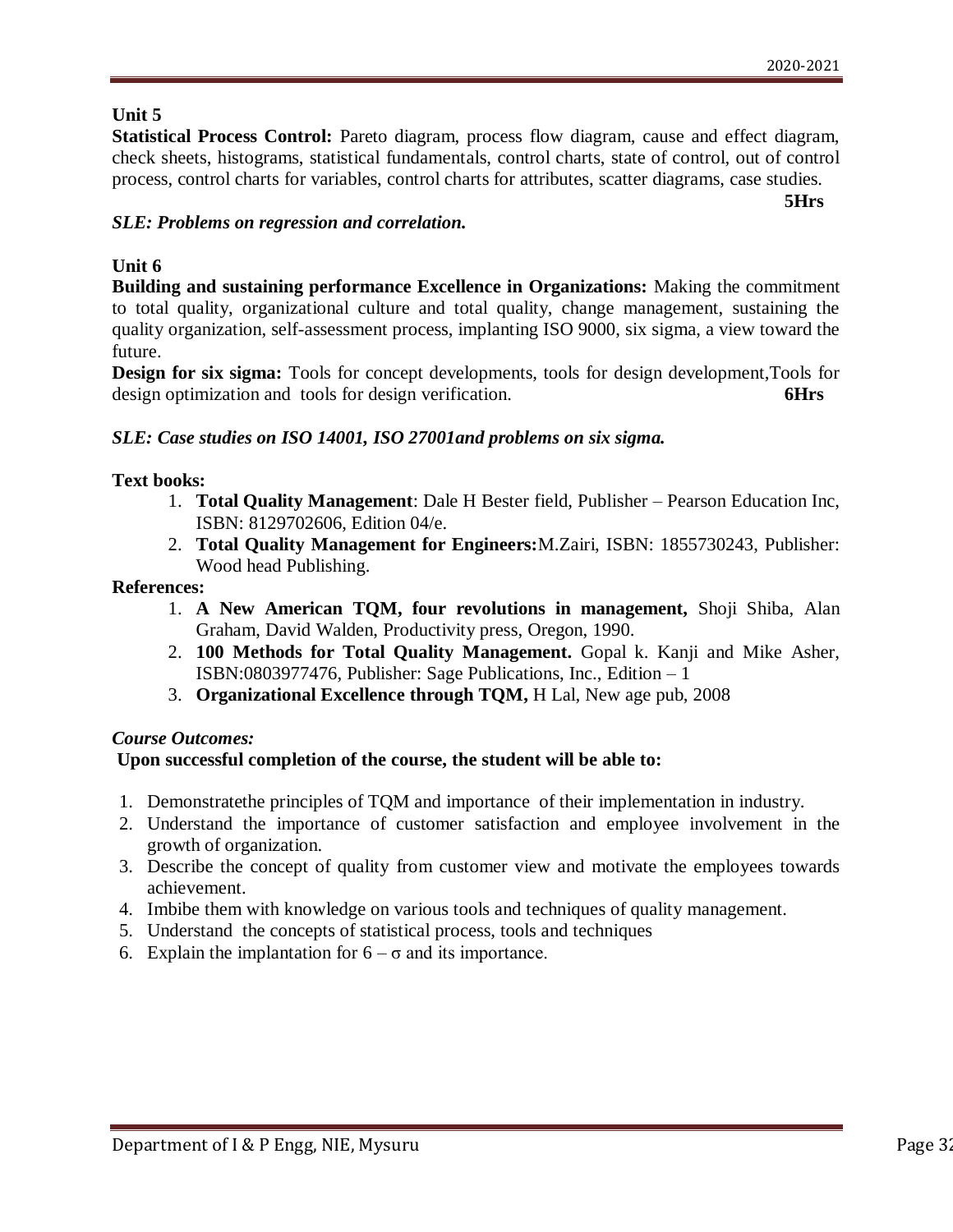**Unit 5**

**Statistical Process Control:** Pareto diagram, process flow diagram, cause and effect diagram, check sheets, histograms, statistical fundamentals, control charts, state of control, out of control process, control charts for variables, control charts for attributes, scatter diagrams, case studies. **5Hrs**

***SLE: Problems on regression and correlation.***

**Unit 6**

**Building and sustaining performance Excellence in Organizations:** Making the commitment to total quality, organizational culture and total quality, change management, sustaining the quality organization, self-assessment process, implanting ISO 9000, six sigma, a view toward the future.

**Design for six sigma:** Tools for concept developments, tools for design development,Tools for design optimization and tools for design verification. **6Hrs**

***SLE: Case studies on ISO 14001, ISO 27001and problems on six sigma.***

**Text books:**

1. **Total Quality Management**: Dale H Bester field, Publisher – Pearson Education Inc, ISBN: 8129702606, Edition 04/e.
2. **Total Quality Management for Engineers:**M.Zairi, ISBN: 1855730243, Publisher: Wood head Publishing.

**References:**

1. **A New American TQM, four revolutions in management,** Shoji Shiba, Alan Graham, David Walden, Productivity press, Oregon, 1990.
2. **100 Methods for Total Quality Management.** Gopal k. Kanji and Mike Asher, ISBN:0803977476, Publisher: Sage Publications, Inc., Edition – 1
3. **Organizational Excellence through TQM,** H Lal, New age pub, 2008

***Course Outcomes:***

**Upon successful completion of the course, the student will be able to:**

1. Demonstratethe principles of TQM and importance of their implementation in industry.
2. Understand the importance of customer satisfaction and employee involvement in the growth of organization.
3. Describe the concept of quality from customer view and motivate the employees towards achievement.
4. Imbibe them with knowledge on various tools and techniques of quality management.
5. Understand the concepts of statistical process, tools and techniques
6. Explain the implantation for $6 - \sigma$ and its importance.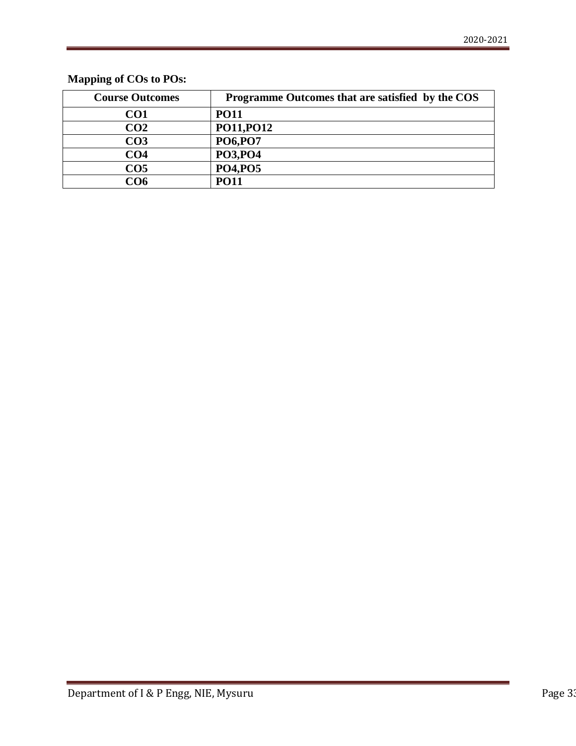**Mapping of COs to POs:**

| Course Outcomes | Programme Outcomes that are satisfied by the COS |
|---|---|
| CO1 | PO11 |
| CO2 | PO11,PO12 |
| CO3 | PO6,PO7 |
| CO4 | PO3,PO4 |
| CO5 | PO4,PO5 |
| CO6 | PO11 |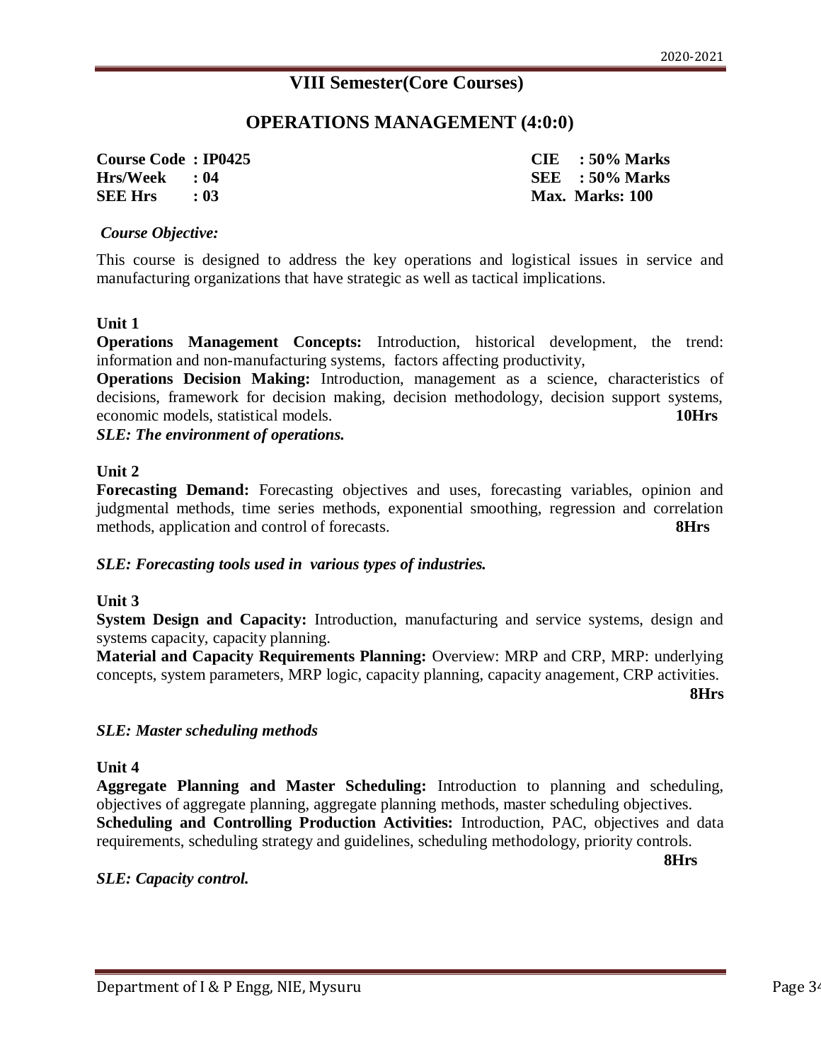## VIII Semester(Core Courses)

## OPERATIONS MANAGEMENT (4:0:0)

**Course Code : IP0425**
**Hrs/Week : 04**
**SEE Hrs : 03**

**CIE : 50% Marks**
**SEE : 50% Marks**
**Max. Marks: 100**

***Course Objective:***

This course is designed to address the key operations and logistical issues in service and manufacturing organizations that have strategic as well as tactical implications.

**Unit 1**

**Operations Management Concepts:** Introduction, historical development, the trend: information and non-manufacturing systems, factors affecting productivity,

**Operations Decision Making:** Introduction, management as a science, characteristics of decisions, framework for decision making, decision methodology, decision support systems, economic models, statistical models. **10Hrs**

***SLE: The environment of operations.***

**Unit 2**

**Forecasting Demand:** Forecasting objectives and uses, forecasting variables, opinion and judgmental methods, time series methods, exponential smoothing, regression and correlation methods, application and control of forecasts. **8Hrs**

***SLE: Forecasting tools used in various types of industries.***

**Unit 3**

**System Design and Capacity:** Introduction, manufacturing and service systems, design and systems capacity, capacity planning.

**Material and Capacity Requirements Planning:** Overview: MRP and CRP, MRP: underlying concepts, system parameters, MRP logic, capacity planning, capacity anagement, CRP activities. **8Hrs**

***SLE: Master scheduling methods***

**Unit 4**

**Aggregate Planning and Master Scheduling:** Introduction to planning and scheduling, objectives of aggregate planning, aggregate planning methods, master scheduling objectives.

**Scheduling and Controlling Production Activities:** Introduction, PAC, objectives and data requirements, scheduling strategy and guidelines, scheduling methodology, priority controls. **8Hrs**

***SLE: Capacity control.***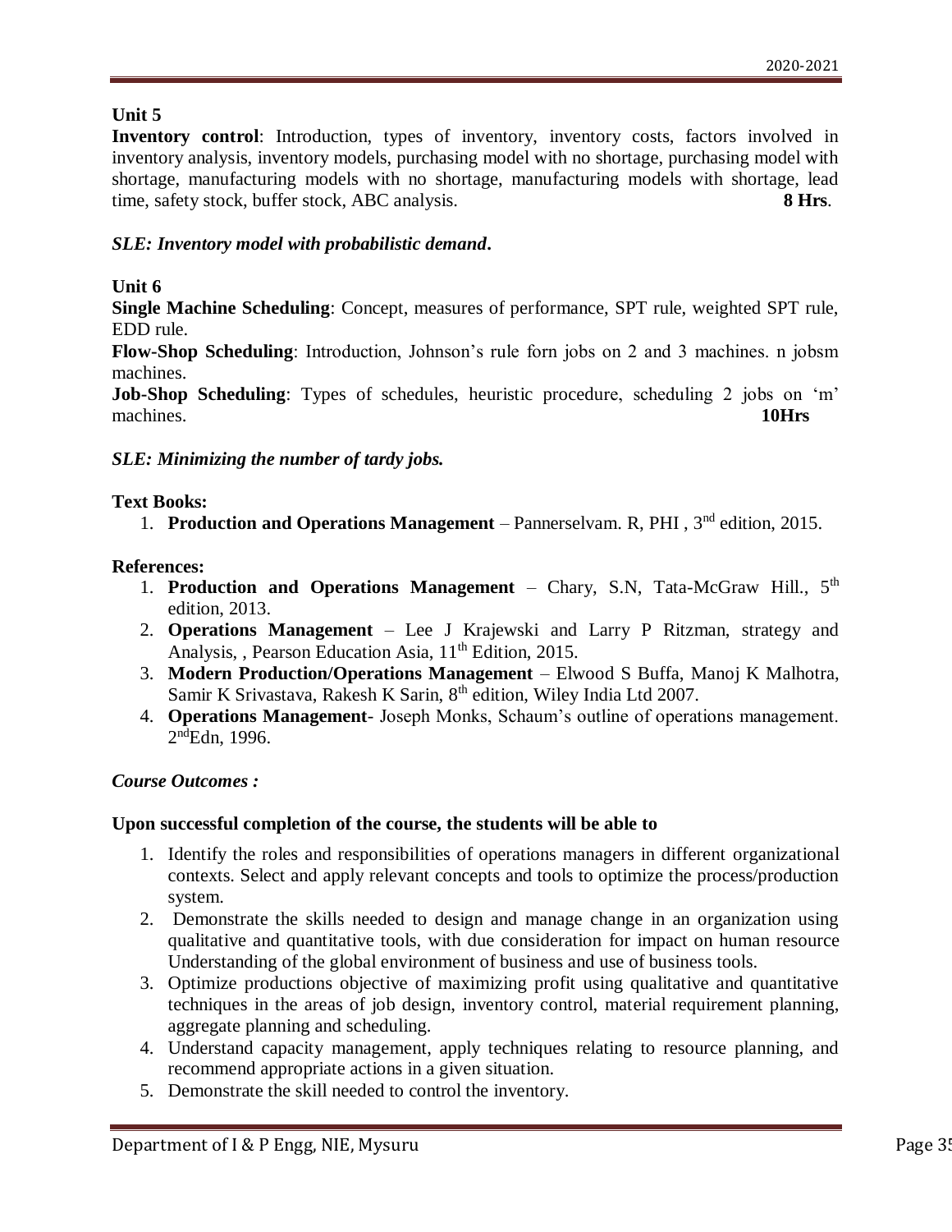**Unit 5**

**Inventory control**: Introduction, types of inventory, inventory costs, factors involved in inventory analysis, inventory models, purchasing model with no shortage, purchasing model with shortage, manufacturing models with no shortage, manufacturing models with shortage, lead time, safety stock, buffer stock, ABC analysis. **8 Hrs**.

***SLE: Inventory model with probabilistic demand.***

**Unit 6**

**Single Machine Scheduling**: Concept, measures of performance, SPT rule, weighted SPT rule, EDD rule.

**Flow-Shop Scheduling**: Introduction, Johnson's rule forn jobs on 2 and 3 machines. n jobsm machines.

**Job-Shop Scheduling**: Types of schedules, heuristic procedure, scheduling 2 jobs on 'm' machines. **10Hrs**

***SLE: Minimizing the number of tardy jobs.***

**Text Books:**

1. **Production and Operations Management** – Pannerselvam. R, PHI , 3rd edition, 2015.

**References:**

1. **Production and Operations Management** – Chary, S.N, Tata-McGraw Hill., 5th edition, 2013.
2. **Operations Management** – Lee J Krajewski and Larry P Ritzman, strategy and Analysis, , Pearson Education Asia, 11th Edition, 2015.
3. **Modern Production/Operations Management** – Elwood S Buffa, Manoj K Malhotra, Samir K Srivastava, Rakesh K Sarin, 8th edition, Wiley India Ltd 2007.
4. **Operations Management**- Joseph Monks, Schaum's outline of operations management. 2ndEdn, 1996.

***Course Outcomes :***

**Upon successful completion of the course, the students will be able to**

1. Identify the roles and responsibilities of operations managers in different organizational contexts. Select and apply relevant concepts and tools to optimize the process/production system.
2. Demonstrate the skills needed to design and manage change in an organization using qualitative and quantitative tools, with due consideration for impact on human resource Understanding of the global environment of business and use of business tools.
3. Optimize productions objective of maximizing profit using qualitative and quantitative techniques in the areas of job design, inventory control, material requirement planning, aggregate planning and scheduling.
4. Understand capacity management, apply techniques relating to resource planning, and recommend appropriate actions in a given situation.
5. Demonstrate the skill needed to control the inventory.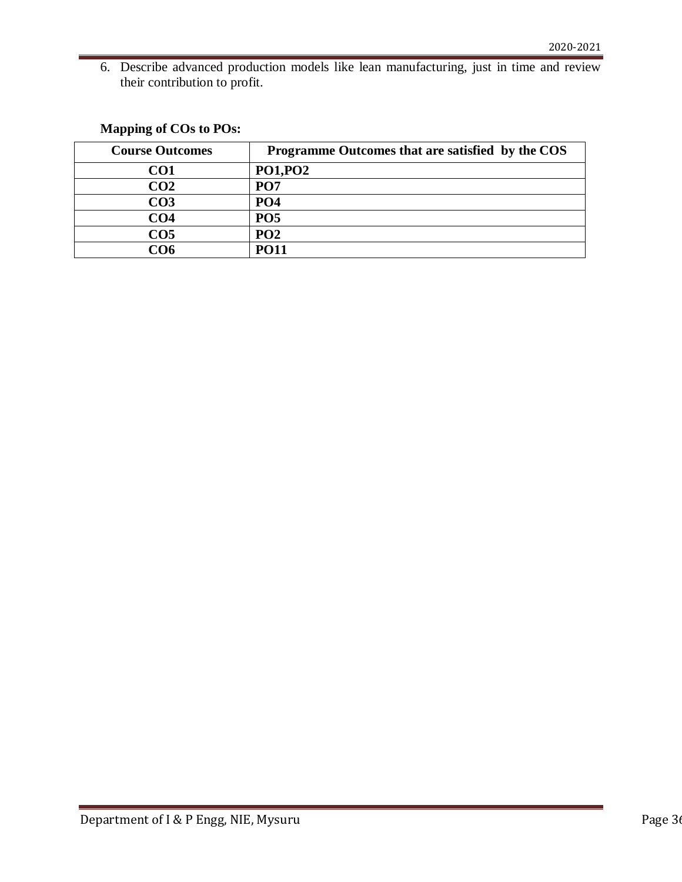6. Describe advanced production models like lean manufacturing, just in time and review their contribution to profit.

**Mapping of COs to POs:**

| Course Outcomes | Programme Outcomes that are satisfied by the COS |
|---|---|
| **CO1** | **PO1,PO2** |
| **CO2** | **PO7** |
| **CO3** | **PO4** |
| **CO4** | **PO5** |
| **CO5** | **PO2** |
| **CO6** | **PO11** |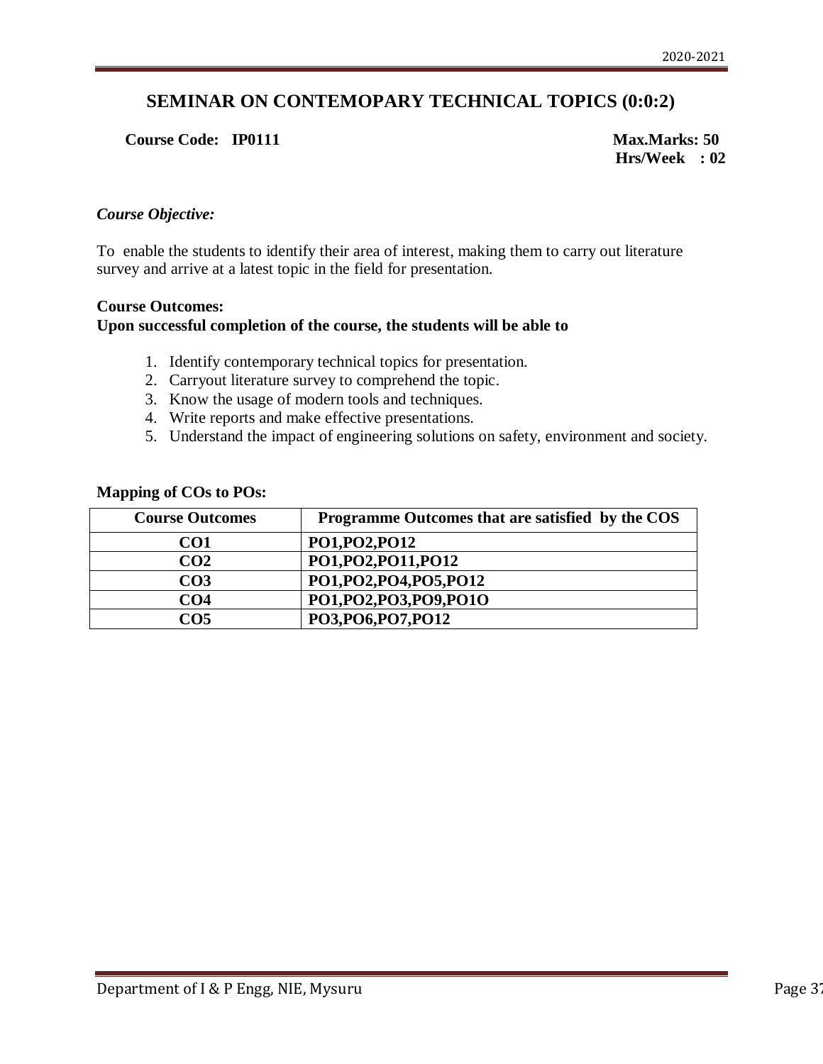# SEMINAR ON CONTEMOPARY TECHNICAL TOPICS (0:0:2)

**Course Code: IP0111** **Max.Marks: 50**
**Hrs/Week : 02**

***Course Objective:***

To enable the students to identify their area of interest, making them to carry out literature survey and arrive at a latest topic in the field for presentation.

**Course Outcomes:**
**Upon successful completion of the course, the students will be able to**

1. Identify contemporary technical topics for presentation.
2. Carryout literature survey to comprehend the topic.
3. Know the usage of modern tools and techniques.
4. Write reports and make effective presentations.
5. Understand the impact of engineering solutions on safety, environment and society.

**Mapping of COs to POs:**

| Course Outcomes | Programme Outcomes that are satisfied by the COS |
|---|---|
| CO1 | PO1,PO2,PO12 |
| CO2 | PO1,PO2,PO11,PO12 |
| CO3 | PO1,PO2,PO4,PO5,PO12 |
| CO4 | PO1,PO2,PO3,PO9,PO1O |
| CO5 | PO3,PO6,PO7,PO12 |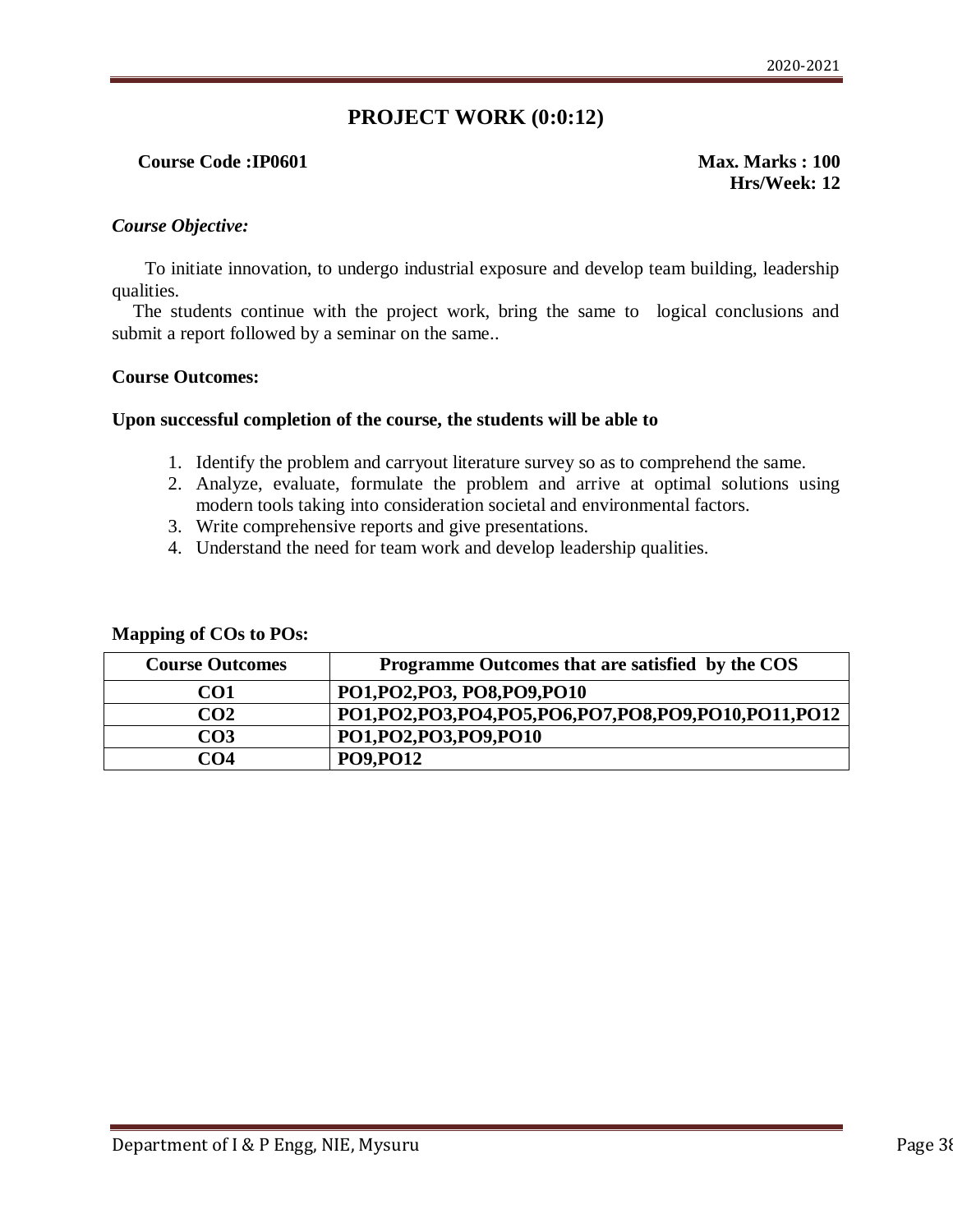## PROJECT WORK (0:0:12)

**Course Code :IP0601** **Max. Marks : 100**
**Hrs/Week: 12**

*Course Objective:*

To initiate innovation, to undergo industrial exposure and develop team building, leadership qualities.

The students continue with the project work, bring the same to logical conclusions and submit a report followed by a seminar on the same..

**Course Outcomes:**

**Upon successful completion of the course, the students will be able to**

1. Identify the problem and carryout literature survey so as to comprehend the same.
2. Analyze, evaluate, formulate the problem and arrive at optimal solutions using modern tools taking into consideration societal and environmental factors.
3. Write comprehensive reports and give presentations.
4. Understand the need for team work and develop leadership qualities.

**Mapping of COs to POs:**

| Course Outcomes | Programme Outcomes that are satisfied by the COS |
|---|---|
| CO1 | PO1,PO2,PO3, PO8,PO9,PO10 |
| CO2 | PO1,PO2,PO3,PO4,PO5,PO6,PO7,PO8,PO9,PO10,PO11,PO12 |
| CO3 | PO1,PO2,PO3,PO9,PO10 |
| CO4 | PO9,PO12 |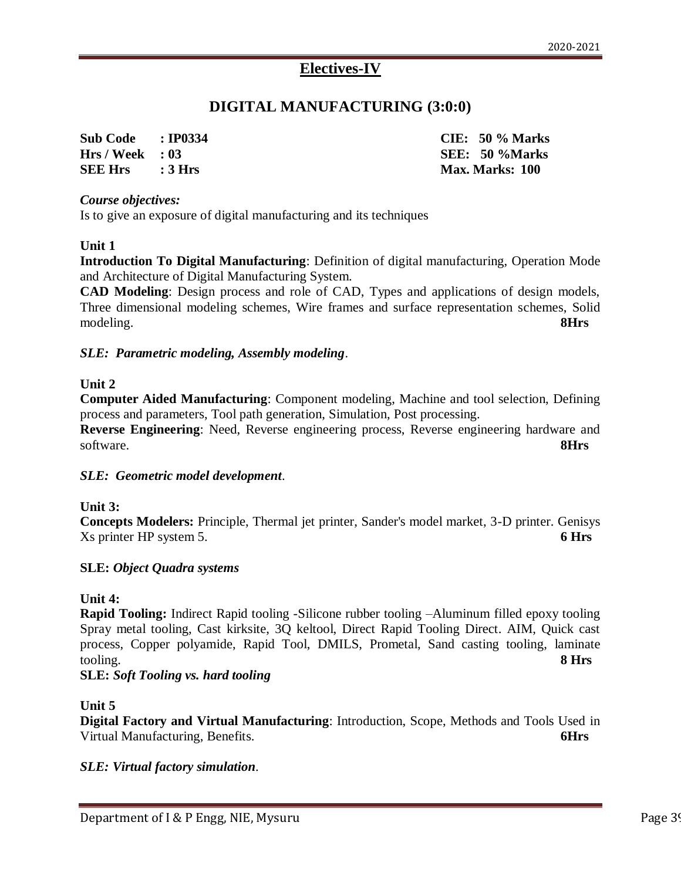## Electives-IV

# DIGITAL MANUFACTURING (3:0:0)

| | |
|---|---|
| **Sub Code : IP0334** | **CIE: 50 % Marks** |
| **Hrs / Week : 03** | **SEE: 50 %Marks** |
| **SEE Hrs : 3 Hrs** | **Max. Marks: 100** |

***Course objectives:***

Is to give an exposure of digital manufacturing and its techniques

**Unit 1**

**Introduction To Digital Manufacturing**: Definition of digital manufacturing, Operation Mode and Architecture of Digital Manufacturing System.

**CAD Modeling**: Design process and role of CAD, Types and applications of design models, Three dimensional modeling schemes, Wire frames and surface representation schemes, Solid modeling. **8Hrs**

***SLE: Parametric modeling, Assembly modeling***.

**Unit 2**

**Computer Aided Manufacturing**: Component modeling, Machine and tool selection, Defining process and parameters, Tool path generation, Simulation, Post processing.

**Reverse Engineering**: Need, Reverse engineering process, Reverse engineering hardware and software. **8Hrs**

***SLE: Geometric model development***.

**Unit 3:**

**Concepts Modelers:** Principle, Thermal jet printer, Sander's model market, 3-D printer. Genisys Xs printer HP system 5. **6 Hrs**

**SLE:** ***Object Quadra systems***

**Unit 4:**

**Rapid Tooling:** Indirect Rapid tooling -Silicone rubber tooling –Aluminum filled epoxy tooling Spray metal tooling, Cast kirksite, 3Q keltool, Direct Rapid Tooling Direct. AIM, Quick cast process, Copper polyamide, Rapid Tool, DMILS, Prometal, Sand casting tooling, laminate tooling. **8 Hrs**

**SLE:** ***Soft Tooling vs. hard tooling***

**Unit 5**

**Digital Factory and Virtual Manufacturing**: Introduction, Scope, Methods and Tools Used in Virtual Manufacturing, Benefits. **6Hrs**

***SLE: Virtual factory simulation***.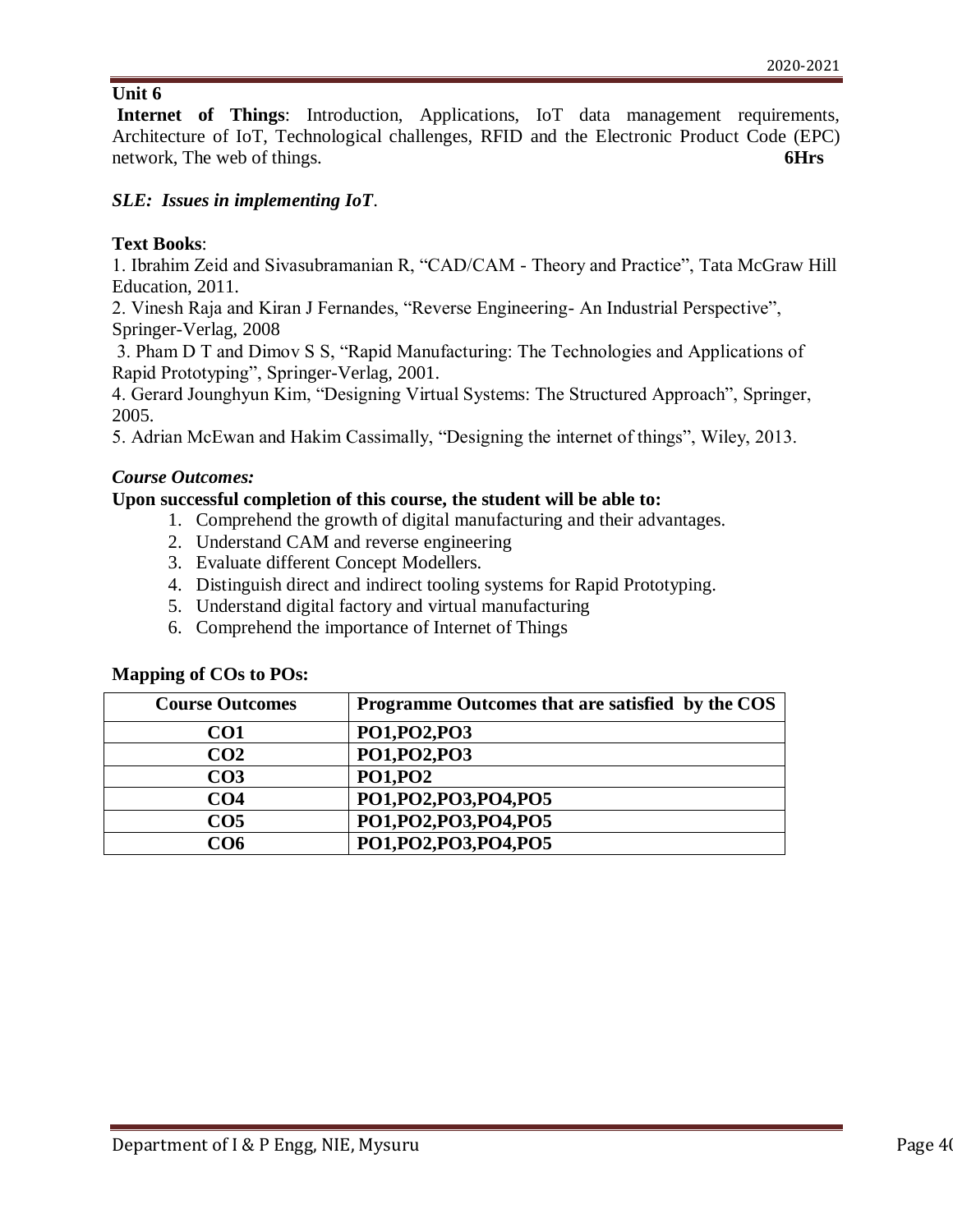**Unit 6**

**Internet of Things**: Introduction, Applications, IoT data management requirements, Architecture of IoT, Technological challenges, RFID and the Electronic Product Code (EPC) network, The web of things. **6Hrs**

***SLE: Issues in implementing IoT***.

**Text Books**:

1. Ibrahim Zeid and Sivasubramanian R, "CAD/CAM - Theory and Practice", Tata McGraw Hill Education, 2011.
2. Vinesh Raja and Kiran J Fernandes, "Reverse Engineering- An Industrial Perspective", Springer-Verlag, 2008
3. Pham D T and Dimov S S, "Rapid Manufacturing: The Technologies and Applications of Rapid Prototyping", Springer-Verlag, 2001.
4. Gerard Jounghyun Kim, "Designing Virtual Systems: The Structured Approach", Springer, 2005.
5. Adrian McEwan and Hakim Cassimally, "Designing the internet of things", Wiley, 2013.

***Course Outcomes:***

**Upon successful completion of this course, the student will be able to:**

1. Comprehend the growth of digital manufacturing and their advantages.
2. Understand CAM and reverse engineering
3. Evaluate different Concept Modellers.
4. Distinguish direct and indirect tooling systems for Rapid Prototyping.
5. Understand digital factory and virtual manufacturing
6. Comprehend the importance of Internet of Things

**Mapping of COs to POs:**

| Course Outcomes | Programme Outcomes that are satisfied by the COS |
|---|---|
| CO1 | PO1,PO2,PO3 |
| CO2 | PO1,PO2,PO3 |
| CO3 | PO1,PO2 |
| CO4 | PO1,PO2,PO3,PO4,PO5 |
| CO5 | PO1,PO2,PO3,PO4,PO5 |
| CO6 | PO1,PO2,PO3,PO4,PO5 |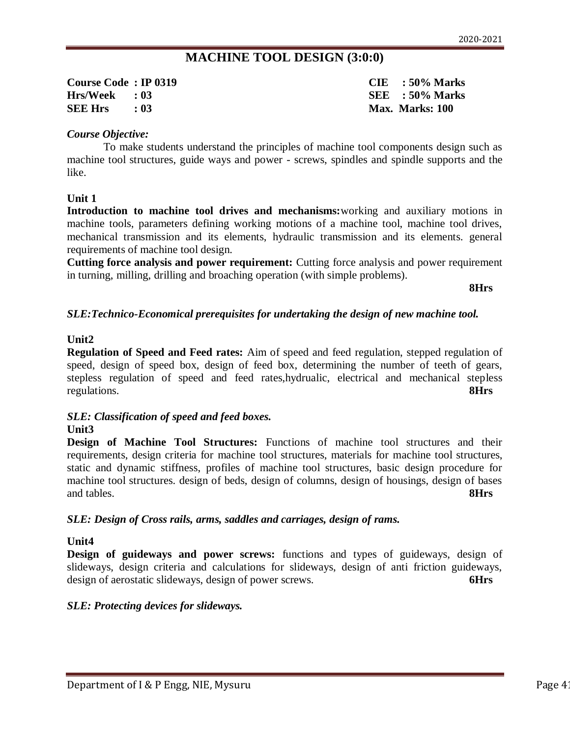# MACHINE TOOL DESIGN (3:0:0)

**Course Code : IP 0319**
**Hrs/Week : 03**
**SEE Hrs : 03**

**CIE : 50% Marks**
**SEE : 50% Marks**
**Max. Marks: 100**

***Course Objective:***

To make students understand the principles of machine tool components design such as machine tool structures, guide ways and power - screws, spindles and spindle supports and the like.

**Unit 1**

**Introduction to machine tool drives and mechanisms:**working and auxiliary motions in machine tools, parameters defining working motions of a machine tool, machine tool drives, mechanical transmission and its elements, hydraulic transmission and its elements. general requirements of machine tool design.

**Cutting force analysis and power requirement:** Cutting force analysis and power requirement in turning, milling, drilling and broaching operation (with simple problems).

**8Hrs**

***SLE:Technico-Economical prerequisites for undertaking the design of new machine tool.***

**Unit2**

**Regulation of Speed and Feed rates:** Aim of speed and feed regulation, stepped regulation of speed, design of speed box, design of feed box, determining the number of teeth of gears, stepless regulation of speed and feed rates,hydrualic, electrical and mechanical stepless regulations. **8Hrs**

***SLE: Classification of speed and feed boxes.***

**Unit3**

**Design of Machine Tool Structures:** Functions of machine tool structures and their requirements, design criteria for machine tool structures, materials for machine tool structures, static and dynamic stiffness, profiles of machine tool structures, basic design procedure for machine tool structures. design of beds, design of columns, design of housings, design of bases and tables. **8Hrs**

***SLE: Design of Cross rails, arms, saddles and carriages, design of rams.***

**Unit4**

**Design of guideways and power screws:** functions and types of guideways, design of slideways, design criteria and calculations for slideways, design of anti friction guideways, design of aerostatic slideways, design of power screws. **6Hrs**

***SLE: Protecting devices for slideways.***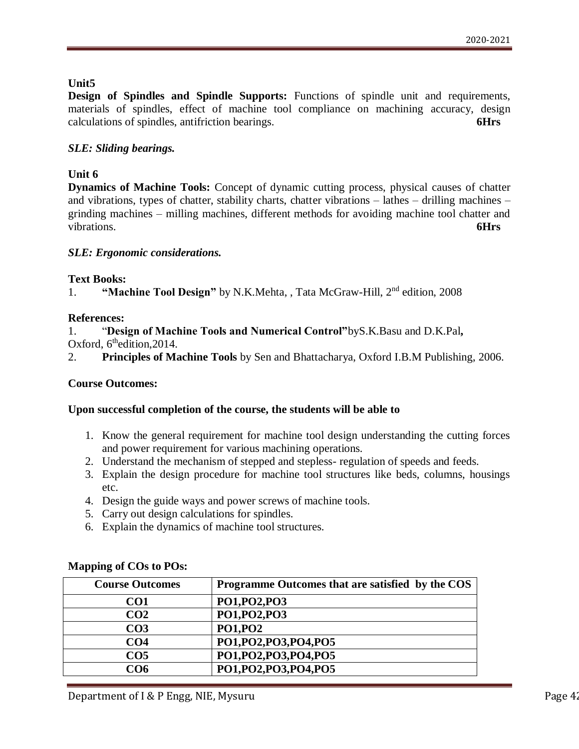**Unit5**

**Design of Spindles and Spindle Supports:** Functions of spindle unit and requirements, materials of spindles, effect of machine tool compliance on machining accuracy, design calculations of spindles, antifriction bearings. **6Hrs**

***SLE: Sliding bearings.***

**Unit 6**

**Dynamics of Machine Tools:** Concept of dynamic cutting process, physical causes of chatter and vibrations, types of chatter, stability charts, chatter vibrations – lathes – drilling machines – grinding machines – milling machines, different methods for avoiding machine tool chatter and vibrations. **6Hrs**

***SLE: Ergonomic considerations.***

**Text Books:**

1. **"Machine Tool Design"** by N.K.Mehta, , Tata McGraw-Hill, 2nd edition, 2008

**References:**

1. "**Design of Machine Tools and Numerical Control"**byS.K.Basu and D.K.Pal**,** Oxford, 6thedition,2014.
2. **Principles of Machine Tools** by Sen and Bhattacharya, Oxford I.B.M Publishing, 2006.

**Course Outcomes:**

**Upon successful completion of the course, the students will be able to**

1. Know the general requirement for machine tool design understanding the cutting forces and power requirement for various machining operations.
2. Understand the mechanism of stepped and stepless- regulation of speeds and feeds.
3. Explain the design procedure for machine tool structures like beds, columns, housings etc.
4. Design the guide ways and power screws of machine tools.
5. Carry out design calculations for spindles.
6. Explain the dynamics of machine tool structures.

**Mapping of COs to POs:**

| Course Outcomes | Programme Outcomes that are satisfied by the COS |
|---|---|
| CO1 | PO1,PO2,PO3 |
| CO2 | PO1,PO2,PO3 |
| CO3 | PO1,PO2 |
| CO4 | PO1,PO2,PO3,PO4,PO5 |
| CO5 | PO1,PO2,PO3,PO4,PO5 |
| CO6 | PO1,PO2,PO3,PO4,PO5 |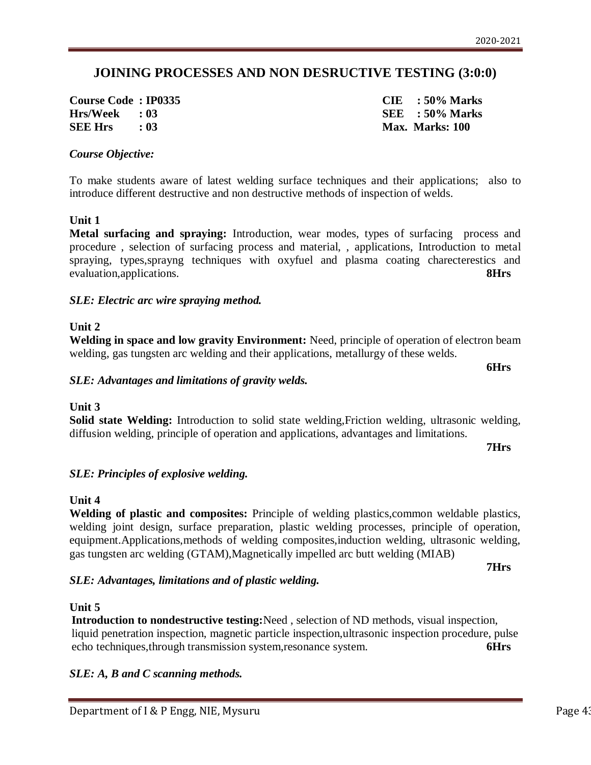## JOINING PROCESSES AND NON DESRUCTIVE TESTING (3:0:0)

**Course Code : IP0335**
**Hrs/Week : 03**
**SEE Hrs : 03**

**CIE : 50% Marks**
**SEE : 50% Marks**
**Max. Marks: 100**

*Course Objective:*

To make students aware of latest welding surface techniques and their applications; also to introduce different destructive and non destructive methods of inspection of welds.

**Unit 1**

**Metal surfacing and spraying:** Introduction, wear modes, types of surfacing process and procedure , selection of surfacing process and material, , applications, Introduction to metal spraying, types,sprayng techniques with oxyfuel and plasma coating charecterestics and evaluation,applications. **8Hrs**

*SLE: Electric arc wire spraying method.*

**Unit 2**

**Welding in space and low gravity Environment:** Need, principle of operation of electron beam welding, gas tungsten arc welding and their applications, metallurgy of these welds. **6Hrs**

*SLE: Advantages and limitations of gravity welds.*

**Unit 3**

**Solid state Welding:** Introduction to solid state welding,Friction welding, ultrasonic welding, diffusion welding, principle of operation and applications, advantages and limitations. **7Hrs**

*SLE: Principles of explosive welding.*

**Unit 4**

**Welding of plastic and composites:** Principle of welding plastics,common weldable plastics, welding joint design, surface preparation, plastic welding processes, principle of operation, equipment.Applications,methods of welding composites,induction welding, ultrasonic welding, gas tungsten arc welding (GTAM),Magnetically impelled arc butt welding (MIAB) **7Hrs**

*SLE: Advantages, limitations and of plastic welding.*

**Unit 5**

**Introduction to nondestructive testing:**Need , selection of ND methods, visual inspection, liquid penetration inspection, magnetic particle inspection,ultrasonic inspection procedure, pulse echo techniques,through transmission system,resonance system. **6Hrs**

*SLE: A, B and C scanning methods.*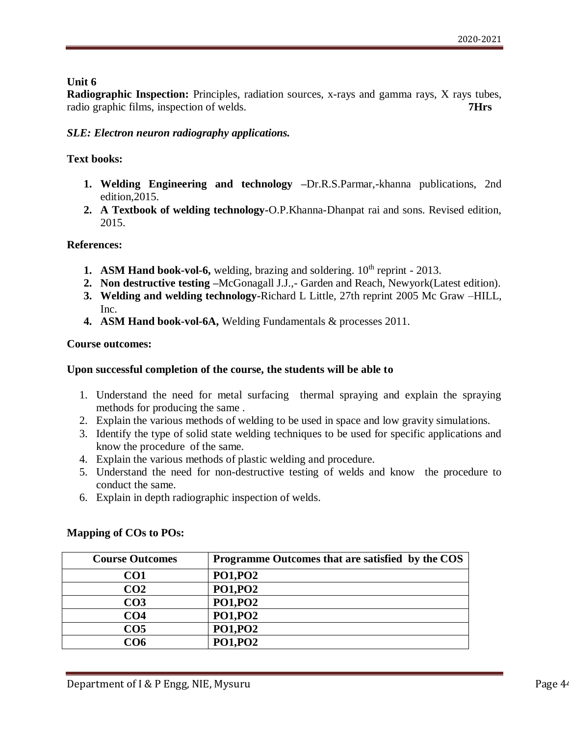**Unit 6**

**Radiographic Inspection:** Principles, radiation sources, x-rays and gamma rays, X rays tubes, radio graphic films, inspection of welds. **7Hrs**

***SLE: Electron neuron radiography applications.***

**Text books:**

1. **Welding Engineering and technology –**Dr.R.S.Parmar,-khanna publications, 2nd edition,2015.
2. **A Textbook of welding technology-**O.P.Khanna-Dhanpat rai and sons. Revised edition, 2015.

**References:**

1. **ASM Hand book-vol-6,** welding, brazing and soldering. 10th reprint - 2013.
2. **Non destructive testing –**McGonagall J.J.,- Garden and Reach, Newyork(Latest edition).
3. **Welding and welding technology-**Richard L Little, 27th reprint 2005 Mc Graw –HILL, Inc.
4. **ASM Hand book-vol-6A,** Welding Fundamentals & processes 2011.

**Course outcomes:**

**Upon successful completion of the course, the students will be able to**

1. Understand the need for metal surfacing thermal spraying and explain the spraying methods for producing the same .
2. Explain the various methods of welding to be used in space and low gravity simulations.
3. Identify the type of solid state welding techniques to be used for specific applications and know the procedure of the same.
4. Explain the various methods of plastic welding and procedure.
5. Understand the need for non-destructive testing of welds and know the procedure to conduct the same.
6. Explain in depth radiographic inspection of welds.

**Mapping of COs to POs:**

| Course Outcomes | Programme Outcomes that are satisfied by the COS |
|---|---|
| CO1 | PO1,PO2 |
| CO2 | PO1,PO2 |
| CO3 | PO1,PO2 |
| CO4 | PO1,PO2 |
| CO5 | PO1,PO2 |
| CO6 | PO1,PO2 |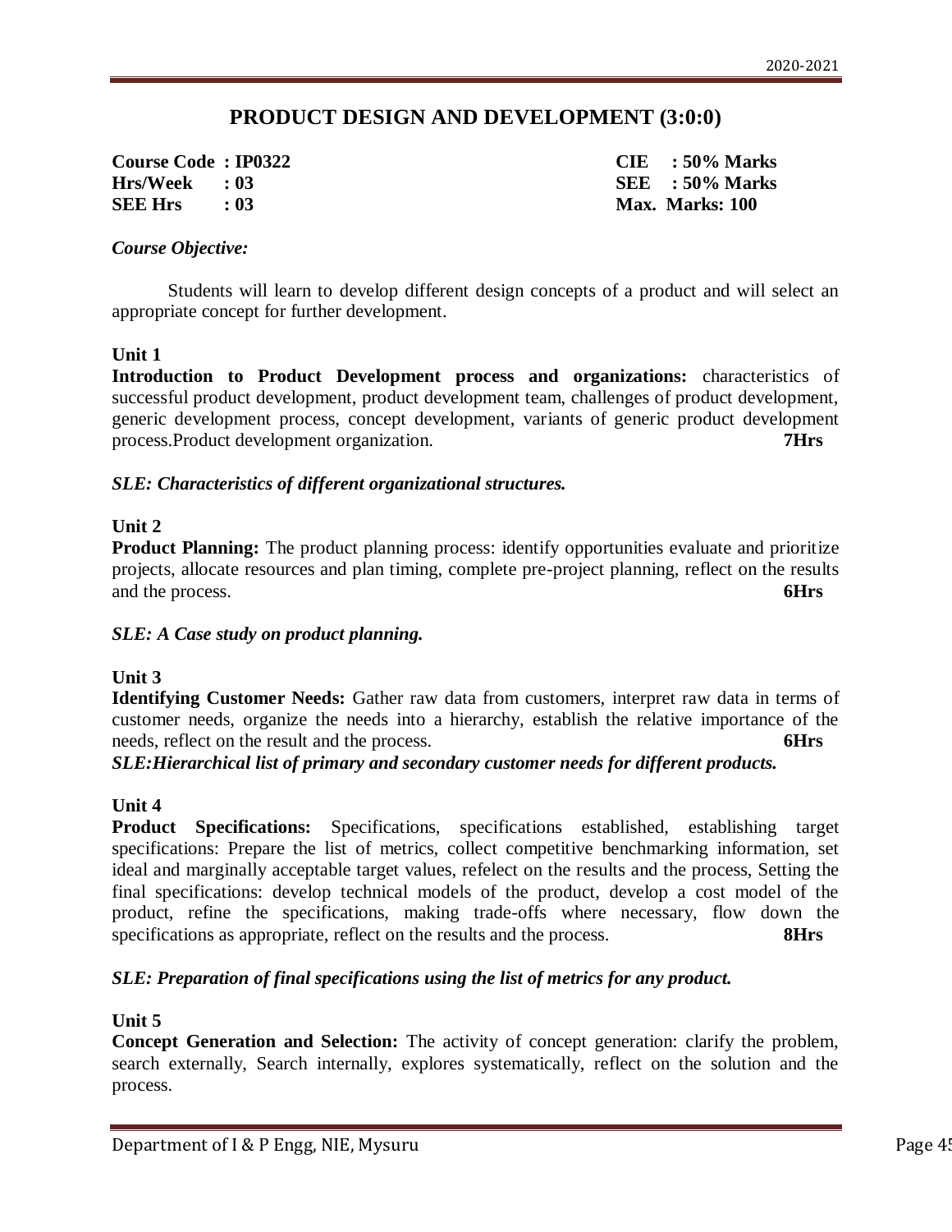# PRODUCT DESIGN AND DEVELOPMENT (3:0:0)

**Course Code : IP0322**  
**Hrs/Week : 03**  
**SEE Hrs : 03**

**CIE : 50% Marks**  
**SEE : 50% Marks**  
**Max. Marks: 100**

***Course Objective:***

Students will learn to develop different design concepts of a product and will select an appropriate concept for further development.

**Unit 1**

**Introduction to Product Development process and organizations:** characteristics of successful product development, product development team, challenges of product development, generic development process, concept development, variants of generic product development process.Product development organization. **7Hrs**

***SLE: Characteristics of different organizational structures.***

**Unit 2**

**Product Planning:** The product planning process: identify opportunities evaluate and prioritize projects, allocate resources and plan timing, complete pre-project planning, reflect on the results and the process. **6Hrs**

***SLE: A Case study on product planning.***

**Unit 3**

**Identifying Customer Needs:** Gather raw data from customers, interpret raw data in terms of customer needs, organize the needs into a hierarchy, establish the relative importance of the needs, reflect on the result and the process. **6Hrs**

***SLE:Hierarchical list of primary and secondary customer needs for different products.***

**Unit 4**

**Product Specifications:** Specifications, specifications established, establishing target specifications: Prepare the list of metrics, collect competitive benchmarking information, set ideal and marginally acceptable target values, refelect on the results and the process, Setting the final specifications: develop technical models of the product, develop a cost model of the product, refine the specifications, making trade-offs where necessary, flow down the specifications as appropriate, reflect on the results and the process. **8Hrs**

***SLE: Preparation of final specifications using the list of metrics for any product.***

**Unit 5**

**Concept Generation and Selection:** The activity of concept generation: clarify the problem, search externally, Search internally, explores systematically, reflect on the solution and the process.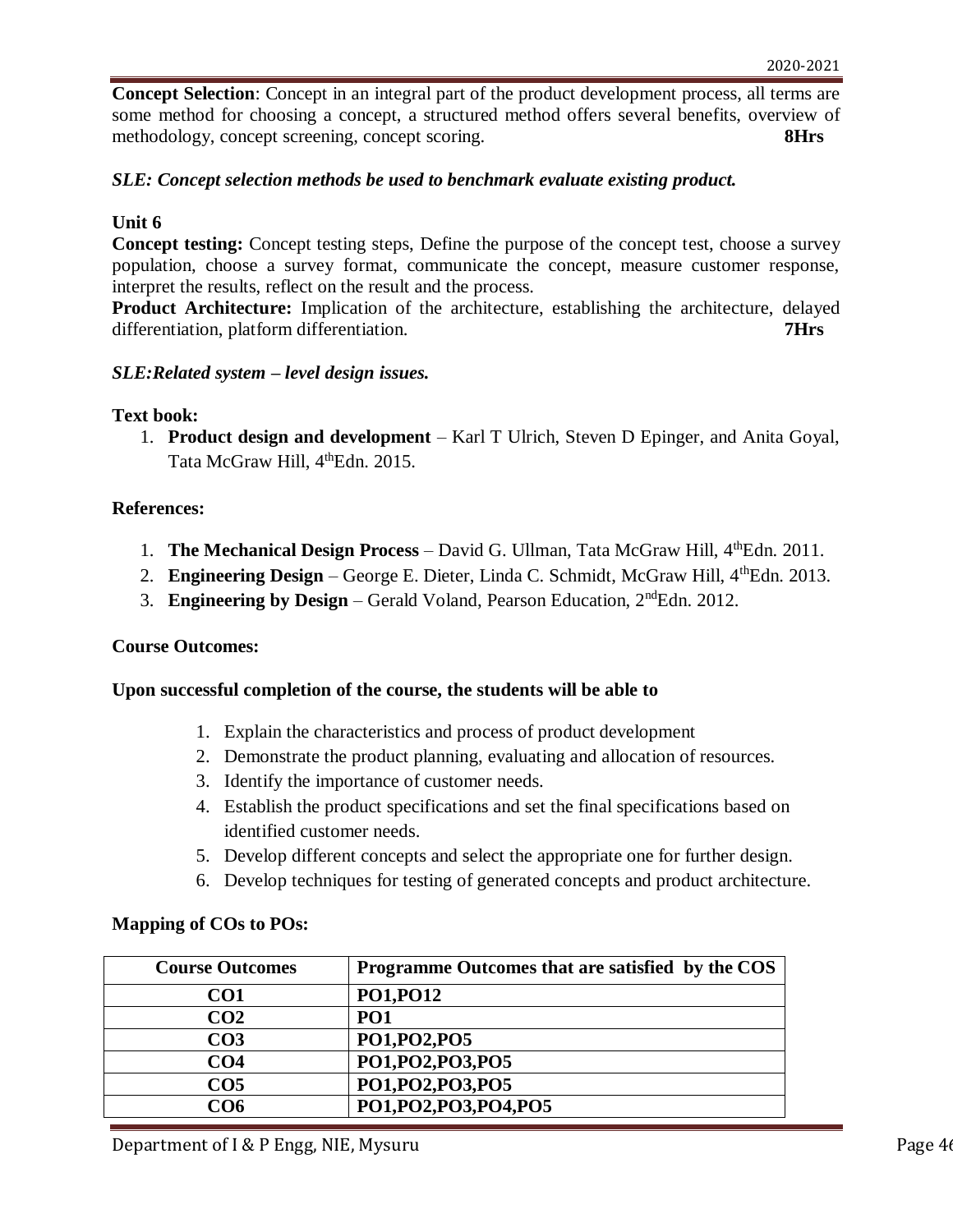**Concept Selection**: Concept in an integral part of the product development process, all terms are some method for choosing a concept, a structured method offers several benefits, overview of methodology, concept screening, concept scoring. **8Hrs**

***SLE: Concept selection methods be used to benchmark evaluate existing product.***

**Unit 6**

**Concept testing:** Concept testing steps, Define the purpose of the concept test, choose a survey population, choose a survey format, communicate the concept, measure customer response, interpret the results, reflect on the result and the process.

**Product Architecture:** Implication of the architecture, establishing the architecture, delayed differentiation, platform differentiation. **7Hrs**

***SLE:Related system – level design issues.***

**Text book:**

1. **Product design and development** – Karl T Ulrich, Steven D Epinger, and Anita Goyal, Tata McGraw Hill, 4thEdn. 2015.

**References:**

1. **The Mechanical Design Process** – David G. Ullman, Tata McGraw Hill, 4thEdn. 2011.
2. **Engineering Design** – George E. Dieter, Linda C. Schmidt, McGraw Hill, 4thEdn. 2013.
3. **Engineering by Design** – Gerald Voland, Pearson Education, 2ndEdn. 2012.

**Course Outcomes:**

**Upon successful completion of the course, the students will be able to**

1. Explain the characteristics and process of product development
2. Demonstrate the product planning, evaluating and allocation of resources.
3. Identify the importance of customer needs.
4. Establish the product specifications and set the final specifications based on identified customer needs.
5. Develop different concepts and select the appropriate one for further design.
6. Develop techniques for testing of generated concepts and product architecture.

**Mapping of COs to POs:**

| Course Outcomes | Programme Outcomes that are satisfied by the COS |
|---|---|
| CO1 | PO1,PO12 |
| CO2 | PO1 |
| CO3 | PO1,PO2,PO5 |
| CO4 | PO1,PO2,PO3,PO5 |
| CO5 | PO1,PO2,PO3,PO5 |
| CO6 | PO1,PO2,PO3,PO4,PO5 |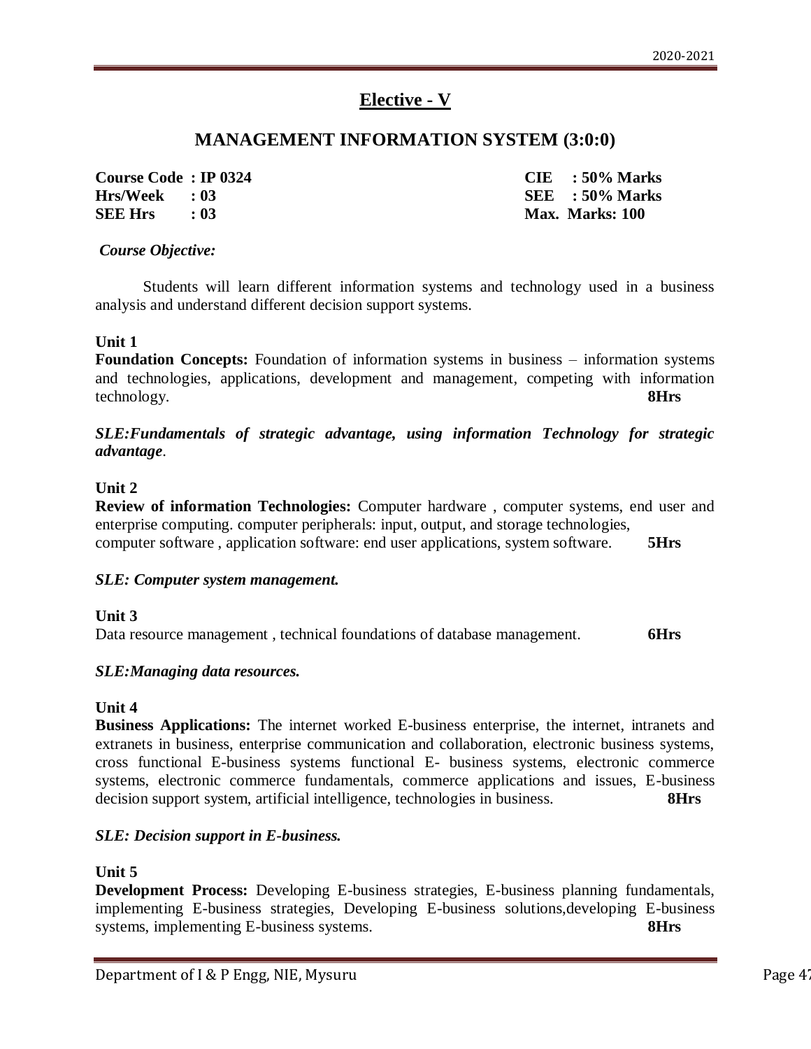## Elective - V

## MANAGEMENT INFORMATION SYSTEM (3:0:0)

**Course Code : IP 0324** | **CIE : 50% Marks**
**Hrs/Week : 03** | **SEE : 50% Marks**
**SEE Hrs : 03** | **Max. Marks: 100**

***Course Objective:***

Students will learn different information systems and technology used in a business analysis and understand different decision support systems.

**Unit 1**

**Foundation Concepts:** Foundation of information systems in business – information systems and technologies, applications, development and management, competing with information technology. **8Hrs**

***SLE:Fundamentals of strategic advantage, using information Technology for strategic advantage*.**

**Unit 2**

**Review of information Technologies:** Computer hardware , computer systems, end user and enterprise computing. computer peripherals: input, output, and storage technologies, computer software , application software: end user applications, system software. **5Hrs**

***SLE: Computer system management.***

**Unit 3**

Data resource management , technical foundations of database management. **6Hrs**

***SLE:Managing data resources.***

**Unit 4**

**Business Applications:** The internet worked E-business enterprise, the internet, intranets and extranets in business, enterprise communication and collaboration, electronic business systems, cross functional E-business systems functional E- business systems, electronic commerce systems, electronic commerce fundamentals, commerce applications and issues, E-business decision support system, artificial intelligence, technologies in business. **8Hrs**

***SLE: Decision support in E-business.***

**Unit 5**

**Development Process:** Developing E-business strategies, E-business planning fundamentals, implementing E-business strategies, Developing E-business solutions,developing E-business systems, implementing E-business systems. **8Hrs**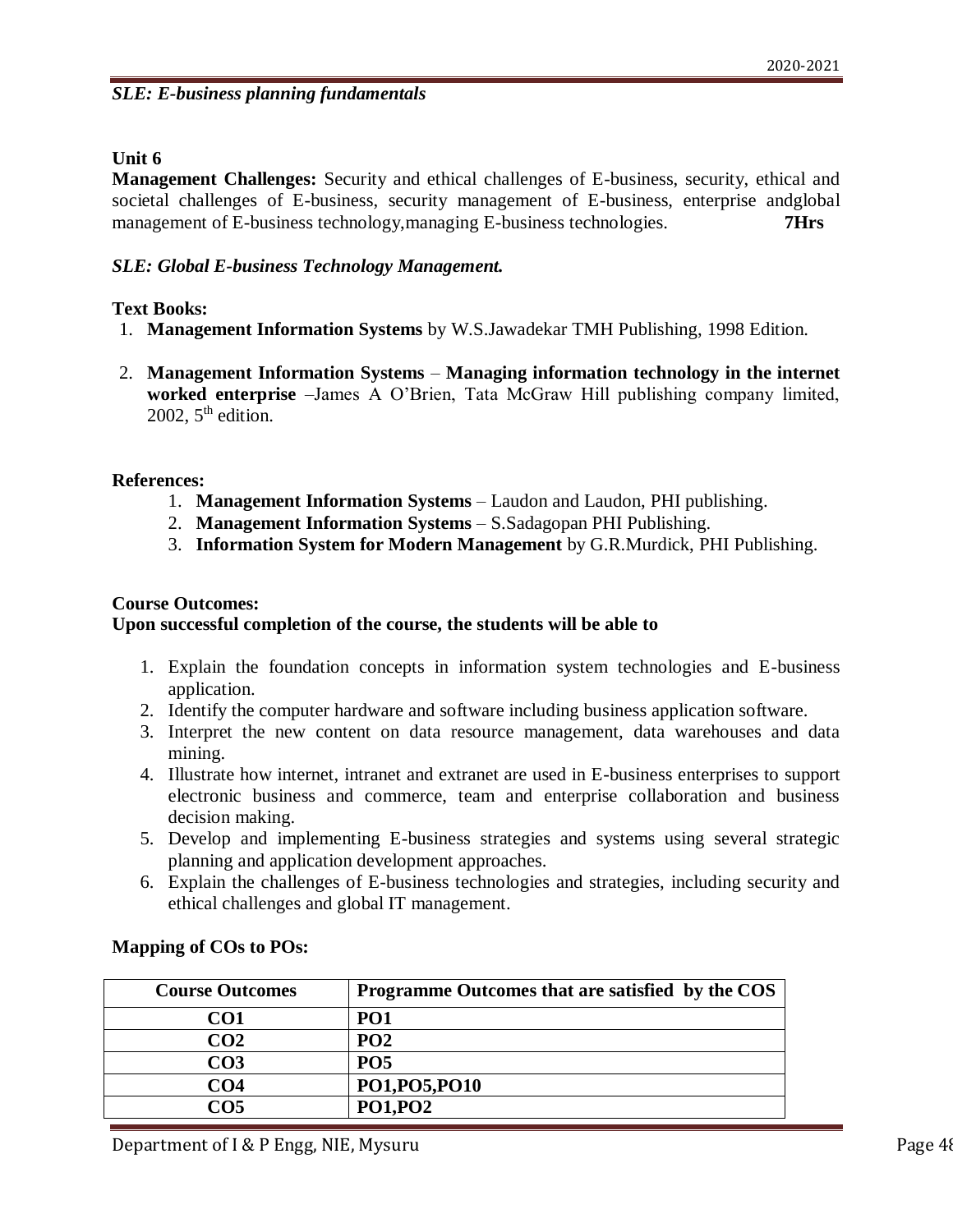*SLE: E-business planning fundamentals*

**Unit 6**

**Management Challenges:** Security and ethical challenges of E-business, security, ethical and societal challenges of E-business, security management of E-business, enterprise andglobal management of E-business technology,managing E-business technologies. **7Hrs**

*SLE: Global E-business Technology Management.*

**Text Books:**

1. **Management Information Systems** by W.S.Jawadekar TMH Publishing, 1998 Edition.
2. **Management Information Systems** – **Managing information technology in the internet worked enterprise** –James A O'Brien, Tata McGraw Hill publishing company limited, 2002, 5th edition.

**References:**

1. **Management Information Systems** – Laudon and Laudon, PHI publishing.
2. **Management Information Systems** – S.Sadagopan PHI Publishing.
3. **Information System for Modern Management** by G.R.Murdick, PHI Publishing.

**Course Outcomes:**

**Upon successful completion of the course, the students will be able to**

1. Explain the foundation concepts in information system technologies and E-business application.
2. Identify the computer hardware and software including business application software.
3. Interpret the new content on data resource management, data warehouses and data mining.
4. Illustrate how internet, intranet and extranet are used in E-business enterprises to support electronic business and commerce, team and enterprise collaboration and business decision making.
5. Develop and implementing E-business strategies and systems using several strategic planning and application development approaches.
6. Explain the challenges of E-business technologies and strategies, including security and ethical challenges and global IT management.

**Mapping of COs to POs:**

| Course Outcomes | Programme Outcomes that are satisfied by the COS |
|---|---|
| CO1 | PO1 |
| CO2 | PO2 |
| CO3 | PO5 |
| CO4 | PO1,PO5,PO10 |
| CO5 | PO1,PO2 |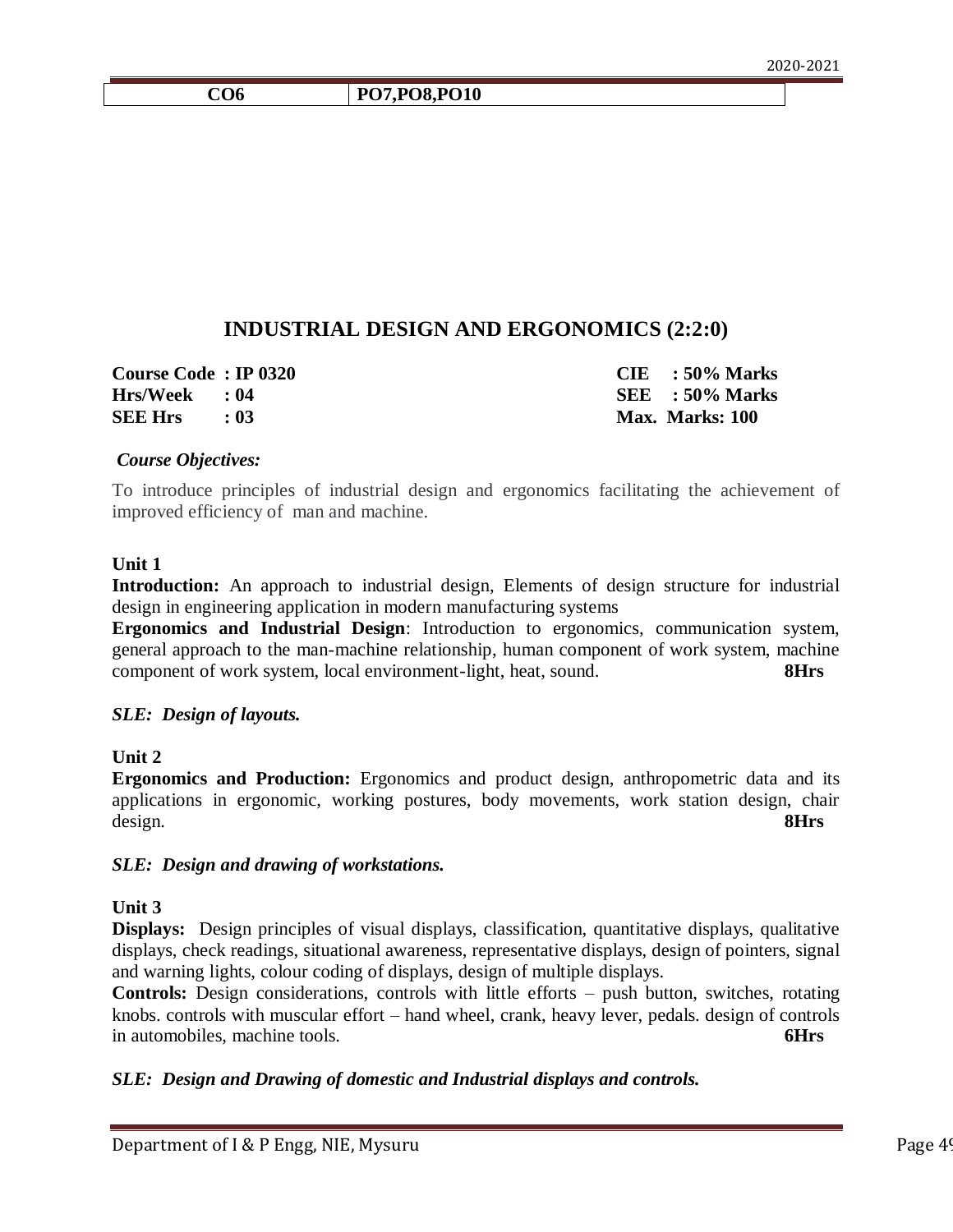| CO6 | PO7,PO8,PO10 |
|---|---|

## INDUSTRIAL DESIGN AND ERGONOMICS (2:2:0)

**Course Code : IP 0320** **CIE : 50% Marks**
**Hrs/Week : 04** **SEE : 50% Marks**
**SEE Hrs : 03** **Max. Marks: 100**

***Course Objectives:***

To introduce principles of industrial design and ergonomics facilitating the achievement of improved efficiency of man and machine.

**Unit 1**

**Introduction:** An approach to industrial design, Elements of design structure for industrial design in engineering application in modern manufacturing systems

**Ergonomics and Industrial Design**: Introduction to ergonomics, communication system, general approach to the man-machine relationship, human component of work system, machine component of work system, local environment-light, heat, sound. **8Hrs**

***SLE: Design of layouts.***

**Unit 2**

**Ergonomics and Production:** Ergonomics and product design, anthropometric data and its applications in ergonomic, working postures, body movements, work station design, chair design. **8Hrs**

***SLE: Design and drawing of workstations.***

**Unit 3**

**Displays:** Design principles of visual displays, classification, quantitative displays, qualitative displays, check readings, situational awareness, representative displays, design of pointers, signal and warning lights, colour coding of displays, design of multiple displays.

**Controls:** Design considerations, controls with little efforts – push button, switches, rotating knobs. controls with muscular effort – hand wheel, crank, heavy lever, pedals. design of controls in automobiles, machine tools. **6Hrs**

***SLE: Design and Drawing of domestic and Industrial displays and controls.***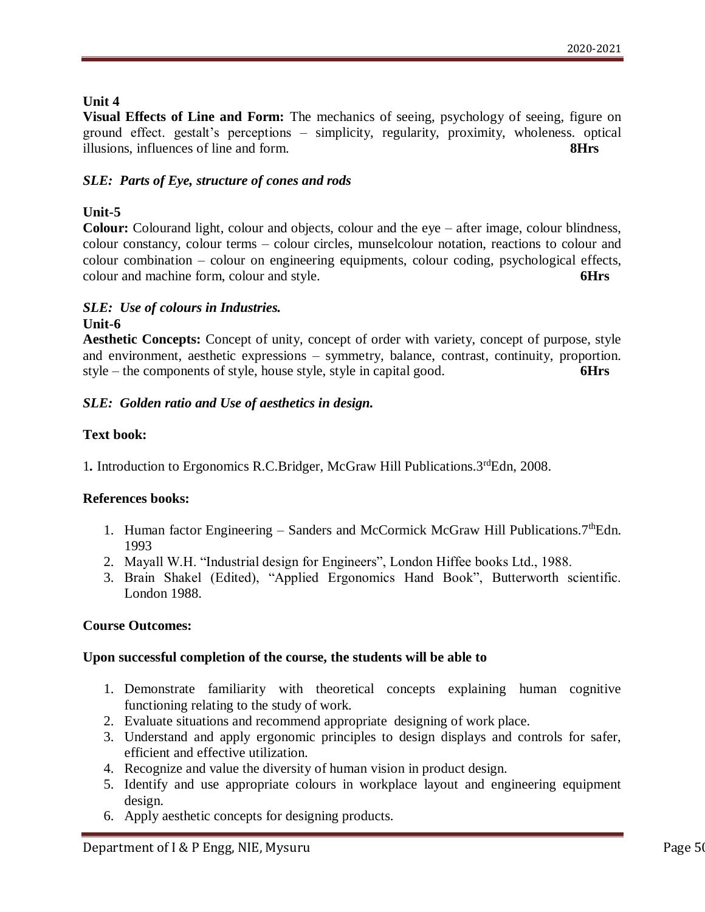**Unit 4**

**Visual Effects of Line and Form:** The mechanics of seeing, psychology of seeing, figure on ground effect. gestalt's perceptions – simplicity, regularity, proximity, wholeness. optical illusions, influences of line and form. **8Hrs**

***SLE: Parts of Eye, structure of cones and rods***

**Unit-5**

**Colour:** Colourand light, colour and objects, colour and the eye – after image, colour blindness, colour constancy, colour terms – colour circles, munselcolour notation, reactions to colour and colour combination – colour on engineering equipments, colour coding, psychological effects, colour and machine form, colour and style. **6Hrs**

***SLE: Use of colours in Industries.***

**Unit-6**

**Aesthetic Concepts:** Concept of unity, concept of order with variety, concept of purpose, style and environment, aesthetic expressions – symmetry, balance, contrast, continuity, proportion. style – the components of style, house style, style in capital good. **6Hrs**

***SLE: Golden ratio and Use of aesthetics in design.***

**Text book:**

1. Introduction to Ergonomics R.C.Bridger, McGraw Hill Publications.3rdEdn, 2008.

**References books:**

1. Human factor Engineering – Sanders and McCormick McGraw Hill Publications.7thEdn. 1993
2. Mayall W.H. "Industrial design for Engineers", London Hiffee books Ltd., 1988.
3. Brain Shakel (Edited), "Applied Ergonomics Hand Book", Butterworth scientific. London 1988.

**Course Outcomes:**

**Upon successful completion of the course, the students will be able to**

1. Demonstrate familiarity with theoretical concepts explaining human cognitive functioning relating to the study of work.
2. Evaluate situations and recommend appropriate designing of work place.
3. Understand and apply ergonomic principles to design displays and controls for safer, efficient and effective utilization.
4. Recognize and value the diversity of human vision in product design.
5. Identify and use appropriate colours in workplace layout and engineering equipment design.
6. Apply aesthetic concepts for designing products.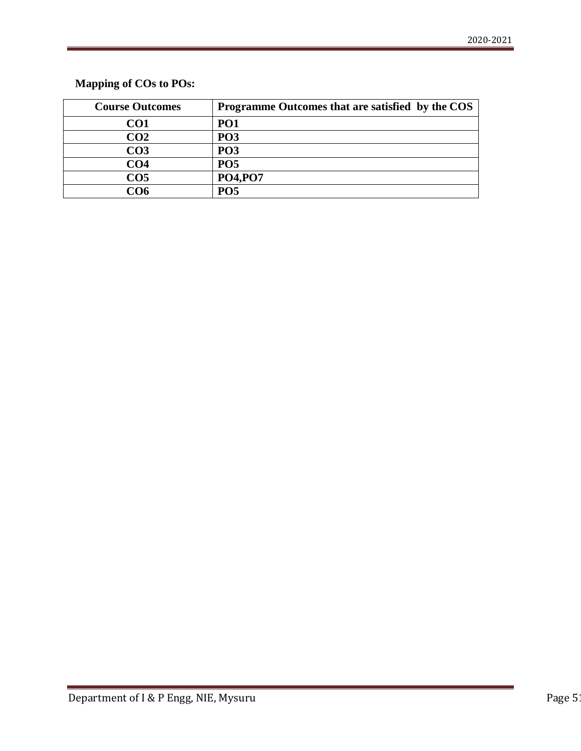**Mapping of COs to POs:**

| Course Outcomes | Programme Outcomes that are satisfied by the COS |
|---|---|
| CO1 | PO1 |
| CO2 | PO3 |
| CO3 | PO3 |
| CO4 | PO5 |
| CO5 | PO4,PO7 |
| CO6 | PO5 |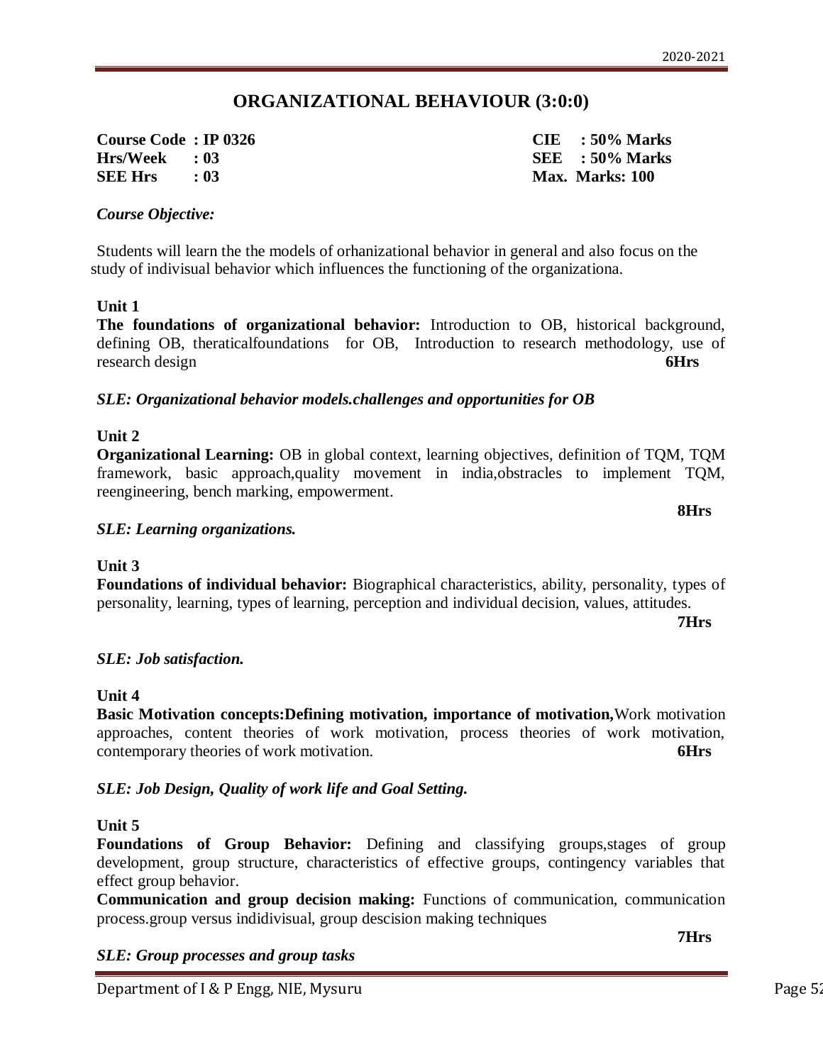# ORGANIZATIONAL BEHAVIOUR (3:0:0)

**Course Code : IP 0326**
**Hrs/Week : 03**
**SEE Hrs : 03**

**CIE : 50% Marks**
**SEE : 50% Marks**
**Max. Marks: 100**

***Course Objective:***

Students will learn the the models of orhanizational behavior in general and also focus on the study of indivisual behavior which influences the functioning of the organizationa.

**Unit 1**

**The foundations of organizational behavior:** Introduction to OB, historical background, defining OB, theraticalfoundations for OB, Introduction to research methodology, use of research design **6Hrs**

***SLE: Organizational behavior models.challenges and opportunities for OB***

**Unit 2**

**Organizational Learning:** OB in global context, learning objectives, definition of TQM, TQM framework, basic approach,quality movement in india,obstracles to implement TQM, reengineering, bench marking, empowerment.

**8Hrs**

***SLE: Learning organizations.***

**Unit 3**

**Foundations of individual behavior:** Biographical characteristics, ability, personality, types of personality, learning, types of learning, perception and individual decision, values, attitudes.

**7Hrs**

***SLE: Job satisfaction.***

**Unit 4**

**Basic Motivation concepts:Defining motivation, importance of motivation,**Work motivation approaches, content theories of work motivation, process theories of work motivation, contemporary theories of work motivation. **6Hrs**

***SLE: Job Design, Quality of work life and Goal Setting.***

**Unit 5**

**Foundations of Group Behavior:** Defining and classifying groups,stages of group development, group structure, characteristics of effective groups, contingency variables that effect group behavior.

**Communication and group decision making:** Functions of communication, communication process.group versus indidivisual, group descision making techniques

**7Hrs**

***SLE: Group processes and group tasks***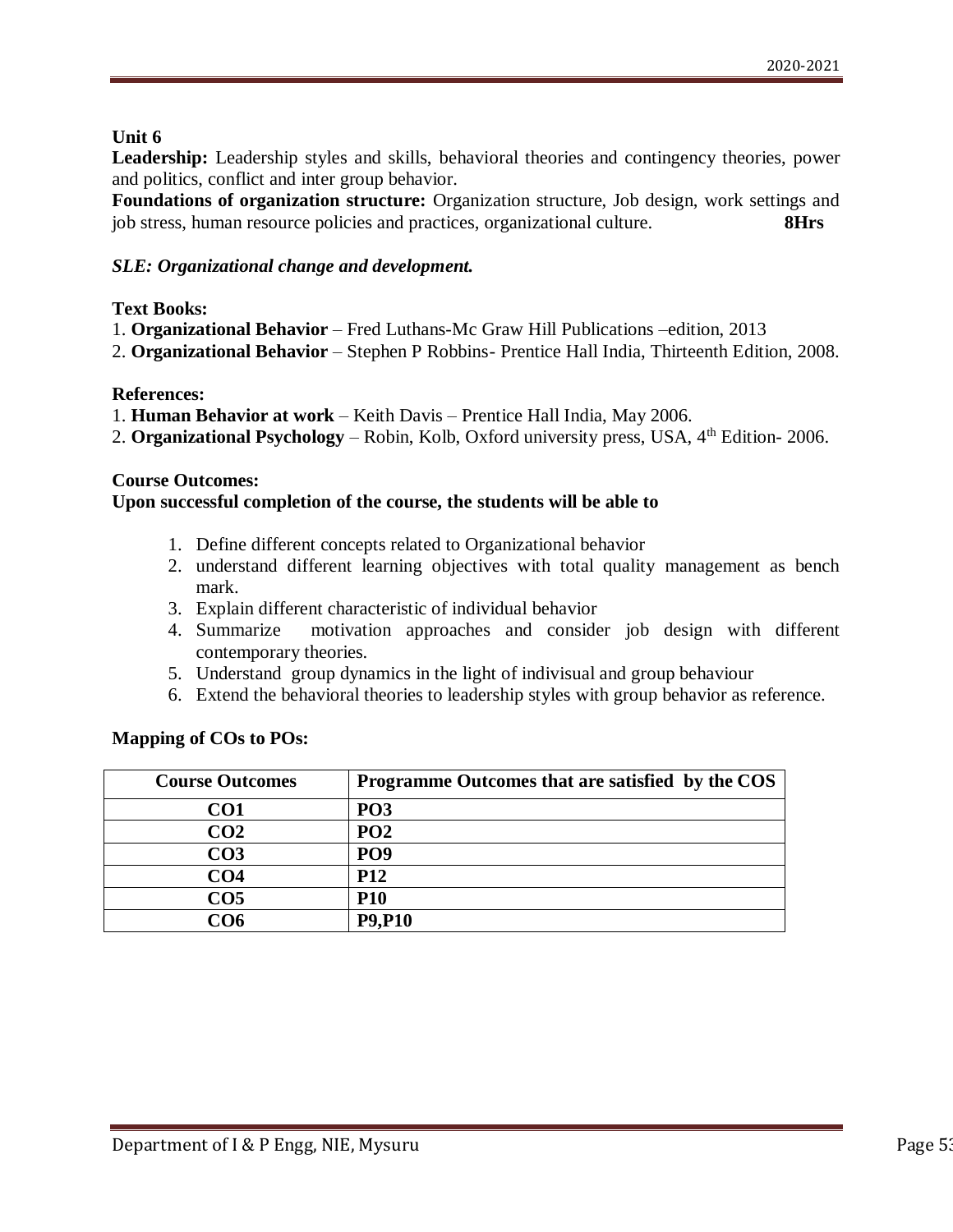**Unit 6**

**Leadership:** Leadership styles and skills, behavioral theories and contingency theories, power and politics, conflict and inter group behavior.

**Foundations of organization structure:** Organization structure, Job design, work settings and job stress, human resource policies and practices, organizational culture. **8Hrs**

***SLE: Organizational change and development.***

**Text Books:**

1. **Organizational Behavior** – Fred Luthans-Mc Graw Hill Publications –edition, 2013
2. **Organizational Behavior** – Stephen P Robbins- Prentice Hall India, Thirteenth Edition, 2008.

**References:**

1. **Human Behavior at work** – Keith Davis – Prentice Hall India, May 2006.
2. **Organizational Psychology** – Robin, Kolb, Oxford university press, USA, 4th Edition- 2006.

**Course Outcomes:**

**Upon successful completion of the course, the students will be able to**

1. Define different concepts related to Organizational behavior
2. understand different learning objectives with total quality management as bench mark.
3. Explain different characteristic of individual behavior
4. Summarize motivation approaches and consider job design with different contemporary theories.
5. Understand group dynamics in the light of indivisual and group behaviour
6. Extend the behavioral theories to leadership styles with group behavior as reference.

**Mapping of COs to POs:**

| Course Outcomes | Programme Outcomes that are satisfied by the COS |
|---|---|
| CO1 | PO3 |
| CO2 | PO2 |
| CO3 | PO9 |
| CO4 | P12 |
| CO5 | P10 |
| CO6 | P9,P10 |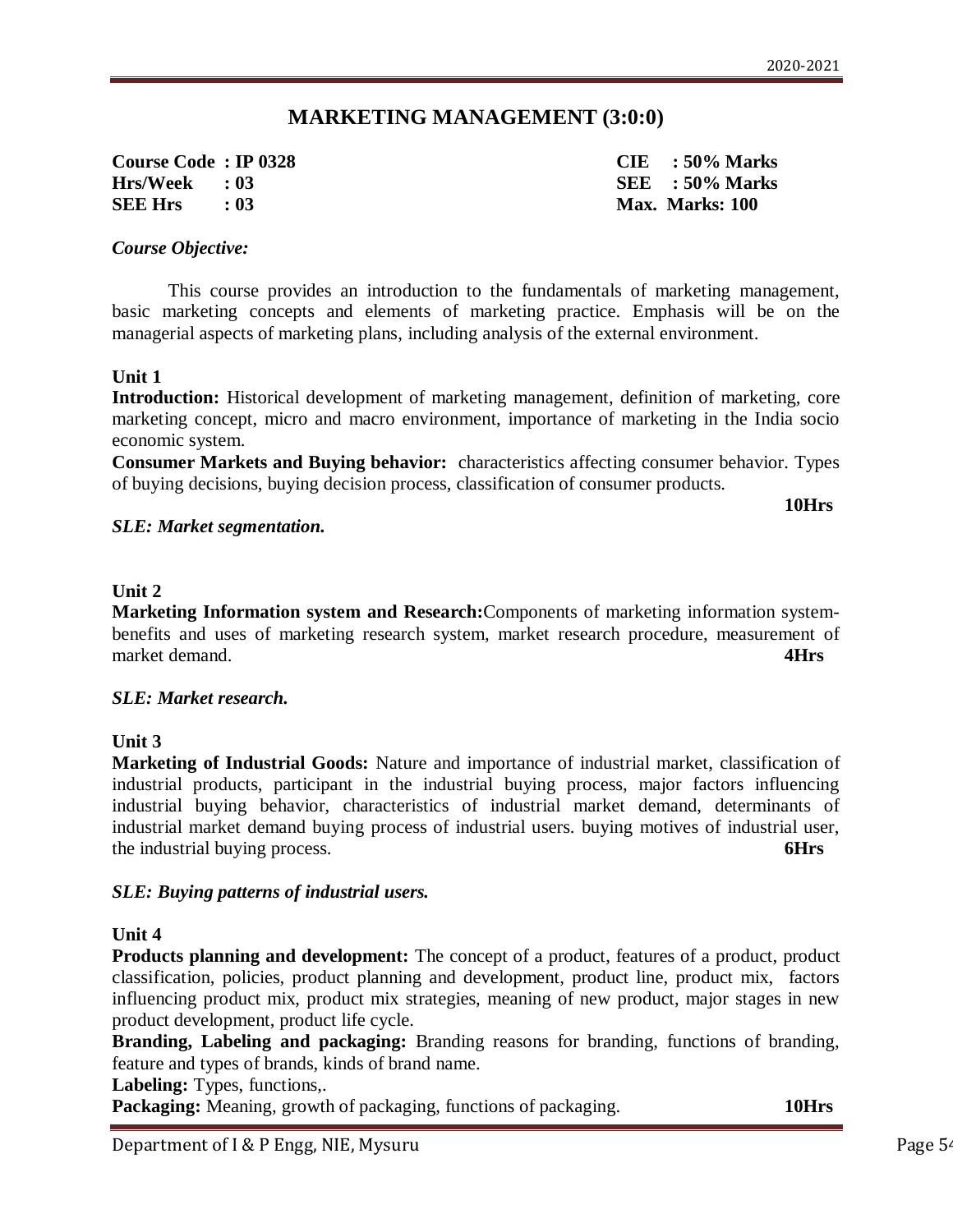# MARKETING MANAGEMENT (3:0:0)

**Course Code : IP 0328**
**Hrs/Week : 03**
**SEE Hrs : 03**

**CIE : 50% Marks**
**SEE : 50% Marks**
**Max. Marks: 100**

***Course Objective:***

This course provides an introduction to the fundamentals of marketing management, basic marketing concepts and elements of marketing practice. Emphasis will be on the managerial aspects of marketing plans, including analysis of the external environment.

**Unit 1**

**Introduction:** Historical development of marketing management, definition of marketing, core marketing concept, micro and macro environment, importance of marketing in the India socio economic system.

**Consumer Markets and Buying behavior:** characteristics affecting consumer behavior. Types of buying decisions, buying decision process, classification of consumer products.

**10Hrs**

***SLE: Market segmentation.***

**Unit 2**

**Marketing Information system and Research:** Components of marketing information system-benefits and uses of marketing research system, market research procedure, measurement of market demand. **4Hrs**

***SLE: Market research.***

**Unit 3**

**Marketing of Industrial Goods:** Nature and importance of industrial market, classification of industrial products, participant in the industrial buying process, major factors influencing industrial buying behavior, characteristics of industrial market demand, determinants of industrial market demand buying process of industrial users. buying motives of industrial user, the industrial buying process. **6Hrs**

***SLE: Buying patterns of industrial users.***

**Unit 4**

**Products planning and development:** The concept of a product, features of a product, product classification, policies, product planning and development, product line, product mix, factors influencing product mix, product mix strategies, meaning of new product, major stages in new product development, product life cycle.

**Branding, Labeling and packaging:** Branding reasons for branding, functions of branding, feature and types of brands, kinds of brand name.

**Labeling:** Types, functions,.

**Packaging:** Meaning, growth of packaging, functions of packaging. **10Hrs**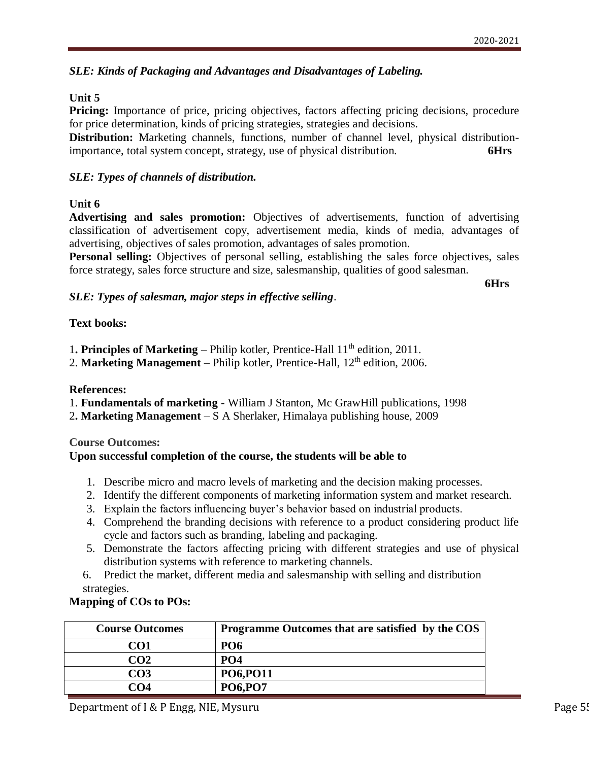*SLE: Kinds of Packaging and Advantages and Disadvantages of Labeling.*

**Unit 5**

**Pricing:** Importance of price, pricing objectives, factors affecting pricing decisions, procedure for price determination, kinds of pricing strategies, strategies and decisions.

**Distribution:** Marketing channels, functions, number of channel level, physical distribution-importance, total system concept, strategy, use of physical distribution. **6Hrs**

*SLE: Types of channels of distribution.*

**Unit 6**

**Advertising and sales promotion:** Objectives of advertisements, function of advertising classification of advertisement copy, advertisement media, kinds of media, advantages of advertising, objectives of sales promotion, advantages of sales promotion.

**Personal selling:** Objectives of personal selling, establishing the sales force objectives, sales force strategy, sales force structure and size, salesmanship, qualities of good salesman.

**6Hrs**

*SLE: Types of salesman, major steps in effective selling*.

**Text books:**

1. **Principles of Marketing** – Philip kotler, Prentice-Hall 11th edition, 2011.
2. **Marketing Management** – Philip kotler, Prentice-Hall, 12th edition, 2006.

**References:**

1. **Fundamentals of marketing** - William J Stanton, Mc GrawHill publications, 1998
2. **Marketing Management** – S A Sherlaker, Himalaya publishing house, 2009

**Course Outcomes:**

**Upon successful completion of the course, the students will be able to**

1. Describe micro and macro levels of marketing and the decision making processes.
2. Identify the different components of marketing information system and market research.
3. Explain the factors influencing buyer's behavior based on industrial products.
4. Comprehend the branding decisions with reference to a product considering product life cycle and factors such as branding, labeling and packaging.
5. Demonstrate the factors affecting pricing with different strategies and use of physical distribution systems with reference to marketing channels.
6. Predict the market, different media and salesmanship with selling and distribution strategies.

**Mapping of COs to POs:**

| Course Outcomes | Programme Outcomes that are satisfied by the COS |
|---|---|
| CO1 | PO6 |
| CO2 | PO4 |
| CO3 | PO6,PO11 |
| CO4 | PO6,PO7 |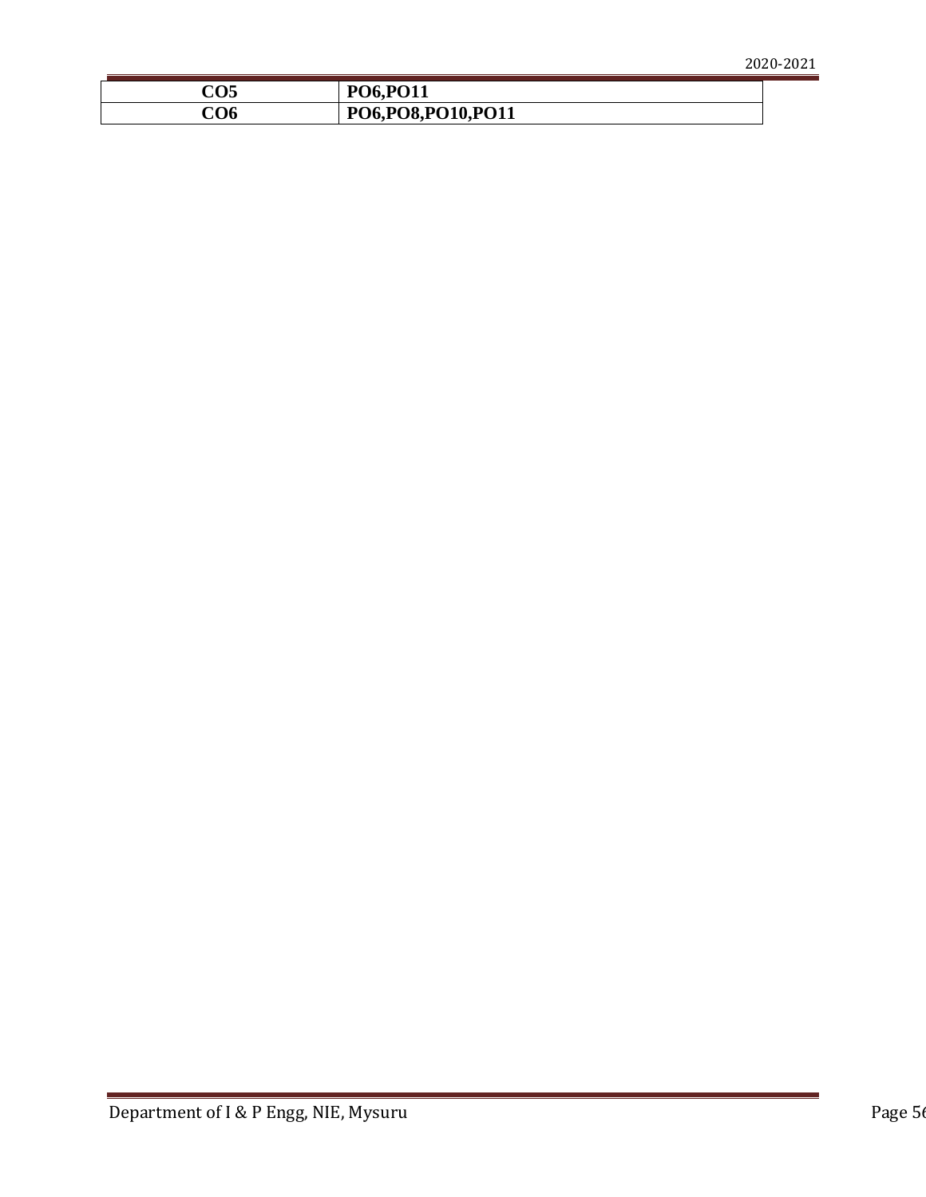| | |
|---|---|
| **CO5** | **PO6,PO11** |
| **CO6** | **PO6,PO8,PO10,PO11** |